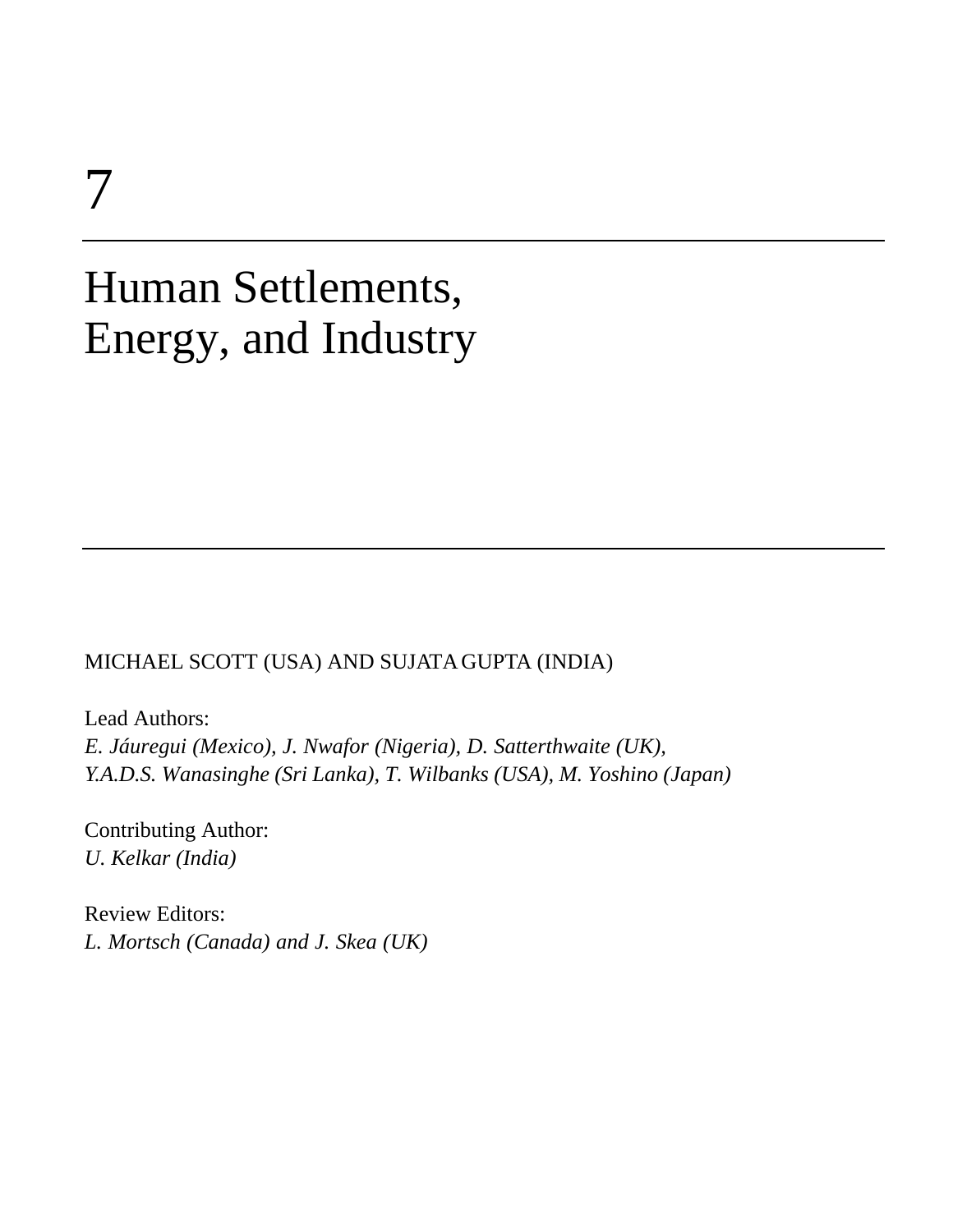# 7

# Human Settlements, Energy, and Industry

MICHAEL SCOTT (USA) AND SUJATA GUPTA (INDIA)

Lead Authors:
*E. Jáuregui (Mexico), J. Nwafor (Nigeria), D. Satterthwaite (UK), Y.A.D.S. Wanasinghe (Sri Lanka), T. Wilbanks (USA), M. Yoshino (Japan)*

Contributing Author:
*U. Kelkar (India)*

Review Editors:
*L. Mortsch (Canada) and J. Skea (UK)*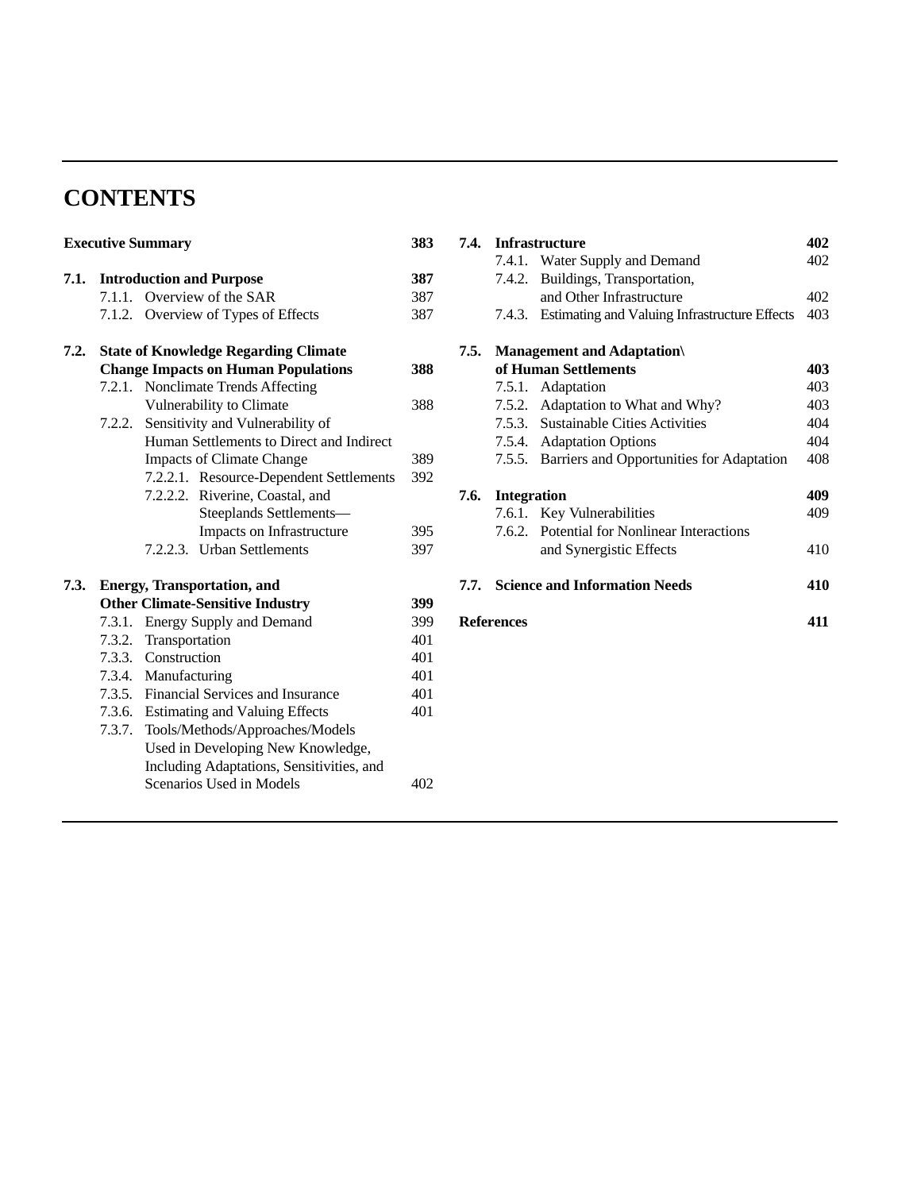# CONTENTS

**Executive Summary** **383**

**7.1. Introduction and Purpose** **387**
- 7.1.1. Overview of the SAR 387
- 7.1.2. Overview of Types of Effects 387

**7.2. State of Knowledge Regarding Climate Change Impacts on Human Populations** **388**
- 7.2.1. Nonclimate Trends Affecting Vulnerability to Climate 388
- 7.2.2. Sensitivity and Vulnerability of Human Settlements to Direct and Indirect Impacts of Climate Change 389
  - 7.2.2.1. Resource-Dependent Settlements 392
  - 7.2.2.2. Riverine, Coastal, and Steeplands Settlements—Impacts on Infrastructure 395
  - 7.2.2.3. Urban Settlements 397

**7.3. Energy, Transportation, and Other Climate-Sensitive Industry** **399**
- 7.3.1. Energy Supply and Demand 399
- 7.3.2. Transportation 401
- 7.3.3. Construction 401
- 7.3.4. Manufacturing 401
- 7.3.5. Financial Services and Insurance 401
- 7.3.6. Estimating and Valuing Effects 401
- 7.3.7. Tools/Methods/Approaches/Models Used in Developing New Knowledge, Including Adaptations, Sensitivities, and Scenarios Used in Models 402

**7.4. Infrastructure** **402**
- 7.4.1. Water Supply and Demand 402
- 7.4.2. Buildings, Transportation, and Other Infrastructure 402
- 7.4.3. Estimating and Valuing Infrastructure Effects 403

**7.5. Management and Adaptation\ of Human Settlements** **403**
- 7.5.1. Adaptation 403
- 7.5.2. Adaptation to What and Why? 403
- 7.5.3. Sustainable Cities Activities 404
- 7.5.4. Adaptation Options 404
- 7.5.5. Barriers and Opportunities for Adaptation 408

**7.6. Integration** **409**
- 7.6.1. Key Vulnerabilities 409
- 7.6.2. Potential for Nonlinear Interactions and Synergistic Effects 410

**7.7. Science and Information Needs** **410**

**References** **411**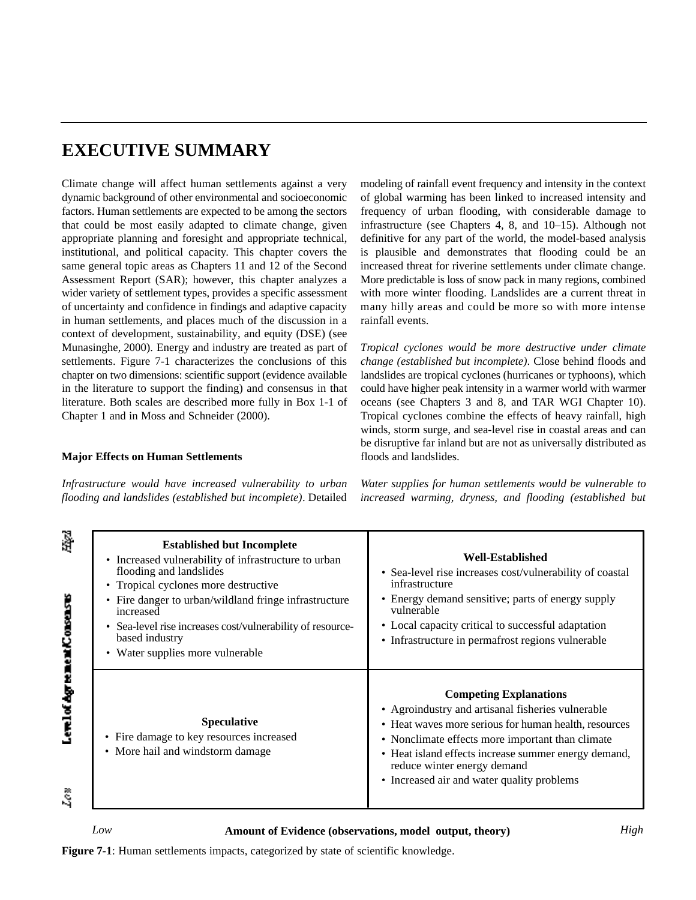# EXECUTIVE SUMMARY

Climate change will affect human settlements against a very dynamic background of other environmental and socioeconomic factors. Human settlements are expected to be among the sectors that could be most easily adapted to climate change, given appropriate planning and foresight and appropriate technical, institutional, and political capacity. This chapter covers the same general topic areas as Chapters 11 and 12 of the Second Assessment Report (SAR); however, this chapter analyzes a wider variety of settlement types, provides a specific assessment of uncertainty and confidence in findings and adaptive capacity in human settlements, and places much of the discussion in a context of development, sustainability, and equity (DSE) (see Munasinghe, 2000). Energy and industry are treated as part of settlements. Figure 7-1 characterizes the conclusions of this chapter on two dimensions: scientific support (evidence available in the literature to support the finding) and consensus in that literature. Both scales are described more fully in Box 1-1 of Chapter 1 and in Moss and Schneider (2000).

## Major Effects on Human Settlements

*Infrastructure would have increased vulnerability to urban flooding and landslides (established but incomplete)*. Detailed modeling of rainfall event frequency and intensity in the context of global warming has been linked to increased intensity and frequency of urban flooding, with considerable damage to infrastructure (see Chapters 4, 8, and 10–15). Although not definitive for any part of the world, the model-based analysis is plausible and demonstrates that flooding could be an increased threat for riverine settlements under climate change. More predictable is loss of snow pack in many regions, combined with more winter flooding. Landslides are a current threat in many hilly areas and could be more so with more intense rainfall events.

*Tropical cyclones would be more destructive under climate change (established but incomplete)*. Close behind floods and landslides are tropical cyclones (hurricanes or typhoons), which could have higher peak intensity in a warmer world with warmer oceans (see Chapters 3 and 8, and TAR WGI Chapter 10). Tropical cyclones combine the effects of heavy rainfall, high winds, storm surge, and sea-level rise in coastal areas and can be disruptive far inland but are not as universally distributed as floods and landslides.

*Water supplies for human settlements would be vulnerable to increased warming, dryness, and flooding (established but*

| Level of Agreement/Consensus | Low ← Amount of Evidence (observations, model output, theory) | → High |
|---|---|---|
| High | **Established but Incomplete**<br>• Increased vulnerability of infrastructure to urban flooding and landslides<br>• Tropical cyclones more destructive<br>• Fire danger to urban/wildland fringe infrastructure increased<br>• Sea-level rise increases cost/vulnerability of resource-based industry<br>• Water supplies more vulnerable | **Well-Established**<br>• Sea-level rise increases cost/vulnerability of coastal infrastructure<br>• Energy demand sensitive; parts of energy supply vulnerable<br>• Local capacity critical to successful adaptation<br>• Infrastructure in permafrost regions vulnerable |
| Low | **Speculative**<br>• Fire damage to key resources increased<br>• More hail and windstorm damage | **Competing Explanations**<br>• Agroindustry and artisanal fisheries vulnerable<br>• Heat waves more serious for human health, resources<br>• Nonclimate effects more important than climate<br>• Heat island effects increase summer energy demand, reduce winter energy demand<br>• Increased air and water quality problems |

**Figure 7-1**: Human settlements impacts, categorized by state of scientific knowledge.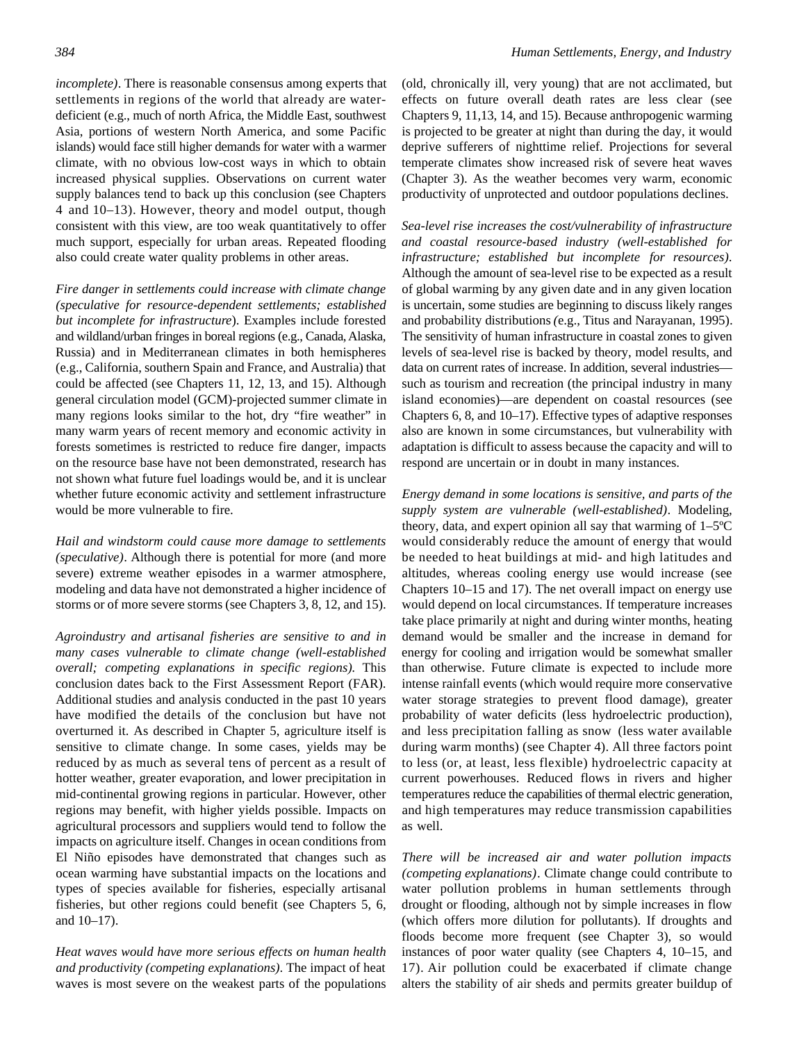*incomplete)*. There is reasonable consensus among experts that settlements in regions of the world that already are water-deficient (e.g., much of north Africa, the Middle East, southwest Asia, portions of western North America, and some Pacific islands) would face still higher demands for water with a warmer climate, with no obvious low-cost ways in which to obtain increased physical supplies. Observations on current water supply balances tend to back up this conclusion (see Chapters 4 and 10–13). However, theory and model output, though consistent with this view, are too weak quantitatively to offer much support, especially for urban areas. Repeated flooding also could create water quality problems in other areas.

*Fire danger in settlements could increase with climate change (speculative for resource-dependent settlements; established but incomplete for infrastructure*). Examples include forested and wildland/urban fringes in boreal regions (e.g., Canada, Alaska, Russia) and in Mediterranean climates in both hemispheres (e.g., California, southern Spain and France, and Australia) that could be affected (see Chapters 11, 12, 13, and 15). Although general circulation model (GCM)-projected summer climate in many regions looks similar to the hot, dry "fire weather" in many warm years of recent memory and economic activity in forests sometimes is restricted to reduce fire danger, impacts on the resource base have not been demonstrated, research has not shown what future fuel loadings would be, and it is unclear whether future economic activity and settlement infrastructure would be more vulnerable to fire.

*Hail and windstorm could cause more damage to settlements (speculative)*. Although there is potential for more (and more severe) extreme weather episodes in a warmer atmosphere, modeling and data have not demonstrated a higher incidence of storms or of more severe storms (see Chapters 3, 8, 12, and 15).

*Agroindustry and artisanal fisheries are sensitive to and in many cases vulnerable to climate change (well-established overall; competing explanations in specific regions).* This conclusion dates back to the First Assessment Report (FAR). Additional studies and analysis conducted in the past 10 years have modified the details of the conclusion but have not overturned it. As described in Chapter 5, agriculture itself is sensitive to climate change. In some cases, yields may be reduced by as much as several tens of percent as a result of hotter weather, greater evaporation, and lower precipitation in mid-continental growing regions in particular. However, other regions may benefit, with higher yields possible. Impacts on agricultural processors and suppliers would tend to follow the impacts on agriculture itself. Changes in ocean conditions from El Niño episodes have demonstrated that changes such as ocean warming have substantial impacts on the locations and types of species available for fisheries, especially artisanal fisheries, but other regions could benefit (see Chapters 5, 6, and 10–17).

*Heat waves would have more serious effects on human health and productivity (competing explanations)*. The impact of heat waves is most severe on the weakest parts of the populations (old, chronically ill, very young) that are not acclimated, but effects on future overall death rates are less clear (see Chapters 9, 11,13, 14, and 15). Because anthropogenic warming is projected to be greater at night than during the day, it would deprive sufferers of nighttime relief. Projections for several temperate climates show increased risk of severe heat waves (Chapter 3). As the weather becomes very warm, economic productivity of unprotected and outdoor populations declines.

*Sea-level rise increases the cost/vulnerability of infrastructure and coastal resource-based industry (well-established for infrastructure; established but incomplete for resources)*. Although the amount of sea-level rise to be expected as a result of global warming by any given date and in any given location is uncertain, some studies are beginning to discuss likely ranges and probability distributions (e.g., Titus and Narayanan, 1995). The sensitivity of human infrastructure in coastal zones to given levels of sea-level rise is backed by theory, model results, and data on current rates of increase. In addition, several industries—such as tourism and recreation (the principal industry in many island economies)—are dependent on coastal resources (see Chapters 6, 8, and 10–17). Effective types of adaptive responses also are known in some circumstances, but vulnerability with adaptation is difficult to assess because the capacity and will to respond are uncertain or in doubt in many instances.

*Energy demand in some locations is sensitive, and parts of the supply system are vulnerable (well-established)*. Modeling, theory, data, and expert opinion all say that warming of 1–5ºC would considerably reduce the amount of energy that would be needed to heat buildings at mid- and high latitudes and altitudes, whereas cooling energy use would increase (see Chapters 10–15 and 17). The net overall impact on energy use would depend on local circumstances. If temperature increases take place primarily at night and during winter months, heating demand would be smaller and the increase in demand for energy for cooling and irrigation would be somewhat smaller than otherwise. Future climate is expected to include more intense rainfall events (which would require more conservative water storage strategies to prevent flood damage), greater probability of water deficits (less hydroelectric production), and less precipitation falling as snow (less water available during warm months) (see Chapter 4). All three factors point to less (or, at least, less flexible) hydroelectric capacity at current powerhouses. Reduced flows in rivers and higher temperatures reduce the capabilities of thermal electric generation, and high temperatures may reduce transmission capabilities as well.

*There will be increased air and water pollution impacts (competing explanations)*. Climate change could contribute to water pollution problems in human settlements through drought or flooding, although not by simple increases in flow (which offers more dilution for pollutants). If droughts and floods become more frequent (see Chapter 3), so would instances of poor water quality (see Chapters 4, 10–15, and 17). Air pollution could be exacerbated if climate change alters the stability of air sheds and permits greater buildup of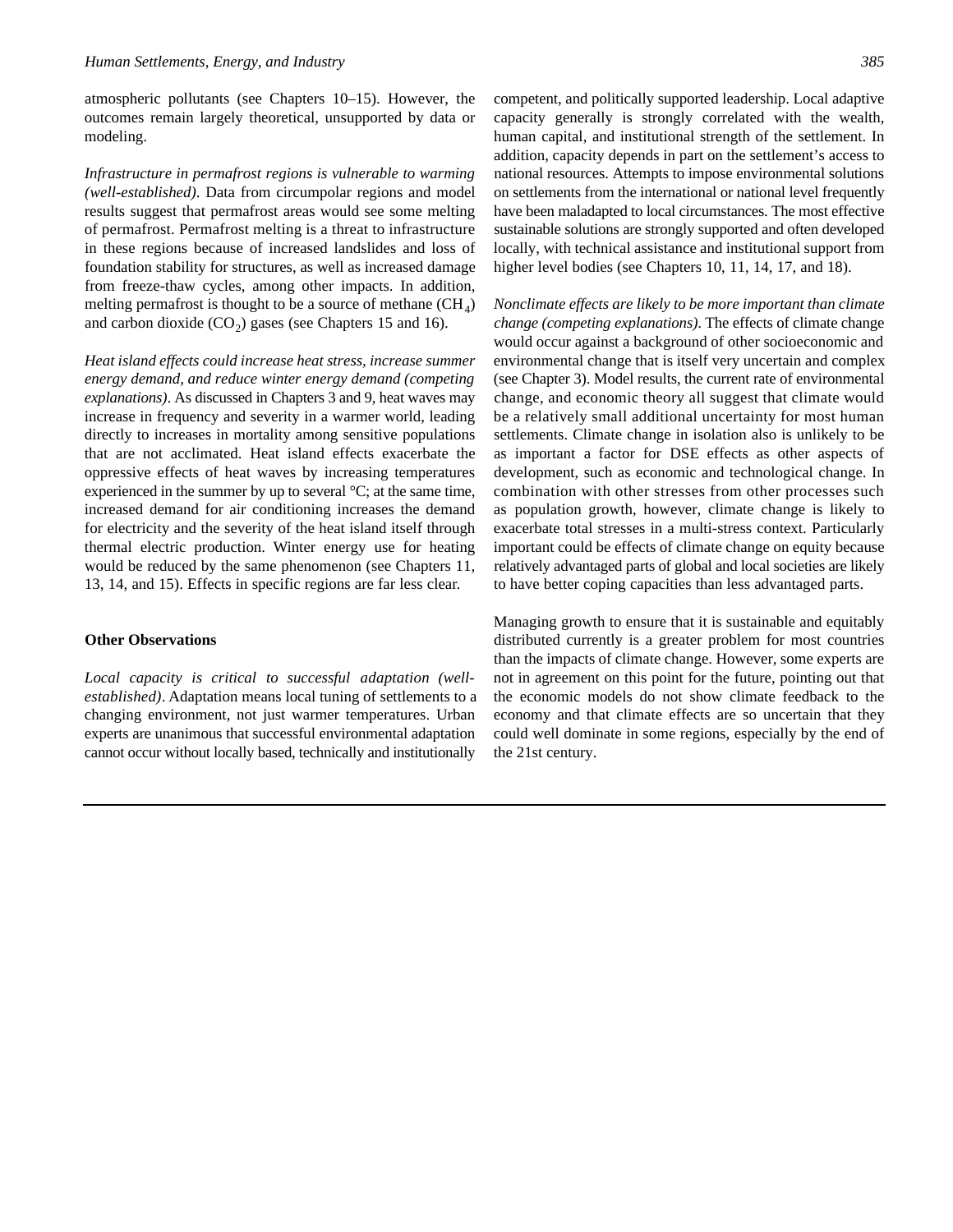atmospheric pollutants (see Chapters 10–15). However, the outcomes remain largely theoretical, unsupported by data or modeling.

*Infrastructure in permafrost regions is vulnerable to warming (well-established)*. Data from circumpolar regions and model results suggest that permafrost areas would see some melting of permafrost. Permafrost melting is a threat to infrastructure in these regions because of increased landslides and loss of foundation stability for structures, as well as increased damage from freeze-thaw cycles, among other impacts. In addition, melting permafrost is thought to be a source of methane ($CH_4$) and carbon dioxide ($CO_2$) gases (see Chapters 15 and 16).

*Heat island effects could increase heat stress, increase summer energy demand, and reduce winter energy demand (competing explanations)*. As discussed in Chapters 3 and 9, heat waves may increase in frequency and severity in a warmer world, leading directly to increases in mortality among sensitive populations that are not acclimated. Heat island effects exacerbate the oppressive effects of heat waves by increasing temperatures experienced in the summer by up to several °C; at the same time, increased demand for air conditioning increases the demand for electricity and the severity of the heat island itself through thermal electric production. Winter energy use for heating would be reduced by the same phenomenon (see Chapters 11, 13, 14, and 15). Effects in specific regions are far less clear.

### Other Observations

*Local capacity is critical to successful adaptation (well-established)*. Adaptation means local tuning of settlements to a changing environment, not just warmer temperatures. Urban experts are unanimous that successful environmental adaptation cannot occur without locally based, technically and institutionally competent, and politically supported leadership. Local adaptive capacity generally is strongly correlated with the wealth, human capital, and institutional strength of the settlement. In addition, capacity depends in part on the settlement's access to national resources. Attempts to impose environmental solutions on settlements from the international or national level frequently have been maladapted to local circumstances. The most effective sustainable solutions are strongly supported and often developed locally, with technical assistance and institutional support from higher level bodies (see Chapters 10, 11, 14, 17, and 18).

*Nonclimate effects are likely to be more important than climate change (competing explanations)*. The effects of climate change would occur against a background of other socioeconomic and environmental change that is itself very uncertain and complex (see Chapter 3). Model results, the current rate of environmental change, and economic theory all suggest that climate would be a relatively small additional uncertainty for most human settlements. Climate change in isolation also is unlikely to be as important a factor for DSE effects as other aspects of development, such as economic and technological change. In combination with other stresses from other processes such as population growth, however, climate change is likely to exacerbate total stresses in a multi-stress context. Particularly important could be effects of climate change on equity because relatively advantaged parts of global and local societies are likely to have better coping capacities than less advantaged parts.

Managing growth to ensure that it is sustainable and equitably distributed currently is a greater problem for most countries than the impacts of climate change. However, some experts are not in agreement on this point for the future, pointing out that the economic models do not show climate feedback to the economy and that climate effects are so uncertain that they could well dominate in some regions, especially by the end of the 21st century.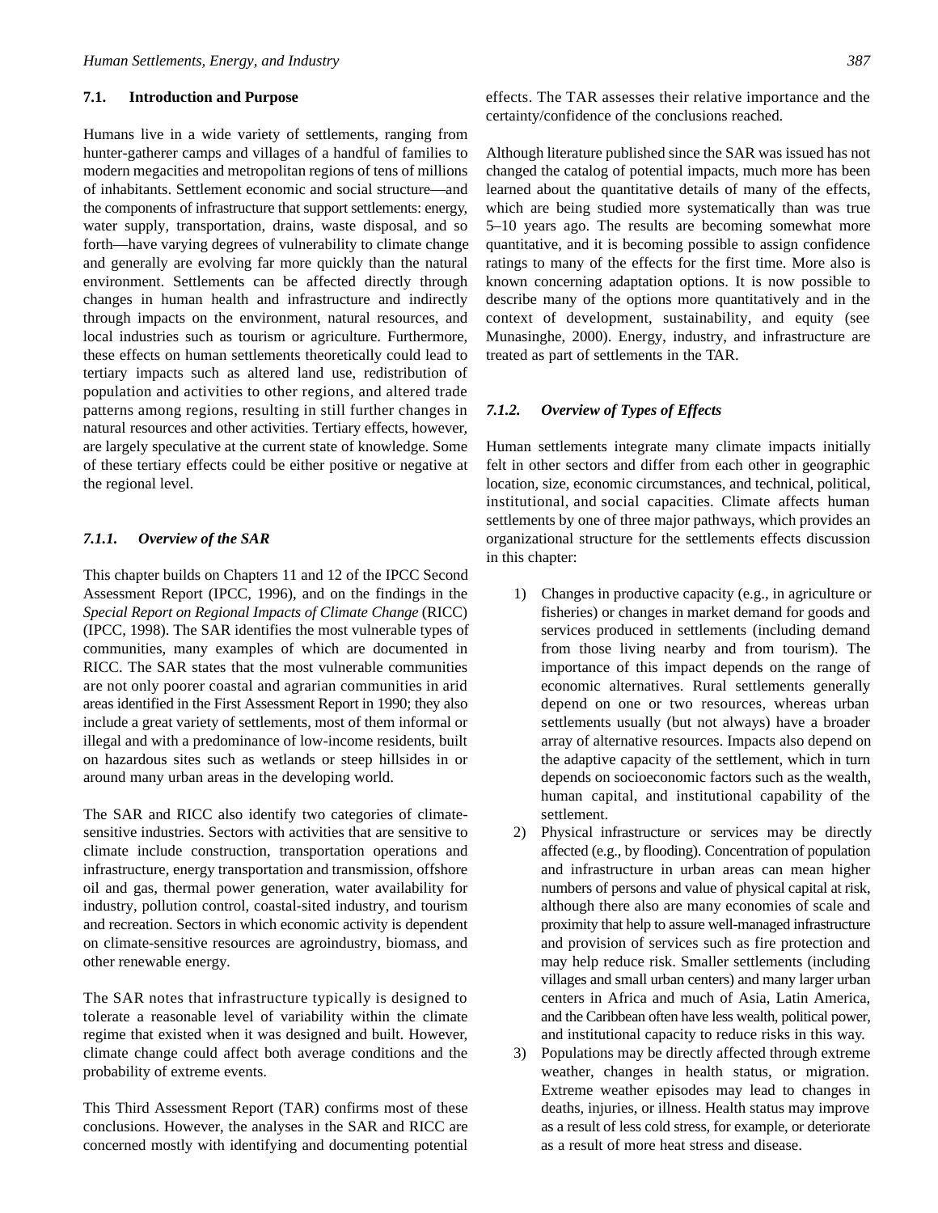## 7.1. Introduction and Purpose

Humans live in a wide variety of settlements, ranging from hunter-gatherer camps and villages of a handful of families to modern megacities and metropolitan regions of tens of millions of inhabitants. Settlement economic and social structure—and the components of infrastructure that support settlements: energy, water supply, transportation, drains, waste disposal, and so forth—have varying degrees of vulnerability to climate change and generally are evolving far more quickly than the natural environment. Settlements can be affected directly through changes in human health and infrastructure and indirectly through impacts on the environment, natural resources, and local industries such as tourism or agriculture. Furthermore, these effects on human settlements theoretically could lead to tertiary impacts such as altered land use, redistribution of population and activities to other regions, and altered trade patterns among regions, resulting in still further changes in natural resources and other activities. Tertiary effects, however, are largely speculative at the current state of knowledge. Some of these tertiary effects could be either positive or negative at the regional level.

### *7.1.1. Overview of the SAR*

This chapter builds on Chapters 11 and 12 of the IPCC Second Assessment Report (IPCC, 1996), and on the findings in the *Special Report on Regional Impacts of Climate Change* (RICC) (IPCC, 1998). The SAR identifies the most vulnerable types of communities, many examples of which are documented in RICC. The SAR states that the most vulnerable communities are not only poorer coastal and agrarian communities in arid areas identified in the First Assessment Report in 1990; they also include a great variety of settlements, most of them informal or illegal and with a predominance of low-income residents, built on hazardous sites such as wetlands or steep hillsides in or around many urban areas in the developing world.

The SAR and RICC also identify two categories of climate-sensitive industries. Sectors with activities that are sensitive to climate include construction, transportation operations and infrastructure, energy transportation and transmission, offshore oil and gas, thermal power generation, water availability for industry, pollution control, coastal-sited industry, and tourism and recreation. Sectors in which economic activity is dependent on climate-sensitive resources are agroindustry, biomass, and other renewable energy.

The SAR notes that infrastructure typically is designed to tolerate a reasonable level of variability within the climate regime that existed when it was designed and built. However, climate change could affect both average conditions and the probability of extreme events.

This Third Assessment Report (TAR) confirms most of these conclusions. However, the analyses in the SAR and RICC are concerned mostly with identifying and documenting potential effects. The TAR assesses their relative importance and the certainty/confidence of the conclusions reached.

Although literature published since the SAR was issued has not changed the catalog of potential impacts, much more has been learned about the quantitative details of many of the effects, which are being studied more systematically than was true 5–10 years ago. The results are becoming somewhat more quantitative, and it is becoming possible to assign confidence ratings to many of the effects for the first time. More also is known concerning adaptation options. It is now possible to describe many of the options more quantitatively and in the context of development, sustainability, and equity (see Munasinghe, 2000). Energy, industry, and infrastructure are treated as part of settlements in the TAR.

### *7.1.2. Overview of Types of Effects*

Human settlements integrate many climate impacts initially felt in other sectors and differ from each other in geographic location, size, economic circumstances, and technical, political, institutional, and social capacities. Climate affects human settlements by one of three major pathways, which provides an organizational structure for the settlements effects discussion in this chapter:

1) Changes in productive capacity (e.g., in agriculture or fisheries) or changes in market demand for goods and services produced in settlements (including demand from those living nearby and from tourism). The importance of this impact depends on the range of economic alternatives. Rural settlements generally depend on one or two resources, whereas urban settlements usually (but not always) have a broader array of alternative resources. Impacts also depend on the adaptive capacity of the settlement, which in turn depends on socioeconomic factors such as the wealth, human capital, and institutional capability of the settlement.
2) Physical infrastructure or services may be directly affected (e.g., by flooding). Concentration of population and infrastructure in urban areas can mean higher numbers of persons and value of physical capital at risk, although there also are many economies of scale and proximity that help to assure well-managed infrastructure and provision of services such as fire protection and may help reduce risk. Smaller settlements (including villages and small urban centers) and many larger urban centers in Africa and much of Asia, Latin America, and the Caribbean often have less wealth, political power, and institutional capacity to reduce risks in this way.
3) Populations may be directly affected through extreme weather, changes in health status, or migration. Extreme weather episodes may lead to changes in deaths, injuries, or illness. Health status may improve as a result of less cold stress, for example, or deteriorate as a result of more heat stress and disease.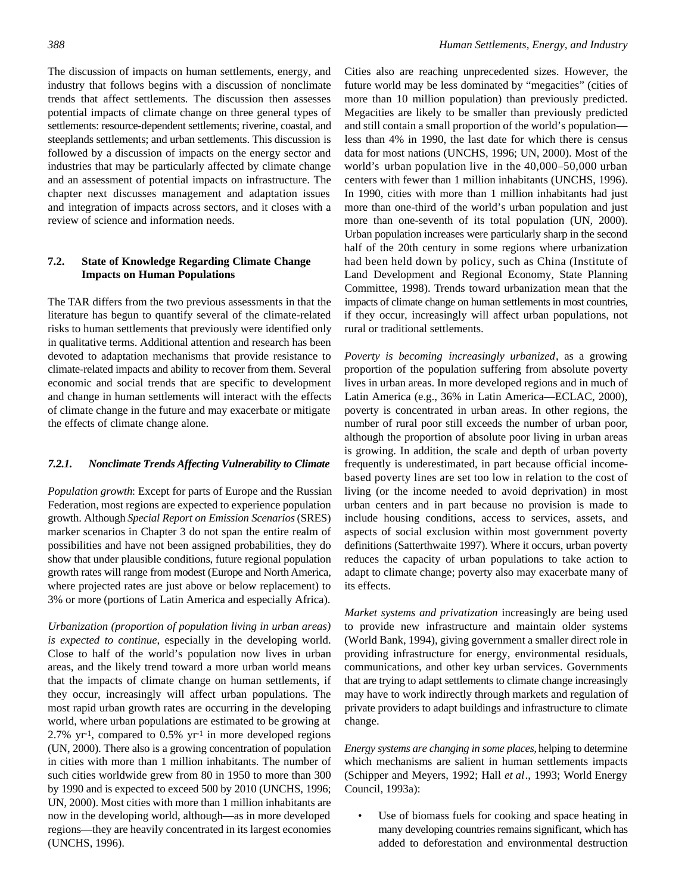The discussion of impacts on human settlements, energy, and industry that follows begins with a discussion of nonclimate trends that affect settlements. The discussion then assesses potential impacts of climate change on three general types of settlements: resource-dependent settlements; riverine, coastal, and steeplands settlements; and urban settlements. This discussion is followed by a discussion of impacts on the energy sector and industries that may be particularly affected by climate change and an assessment of potential impacts on infrastructure. The chapter next discusses management and adaptation issues and integration of impacts across sectors, and it closes with a review of science and information needs.

## 7.2. State of Knowledge Regarding Climate Change Impacts on Human Populations

The TAR differs from the two previous assessments in that the literature has begun to quantify several of the climate-related risks to human settlements that previously were identified only in qualitative terms. Additional attention and research has been devoted to adaptation mechanisms that provide resistance to climate-related impacts and ability to recover from them. Several economic and social trends that are specific to development and change in human settlements will interact with the effects of climate change in the future and may exacerbate or mitigate the effects of climate change alone.

### *7.2.1. Nonclimate Trends Affecting Vulnerability to Climate*

*Population growth*: Except for parts of Europe and the Russian Federation, most regions are expected to experience population growth. Although *Special Report on Emission Scenarios* (SRES) marker scenarios in Chapter 3 do not span the entire realm of possibilities and have not been assigned probabilities, they do show that under plausible conditions, future regional population growth rates will range from modest (Europe and North America, where projected rates are just above or below replacement) to 3% or more (portions of Latin America and especially Africa).

*Urbanization (proportion of population living in urban areas) is expected to continue*, especially in the developing world. Close to half of the world's population now lives in urban areas, and the likely trend toward a more urban world means that the impacts of climate change on human settlements, if they occur, increasingly will affect urban populations. The most rapid urban growth rates are occurring in the developing world, where urban populations are estimated to be growing at 2.7% $yr^{-1}$, compared to 0.5% $yr^{-1}$ in more developed regions (UN, 2000). There also is a growing concentration of population in cities with more than 1 million inhabitants. The number of such cities worldwide grew from 80 in 1950 to more than 300 by 1990 and is expected to exceed 500 by 2010 (UNCHS, 1996; UN, 2000). Most cities with more than 1 million inhabitants are now in the developing world, although—as in more developed regions—they are heavily concentrated in its largest economies (UNCHS, 1996).

Cities also are reaching unprecedented sizes. However, the future world may be less dominated by "megacities" (cities of more than 10 million population) than previously predicted. Megacities are likely to be smaller than previously predicted and still contain a small proportion of the world's population—less than 4% in 1990, the last date for which there is census data for most nations (UNCHS, 1996; UN, 2000). Most of the world's urban population live in the 40,000–50,000 urban centers with fewer than 1 million inhabitants (UNCHS, 1996). In 1990, cities with more than 1 million inhabitants had just more than one-third of the world's urban population and just more than one-seventh of its total population (UN, 2000). Urban population increases were particularly sharp in the second half of the 20th century in some regions where urbanization had been held down by policy, such as China (Institute of Land Development and Regional Economy, State Planning Committee, 1998). Trends toward urbanization mean that the impacts of climate change on human settlements in most countries, if they occur, increasingly will affect urban populations, not rural or traditional settlements.

*Poverty is becoming increasingly urbanized*, as a growing proportion of the population suffering from absolute poverty lives in urban areas. In more developed regions and in much of Latin America (e.g., 36% in Latin America—ECLAC, 2000), poverty is concentrated in urban areas. In other regions, the number of rural poor still exceeds the number of urban poor, although the proportion of absolute poor living in urban areas is growing. In addition, the scale and depth of urban poverty frequently is underestimated, in part because official income-based poverty lines are set too low in relation to the cost of living (or the income needed to avoid deprivation) in most urban centers and in part because no provision is made to include housing conditions, access to services, assets, and aspects of social exclusion within most government poverty definitions (Satterthwaite 1997). Where it occurs, urban poverty reduces the capacity of urban populations to take action to adapt to climate change; poverty also may exacerbate many of its effects.

*Market systems and privatization* increasingly are being used to provide new infrastructure and maintain older systems (World Bank, 1994), giving government a smaller direct role in providing infrastructure for energy, environmental residuals, communications, and other key urban services. Governments that are trying to adapt settlements to climate change increasingly may have to work indirectly through markets and regulation of private providers to adapt buildings and infrastructure to climate change.

*Energy systems are changing in some places,* helping to determine which mechanisms are salient in human settlements impacts (Schipper and Meyers, 1992; Hall *et al*., 1993; World Energy Council, 1993a):

- Use of biomass fuels for cooking and space heating in many developing countries remains significant, which has added to deforestation and environmental destruction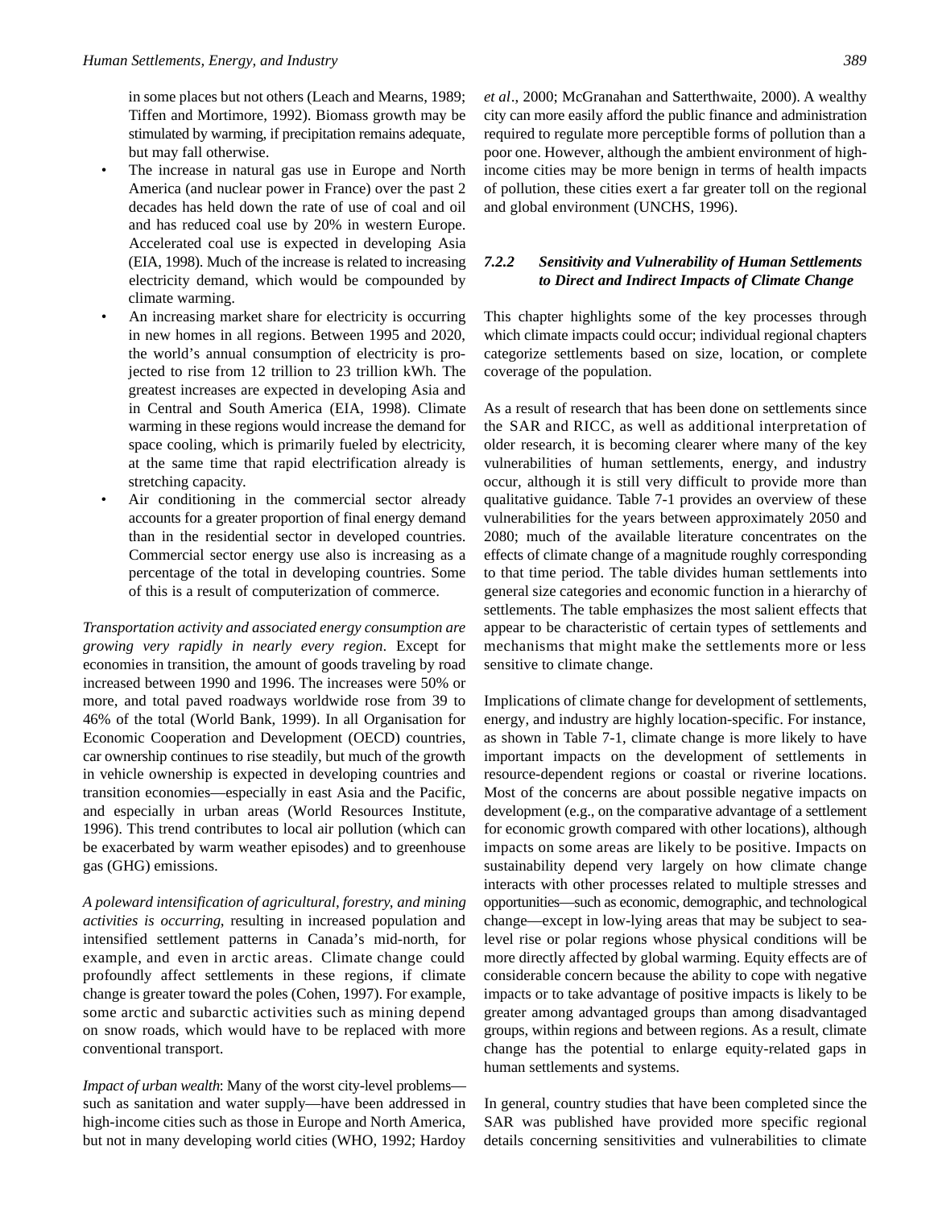in some places but not others (Leach and Mearns, 1989; Tiffen and Mortimore, 1992). Biomass growth may be stimulated by warming, if precipitation remains adequate, but may fall otherwise.

- The increase in natural gas use in Europe and North America (and nuclear power in France) over the past 2 decades has held down the rate of use of coal and oil and has reduced coal use by 20% in western Europe. Accelerated coal use is expected in developing Asia (EIA, 1998). Much of the increase is related to increasing electricity demand, which would be compounded by climate warming.
- An increasing market share for electricity is occurring in new homes in all regions. Between 1995 and 2020, the world's annual consumption of electricity is projected to rise from 12 trillion to 23 trillion kWh. The greatest increases are expected in developing Asia and in Central and South America (EIA, 1998). Climate warming in these regions would increase the demand for space cooling, which is primarily fueled by electricity, at the same time that rapid electrification already is stretching capacity.
- Air conditioning in the commercial sector already accounts for a greater proportion of final energy demand than in the residential sector in developed countries. Commercial sector energy use also is increasing as a percentage of the total in developing countries. Some of this is a result of computerization of commerce.

*Transportation activity and associated energy consumption are growing very rapidly in nearly every region*. Except for economies in transition, the amount of goods traveling by road increased between 1990 and 1996. The increases were 50% or more, and total paved roadways worldwide rose from 39 to 46% of the total (World Bank, 1999). In all Organisation for Economic Cooperation and Development (OECD) countries, car ownership continues to rise steadily, but much of the growth in vehicle ownership is expected in developing countries and transition economies—especially in east Asia and the Pacific, and especially in urban areas (World Resources Institute, 1996). This trend contributes to local air pollution (which can be exacerbated by warm weather episodes) and to greenhouse gas (GHG) emissions.

*A poleward intensification of agricultural, forestry, and mining activities is occurring*, resulting in increased population and intensified settlement patterns in Canada's mid-north, for example, and even in arctic areas. Climate change could profoundly affect settlements in these regions, if climate change is greater toward the poles (Cohen, 1997). For example, some arctic and subarctic activities such as mining depend on snow roads, which would have to be replaced with more conventional transport.

*Impact of urban wealth*: Many of the worst city-level problems—such as sanitation and water supply—have been addressed in high-income cities such as those in Europe and North America, but not in many developing world cities (WHO, 1992; Hardoy *et al*., 2000; McGranahan and Satterthwaite, 2000). A wealthy city can more easily afford the public finance and administration required to regulate more perceptible forms of pollution than a poor one. However, although the ambient environment of high-income cities may be more benign in terms of health impacts of pollution, these cities exert a far greater toll on the regional and global environment (UNCHS, 1996).

### *7.2.2 Sensitivity and Vulnerability of Human Settlements to Direct and Indirect Impacts of Climate Change*

This chapter highlights some of the key processes through which climate impacts could occur; individual regional chapters categorize settlements based on size, location, or complete coverage of the population.

As a result of research that has been done on settlements since the SAR and RICC, as well as additional interpretation of older research, it is becoming clearer where many of the key vulnerabilities of human settlements, energy, and industry occur, although it is still very difficult to provide more than qualitative guidance. Table 7-1 provides an overview of these vulnerabilities for the years between approximately 2050 and 2080; much of the available literature concentrates on the effects of climate change of a magnitude roughly corresponding to that time period. The table divides human settlements into general size categories and economic function in a hierarchy of settlements. The table emphasizes the most salient effects that appear to be characteristic of certain types of settlements and mechanisms that might make the settlements more or less sensitive to climate change.

Implications of climate change for development of settlements, energy, and industry are highly location-specific. For instance, as shown in Table 7-1, climate change is more likely to have important impacts on the development of settlements in resource-dependent regions or coastal or riverine locations. Most of the concerns are about possible negative impacts on development (e.g., on the comparative advantage of a settlement for economic growth compared with other locations), although impacts on some areas are likely to be positive. Impacts on sustainability depend very largely on how climate change interacts with other processes related to multiple stresses and opportunities—such as economic, demographic, and technological change—except in low-lying areas that may be subject to sea-level rise or polar regions whose physical conditions will be more directly affected by global warming. Equity effects are of considerable concern because the ability to cope with negative impacts or to take advantage of positive impacts is likely to be greater among advantaged groups than among disadvantaged groups, within regions and between regions. As a result, climate change has the potential to enlarge equity-related gaps in human settlements and systems.

In general, country studies that have been completed since the SAR was published have provided more specific regional details concerning sensitivities and vulnerabilities to climate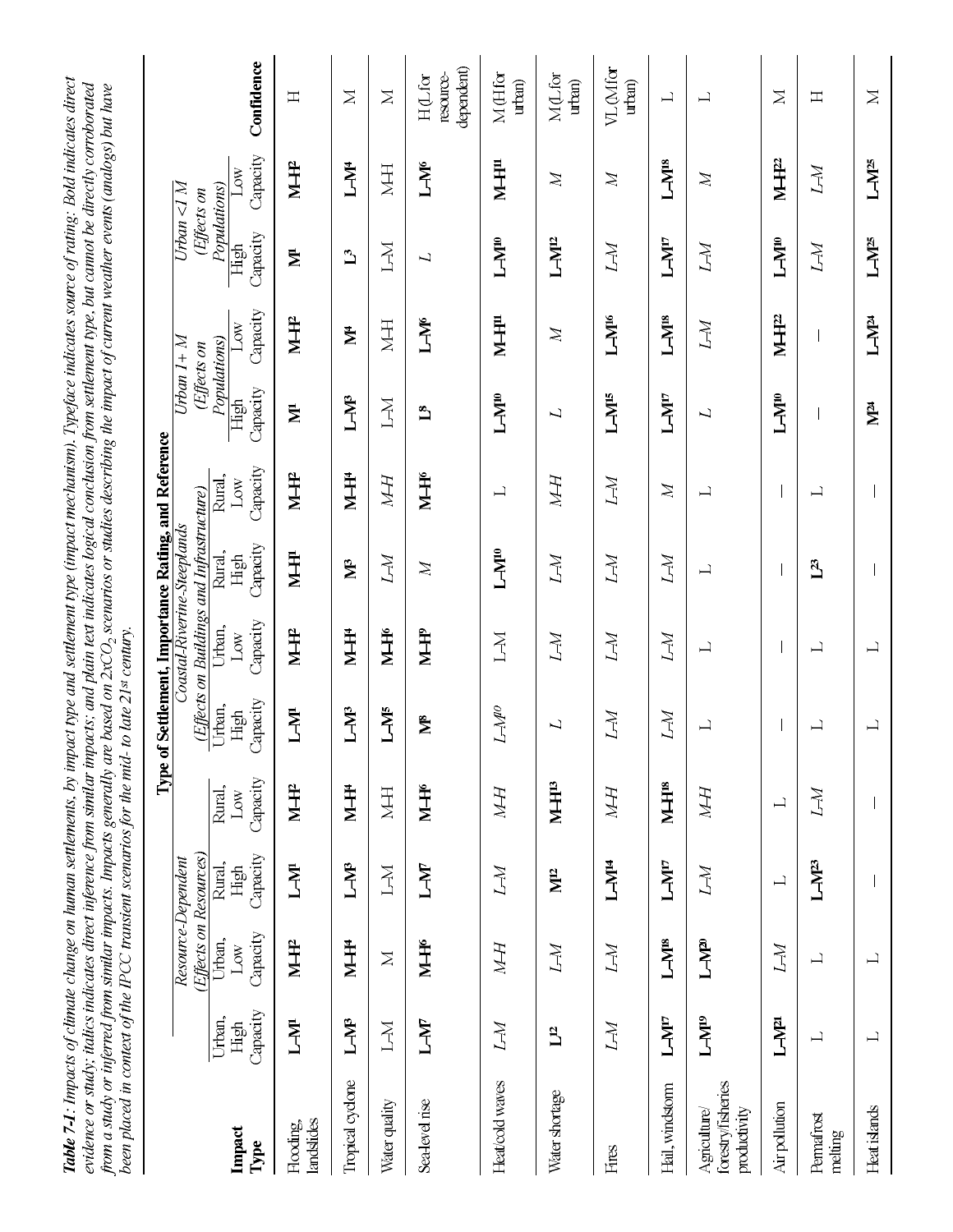***Table 7-1**: Impacts of climate change on human settlements, by impact type and settlement type (impact mechanism). Typeface indicates source of rating: Bold indicates direct evidence or study; italics indicates direct inference from similar impacts; and plain text indicates logical conclusion from settlement type, but cannot be directly corroborated from a study or inferred from similar impacts. Impacts generally are based on $2xCO_2$ scenarios or studies describing the impact of current weather events (analogs) but have been placed in context of the IPCC transient scenarios for the mid- to late 21st century.*

| Impact Type | **Type of Settlement, Importance Rating, and Reference** | | | | | | | | | | | | Confidence |
|---|---|---|---|---|---|---|---|---|---|---|---|---|---|
| | *Resource-Dependent (Effects on Resources)* | | | | *Coastal-Riverine-Steeplands (Effects on Buildings and Infrastructure)* | | | | *Urban 1+ M (Effects on Populations)* | | *Urban <1 M (Effects on Populations)* | | |
| | Urban, High Capacity | Urban, Low Capacity | Rural, High Capacity | Rural, Low Capacity | Urban, High Capacity | Urban, Low Capacity | Rural, High Capacity | Rural, Low Capacity | High Capacity | Low Capacity | High Capacity | Low Capacity | |
| Flooding, landslides | **L–M**[1] | **M–H**[2] | **L–M**[1] | **M–H**[2] | **L–M**[1] | **M–H**[2] | **M–H**[1] | **M–H**[2] | **M**[1] | **M–H**[2] | **M**[1] | **M–H**[2] | H |
| Tropical cyclone | **L–M**[3] | **M–H**[4] | **L–M**[3] | **M–H**[4] | **L–M**[3] | **M–H**[4] | **M**[3] | **M–H**[4] | **L–M**[3] | **M**[4] | **L**[3] | **L–M**[4] | M |
| Water quality | L–M | M | L–M | M-H | **L–M**[5] | **M–H**[6] | *L–M* | *M-H* | L–M | M-H | L–M | M-H | M |
| Sea-level rise | **L–M**[7] | **M–H**[6] | **L–M**[7] | **M–H**[6] | **M**[8] | **M–H**[9] | *M* | **M–H**[6] | **L**[8] | **L–M**[6] | *L* | **L–M**[6] | H (L for resource-dependent) |
| Heat/cold waves | *L–M* | *M-H* | *L–M* | *M-H* | *L–M*[10] | L–M | **L–M**[10] | L | **L–M**[10] | **M–H**[11] | **L–M**[10] | **M–H**[11] | M (H for urban) |
| Water shortage | **L**[12] | *L–M* | **M**[12] | **M–H**[13] | *L* | *L–M* | *L–M* | *M-H* | *L* | *M* | **L–M**[12] | *M* | M (L for urban) |
| Fires | *L–M* | *L–M* | **L–M**[14] | *M-H* | *L–M* | *L–M* | *L–M* | *L–M* | **L–M**[15] | **L–M**[16] | *L–M* | *M* | VL (M for urban) |
| Hail, windstorm | **L–M**[17] | **L–M**[18] | **L–M**[17] | **M–H**[18] | *L–M* | *L–M* | *L–M* | *M* | **L–M**[17] | **L–M**[18] | **L–M**[17] | **L–M**[18] | L |
| Agriculture/ forestry/fisheries productivity | **L–M**[19] | **L–M**[20] | *L–M* | *M-H* | L | L | L | L | *L* | *L–M* | *L–M* | *M* | L |
| Air pollution | **L–M**[21] | *L–M* | L | L | — | — | — | — | **L–M**[10] | **M–H**[22] | **L–M**[10] | **M–H**[22] | M |
| Permafrost melting | L | L | **L–M**[23] | *L–M* | L | L | **L**[23] | L | — | — | *L–M* | *L–M* | H |
| Heat islands | L | L | — | — | L | L | — | — | **M**[24] | **L–M**[24] | **L–M**[25] | **L–M**[25] | M |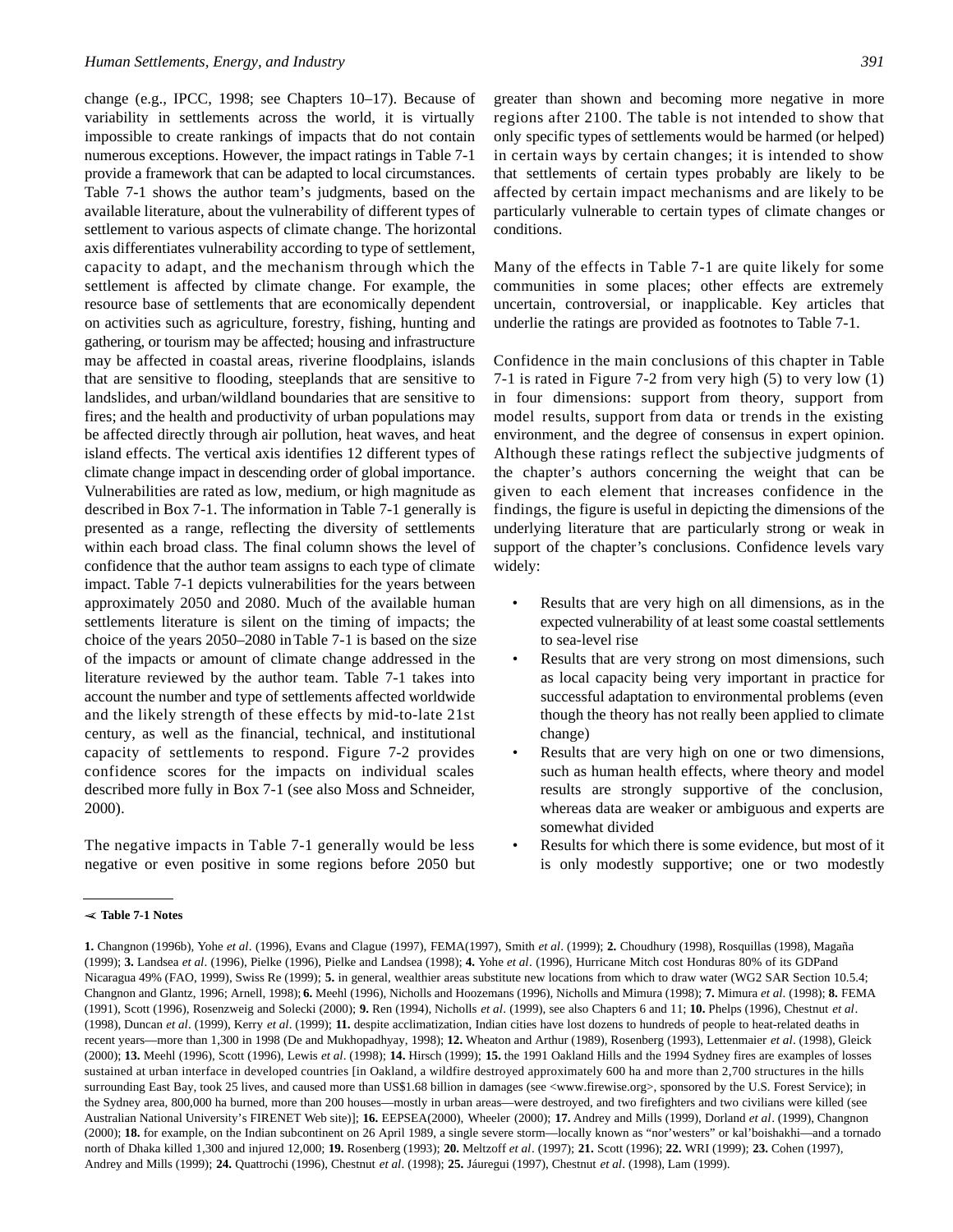change (e.g., IPCC, 1998; see Chapters 10–17). Because of variability in settlements across the world, it is virtually impossible to create rankings of impacts that do not contain numerous exceptions. However, the impact ratings in Table 7-1 provide a framework that can be adapted to local circumstances. Table 7-1 shows the author team's judgments, based on the available literature, about the vulnerability of different types of settlement to various aspects of climate change. The horizontal axis differentiates vulnerability according to type of settlement, capacity to adapt, and the mechanism through which the settlement is affected by climate change. For example, the resource base of settlements that are economically dependent on activities such as agriculture, forestry, fishing, hunting and gathering, or tourism may be affected; housing and infrastructure may be affected in coastal areas, riverine floodplains, islands that are sensitive to flooding, steeplands that are sensitive to landslides, and urban/wildland boundaries that are sensitive to fires; and the health and productivity of urban populations may be affected directly through air pollution, heat waves, and heat island effects. The vertical axis identifies 12 different types of climate change impact in descending order of global importance. Vulnerabilities are rated as low, medium, or high magnitude as described in Box 7-1. The information in Table 7-1 generally is presented as a range, reflecting the diversity of settlements within each broad class. The final column shows the level of confidence that the author team assigns to each type of climate impact. Table 7-1 depicts vulnerabilities for the years between approximately 2050 and 2080. Much of the available human settlements literature is silent on the timing of impacts; the choice of the years 2050–2080 in Table 7-1 is based on the size of the impacts or amount of climate change addressed in the literature reviewed by the author team. Table 7-1 takes into account the number and type of settlements affected worldwide and the likely strength of these effects by mid-to-late 21st century, as well as the financial, technical, and institutional capacity of settlements to respond. Figure 7-2 provides confidence scores for the impacts on individual scales described more fully in Box 7-1 (see also Moss and Schneider, 2000).

The negative impacts in Table 7-1 generally would be less negative or even positive in some regions before 2050 but greater than shown and becoming more negative in more regions after 2100. The table is not intended to show that only specific types of settlements would be harmed (or helped) in certain ways by certain changes; it is intended to show that settlements of certain types probably are likely to be affected by certain impact mechanisms and are likely to be particularly vulnerable to certain types of climate changes or conditions.

Many of the effects in Table 7-1 are quite likely for some communities in some places; other effects are extremely uncertain, controversial, or inapplicable. Key articles that underlie the ratings are provided as footnotes to Table 7-1.

Confidence in the main conclusions of this chapter in Table 7-1 is rated in Figure 7-2 from very high (5) to very low (1) in four dimensions: support from theory, support from model results, support from data or trends in the existing environment, and the degree of consensus in expert opinion. Although these ratings reflect the subjective judgments of the chapter's authors concerning the weight that can be given to each element that increases confidence in the findings, the figure is useful in depicting the dimensions of the underlying literature that are particularly strong or weak in support of the chapter's conclusions. Confidence levels vary widely:

- Results that are very high on all dimensions, as in the expected vulnerability of at least some coastal settlements to sea-level rise
- Results that are very strong on most dimensions, such as local capacity being very important in practice for successful adaptation to environmental problems (even though the theory has not really been applied to climate change)
- Results that are very high on one or two dimensions, such as human health effects, where theory and model results are strongly supportive of the conclusion, whereas data are weaker or ambiguous and experts are somewhat divided
- Results for which there is some evidence, but most of it is only modestly supportive; one or two modestly

**Table 7-1 Notes**

**1.** Changnon (1996b), Yohe *et al*. (1996), Evans and Clague (1997), FEMA(1997), Smith *et al*. (1999); **2.** Choudhury (1998), Rosquillas (1998), Magaña (1999); **3.** Landsea *et al*. (1996), Pielke (1996), Pielke and Landsea (1998); **4.** Yohe *et al*. (1996), Hurricane Mitch cost Honduras 80% of its GDPand Nicaragua 49% (FAO, 1999), Swiss Re (1999); **5.** in general, wealthier areas substitute new locations from which to draw water (WG2 SAR Section 10.5.4; Changnon and Glantz, 1996; Arnell, 1998); **6.** Meehl (1996), Nicholls and Hoozemans (1996), Nicholls and Mimura (1998); **7.** Mimura *et al.* (1998); **8.** FEMA (1991), Scott (1996), Rosenzweig and Solecki (2000); **9.** Ren (1994), Nicholls *et al*. (1999), see also Chapters 6 and 11; **10.** Phelps (1996), Chestnut *et al*. (1998), Duncan *et al*. (1999), Kerry *et al*. (1999); **11.** despite acclimatization, Indian cities have lost dozens to hundreds of people to heat-related deaths in recent years—more than 1,300 in 1998 (De and Mukhopadhyay, 1998); **12.** Wheaton and Arthur (1989), Rosenberg (1993), Lettenmaier *et al*. (1998), Gleick (2000); **13.** Meehl (1996), Scott (1996), Lewis *et al*. (1998); **14.** Hirsch (1999); **15.** the 1991 Oakland Hills and the 1994 Sydney fires are examples of losses sustained at urban interface in developed countries [in Oakland, a wildfire destroyed approximately 600 ha and more than 2,700 structures in the hills surrounding East Bay, took 25 lives, and caused more than US$1.68 billion in damages (see <www.firewise.org>, sponsored by the U.S. Forest Service); in the Sydney area, 800,000 ha burned, more than 200 houses—mostly in urban areas—were destroyed, and two firefighters and two civilians were killed (see Australian National University's FIRENET Web site)]; **16.** EEPSEA(2000), Wheeler (2000); **17.** Andrey and Mills (1999), Dorland *et al*. (1999), Changnon (2000); **18.** for example, on the Indian subcontinent on 26 April 1989, a single severe storm—locally known as "nor'westers" or kal'boishakhi—and a tornado north of Dhaka killed 1,300 and injured 12,000; **19.** Rosenberg (1993); **20.** Meltzoff *et al*. (1997); **21.** Scott (1996); **22.** WRI (1999); **23.** Cohen (1997), Andrey and Mills (1999); **24.** Quattrochi (1996), Chestnut *et al*. (1998); **25.** Jáuregui (1997), Chestnut *et al*. (1998), Lam (1999).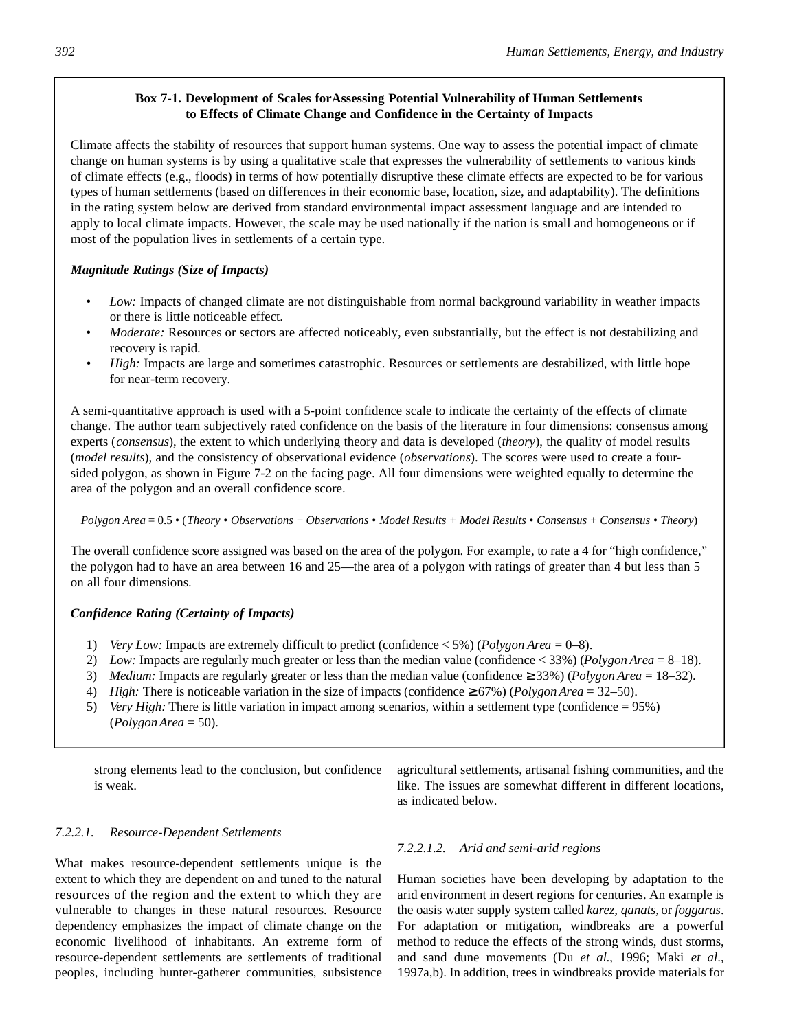**Box 7-1. Development of Scales forAssessing Potential Vulnerability of Human Settlements to Effects of Climate Change and Confidence in the Certainty of Impacts**

Climate affects the stability of resources that support human systems. One way to assess the potential impact of climate change on human systems is by using a qualitative scale that expresses the vulnerability of settlements to various kinds of climate effects (e.g., floods) in terms of how potentially disruptive these climate effects are expected to be for various types of human settlements (based on differences in their economic base, location, size, and adaptability). The definitions in the rating system below are derived from standard environmental impact assessment language and are intended to apply to local climate impacts. However, the scale may be used nationally if the nation is small and homogeneous or if most of the population lives in settlements of a certain type.

***Magnitude Ratings (Size of Impacts)***

- *Low:* Impacts of changed climate are not distinguishable from normal background variability in weather impacts or there is little noticeable effect.
- *Moderate:* Resources or sectors are affected noticeably, even substantially, but the effect is not destabilizing and recovery is rapid.
- *High:* Impacts are large and sometimes catastrophic. Resources or settlements are destabilized, with little hope for near-term recovery.

A semi-quantitative approach is used with a 5-point confidence scale to indicate the certainty of the effects of climate change. The author team subjectively rated confidence on the basis of the literature in four dimensions: consensus among experts (*consensus*), the extent to which underlying theory and data is developed (*theory*), the quality of model results (*model results*), and the consistency of observational evidence (*observations*). The scores were used to create a four-sided polygon, as shown in Figure 7-2 on the facing page. All four dimensions were weighted equally to determine the area of the polygon and an overall confidence score.

$$\textit{Polygon Area} = 0.5 \cdot (\textit{Theory} \cdot \textit{Observations} + \textit{Observations} \cdot \textit{Model Results} + \textit{Model Results} \cdot \textit{Consensus} + \textit{Consensus} \cdot \textit{Theory})$$

The overall confidence score assigned was based on the area of the polygon. For example, to rate a 4 for "high confidence," the polygon had to have an area between 16 and 25—the area of a polygon with ratings of greater than 4 but less than 5 on all four dimensions.

***Confidence Rating (Certainty of Impacts)***

1) *Very Low:* Impacts are extremely difficult to predict (confidence < 5%) (*Polygon Area* = 0–8).
2) *Low:* Impacts are regularly much greater or less than the median value (confidence < 33%) (*Polygon Area* = 8–18).
3) *Medium:* Impacts are regularly greater or less than the median value (confidence ≥ 33%) (*Polygon Area* = 18–32).
4) *High:* There is noticeable variation in the size of impacts (confidence ≥ 67%) (*Polygon Area* = 32–50).
5) *Very High:* There is little variation in impact among scenarios, within a settlement type (confidence = 95%) (*Polygon Area* = 50).

strong elements lead to the conclusion, but confidence is weak.

#### *7.2.2.1. Resource-Dependent Settlements*

What makes resource-dependent settlements unique is the extent to which they are dependent on and tuned to the natural resources of the region and the extent to which they are vulnerable to changes in these natural resources. Resource dependency emphasizes the impact of climate change on the economic livelihood of inhabitants. An extreme form of resource-dependent settlements are settlements of traditional peoples, including hunter-gatherer communities, subsistence agricultural settlements, artisanal fishing communities, and the like. The issues are somewhat different in different locations, as indicated below.

##### *7.2.2.1.2. Arid and semi-arid regions*

Human societies have been developing by adaptation to the arid environment in desert regions for centuries. An example is the oasis water supply system called *karez, qanats,* or *foggaras*. For adaptation or mitigation, windbreaks are a powerful method to reduce the effects of the strong winds, dust storms, and sand dune movements (Du *et al*., 1996; Maki *et al*., 1997a,b). In addition, trees in windbreaks provide materials for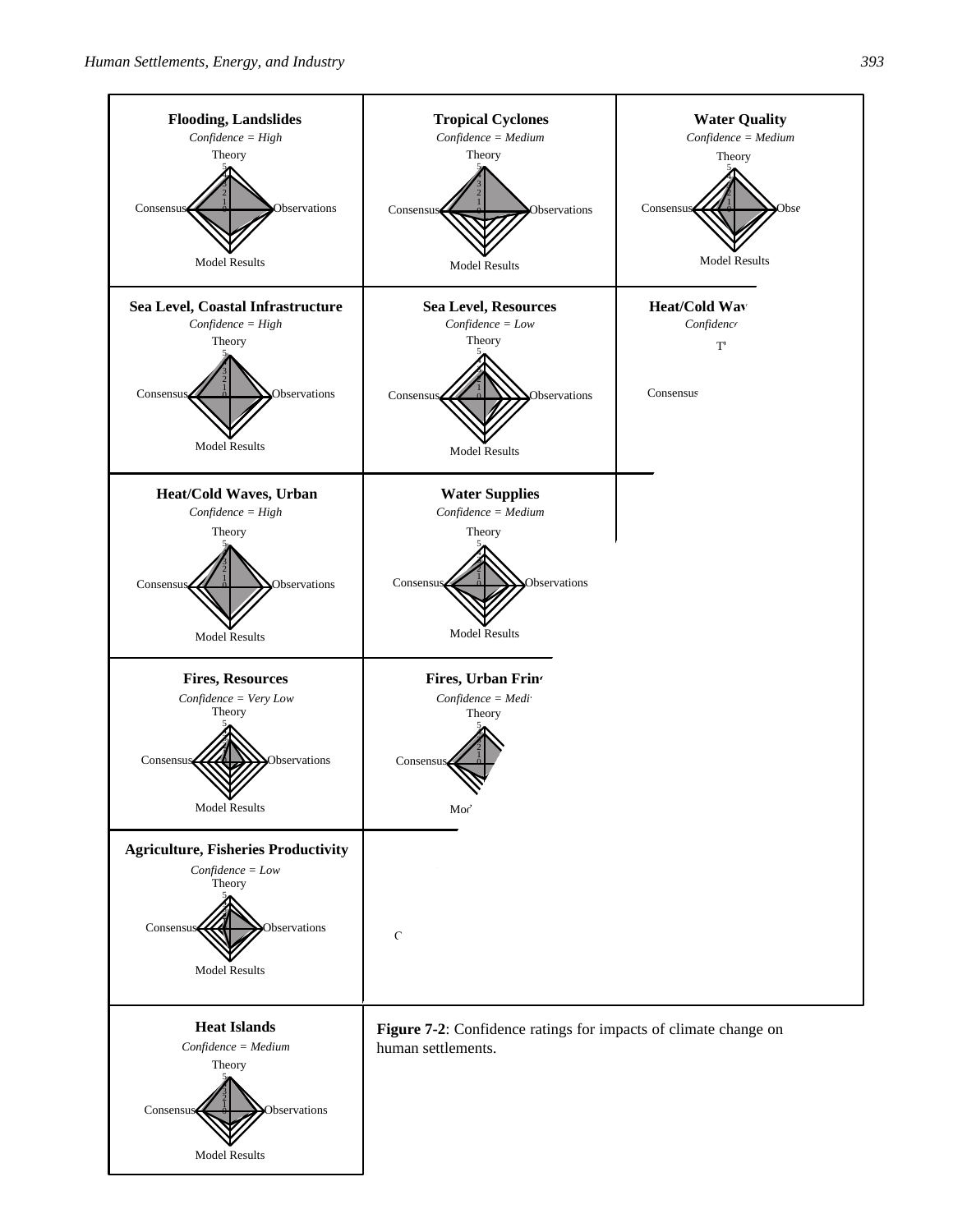**Flooding, Landslides**
*Confidence = High*

**Tropical Cyclones**
*Confidence = Medium*

**Water Quality**
*Confidence = Medium*

**Sea Level, Coastal Infrastructure**
*Confidence = High*

**Sea Level, Resources**
*Confidence = Low*

**Heat/Cold Waves, Urban**
*Confidence = High*

**Water Supplies**
*Confidence = Medium*

**Fires, Resources**
*Confidence = Very Low*

**Agriculture, Fisheries Productivity**
*Confidence = Low*

**Heat Islands**
*Confidence = Medium*

**Figure 7-2**: Confidence ratings for impacts of climate change on human settlements.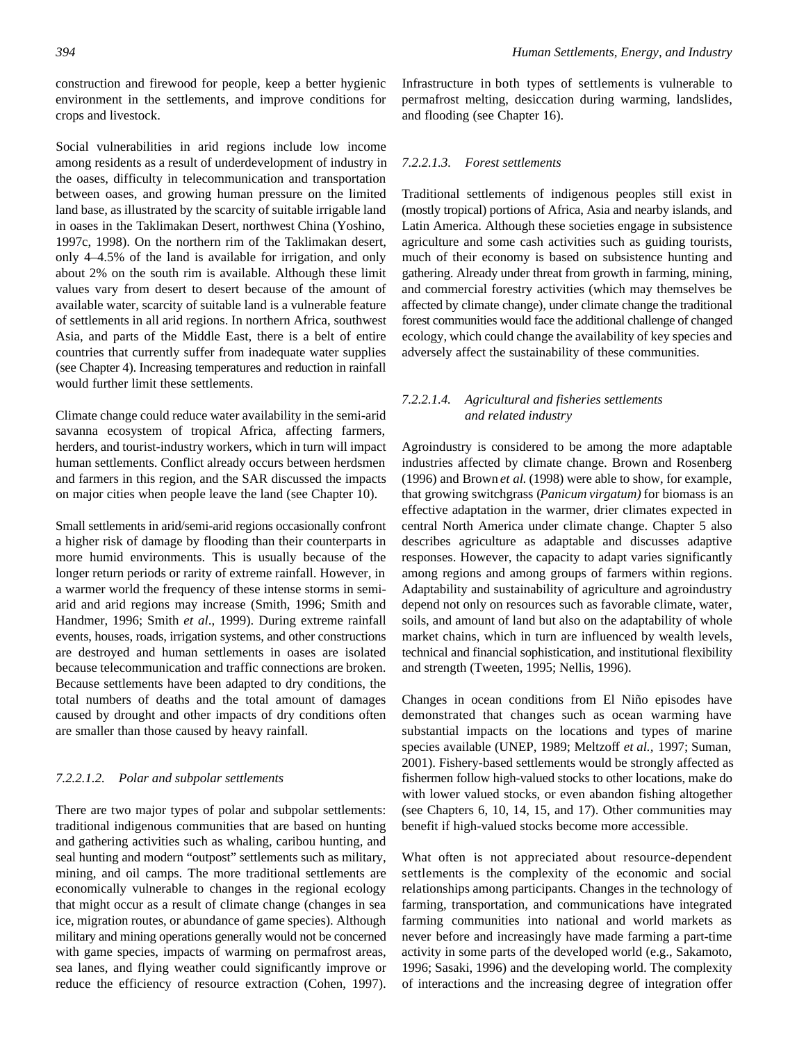construction and firewood for people, keep a better hygienic environment in the settlements, and improve conditions for crops and livestock.

Social vulnerabilities in arid regions include low income among residents as a result of underdevelopment of industry in the oases, difficulty in telecommunication and transportation between oases, and growing human pressure on the limited land base, as illustrated by the scarcity of suitable irrigable land in oases in the Taklimakan Desert, northwest China (Yoshino, 1997c, 1998). On the northern rim of the Taklimakan desert, only 4–4.5% of the land is available for irrigation, and only about 2% on the south rim is available. Although these limit values vary from desert to desert because of the amount of available water, scarcity of suitable land is a vulnerable feature of settlements in all arid regions. In northern Africa, southwest Asia, and parts of the Middle East, there is a belt of entire countries that currently suffer from inadequate water supplies (see Chapter 4). Increasing temperatures and reduction in rainfall would further limit these settlements.

Climate change could reduce water availability in the semi-arid savanna ecosystem of tropical Africa, affecting farmers, herders, and tourist-industry workers, which in turn will impact human settlements. Conflict already occurs between herdsmen and farmers in this region, and the SAR discussed the impacts on major cities when people leave the land (see Chapter 10).

Small settlements in arid/semi-arid regions occasionally confront a higher risk of damage by flooding than their counterparts in more humid environments. This is usually because of the longer return periods or rarity of extreme rainfall. However, in a warmer world the frequency of these intense storms in semi-arid and arid regions may increase (Smith, 1996; Smith and Handmer, 1996; Smith *et al.*, 1999). During extreme rainfall events, houses, roads, irrigation systems, and other constructions are destroyed and human settlements in oases are isolated because telecommunication and traffic connections are broken. Because settlements have been adapted to dry conditions, the total numbers of deaths and the total amount of damages caused by drought and other impacts of dry conditions often are smaller than those caused by heavy rainfall.

#### *7.2.2.1.2. Polar and subpolar settlements*

There are two major types of polar and subpolar settlements: traditional indigenous communities that are based on hunting and gathering activities such as whaling, caribou hunting, and seal hunting and modern "outpost" settlements such as military, mining, and oil camps. The more traditional settlements are economically vulnerable to changes in the regional ecology that might occur as a result of climate change (changes in sea ice, migration routes, or abundance of game species). Although military and mining operations generally would not be concerned with game species, impacts of warming on permafrost areas, sea lanes, and flying weather could significantly improve or reduce the efficiency of resource extraction (Cohen, 1997). Infrastructure in both types of settlements is vulnerable to permafrost melting, desiccation during warming, landslides, and flooding (see Chapter 16).

#### *7.2.2.1.3. Forest settlements*

Traditional settlements of indigenous peoples still exist in (mostly tropical) portions of Africa, Asia and nearby islands, and Latin America. Although these societies engage in subsistence agriculture and some cash activities such as guiding tourists, much of their economy is based on subsistence hunting and gathering. Already under threat from growth in farming, mining, and commercial forestry activities (which may themselves be affected by climate change), under climate change the traditional forest communities would face the additional challenge of changed ecology, which could change the availability of key species and adversely affect the sustainability of these communities.

#### *7.2.2.1.4. Agricultural and fisheries settlements and related industry*

Agroindustry is considered to be among the more adaptable industries affected by climate change. Brown and Rosenberg (1996) and Brown *et al.* (1998) were able to show, for example, that growing switchgrass (*Panicum virgatum)* for biomass is an effective adaptation in the warmer, drier climates expected in central North America under climate change. Chapter 5 also describes agriculture as adaptable and discusses adaptive responses. However, the capacity to adapt varies significantly among regions and among groups of farmers within regions. Adaptability and sustainability of agriculture and agroindustry depend not only on resources such as favorable climate, water, soils, and amount of land but also on the adaptability of whole market chains, which in turn are influenced by wealth levels, technical and financial sophistication, and institutional flexibility and strength (Tweeten, 1995; Nellis, 1996).

Changes in ocean conditions from El Niño episodes have demonstrated that changes such as ocean warming have substantial impacts on the locations and types of marine species available (UNEP, 1989; Meltzoff *et al.,* 1997; Suman, 2001). Fishery-based settlements would be strongly affected as fishermen follow high-valued stocks to other locations, make do with lower valued stocks, or even abandon fishing altogether (see Chapters 6, 10, 14, 15, and 17). Other communities may benefit if high-valued stocks become more accessible.

What often is not appreciated about resource-dependent settlements is the complexity of the economic and social relationships among participants. Changes in the technology of farming, transportation, and communications have integrated farming communities into national and world markets as never before and increasingly have made farming a part-time activity in some parts of the developed world (e.g., Sakamoto, 1996; Sasaki, 1996) and the developing world. The complexity of interactions and the increasing degree of integration offer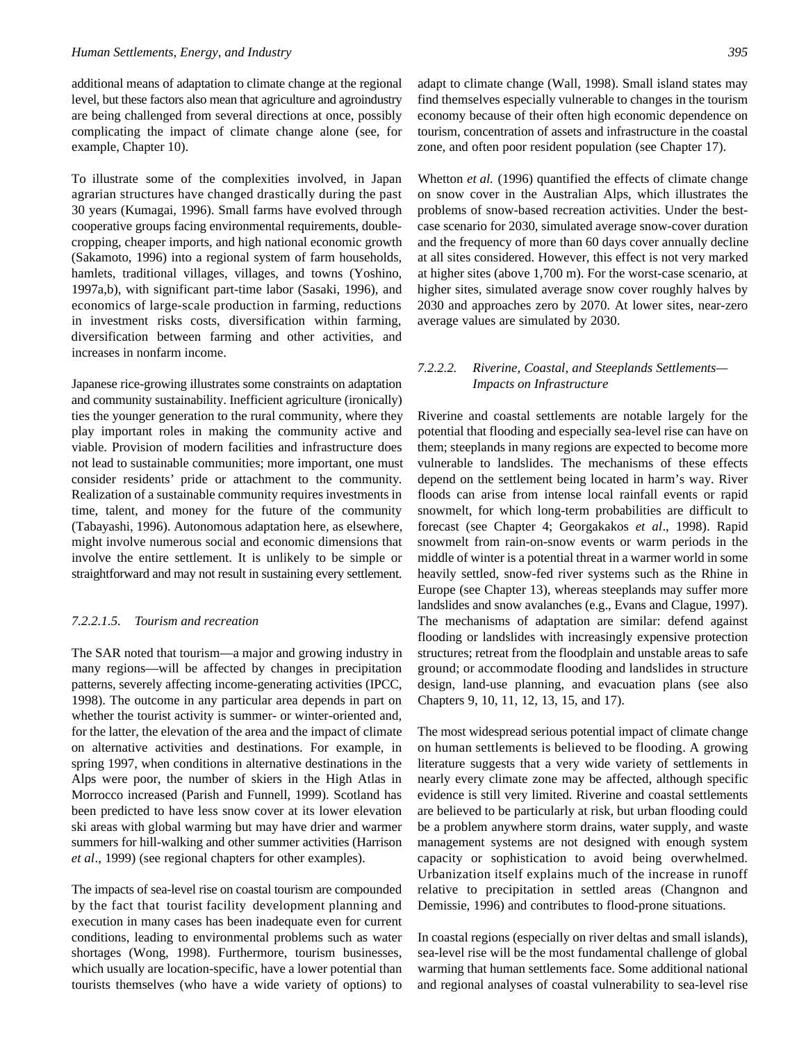additional means of adaptation to climate change at the regional level, but these factors also mean that agriculture and agroindustry are being challenged from several directions at once, possibly complicating the impact of climate change alone (see, for example, Chapter 10).

To illustrate some of the complexities involved, in Japan agrarian structures have changed drastically during the past 30 years (Kumagai, 1996). Small farms have evolved through cooperative groups facing environmental requirements, double-cropping, cheaper imports, and high national economic growth (Sakamoto, 1996) into a regional system of farm households, hamlets, traditional villages, villages, and towns (Yoshino, 1997a,b), with significant part-time labor (Sasaki, 1996), and economics of large-scale production in farming, reductions in investment risks costs, diversification within farming, diversification between farming and other activities, and increases in nonfarm income.

Japanese rice-growing illustrates some constraints on adaptation and community sustainability. Inefficient agriculture (ironically) ties the younger generation to the rural community, where they play important roles in making the community active and viable. Provision of modern facilities and infrastructure does not lead to sustainable communities; more important, one must consider residents' pride or attachment to the community. Realization of a sustainable community requires investments in time, talent, and money for the future of the community (Tabayashi, 1996). Autonomous adaptation here, as elsewhere, might involve numerous social and economic dimensions that involve the entire settlement. It is unlikely to be simple or straightforward and may not result in sustaining every settlement.

##### *7.2.2.1.5. Tourism and recreation*

The SAR noted that tourism—a major and growing industry in many regions—will be affected by changes in precipitation patterns, severely affecting income-generating activities (IPCC, 1998). The outcome in any particular area depends in part on whether the tourist activity is summer- or winter-oriented and, for the latter, the elevation of the area and the impact of climate on alternative activities and destinations. For example, in spring 1997, when conditions in alternative destinations in the Alps were poor, the number of skiers in the High Atlas in Morocco increased (Parish and Funnell, 1999). Scotland has been predicted to have less snow cover at its lower elevation ski areas with global warming but may have drier and warmer summers for hill-walking and other summer activities (Harrison *et al*., 1999) (see regional chapters for other examples).

The impacts of sea-level rise on coastal tourism are compounded by the fact that tourist facility development planning and execution in many cases has been inadequate even for current conditions, leading to environmental problems such as water shortages (Wong, 1998). Furthermore, tourism businesses, which usually are location-specific, have a lower potential than tourists themselves (who have a wide variety of options) to adapt to climate change (Wall, 1998). Small island states may find themselves especially vulnerable to changes in the tourism economy because of their often high economic dependence on tourism, concentration of assets and infrastructure in the coastal zone, and often poor resident population (see Chapter 17).

Whetton *et al.* (1996) quantified the effects of climate change on snow cover in the Australian Alps, which illustrates the problems of snow-based recreation activities. Under the best-case scenario for 2030, simulated average snow-cover duration and the frequency of more than 60 days cover annually decline at all sites considered. However, this effect is not very marked at higher sites (above 1,700 m). For the worst-case scenario, at higher sites, simulated average snow cover roughly halves by 2030 and approaches zero by 2070. At lower sites, near-zero average values are simulated by 2030.

#### *7.2.2.2. Riverine, Coastal, and Steeplands Settlements—Impacts on Infrastructure*

Riverine and coastal settlements are notable largely for the potential that flooding and especially sea-level rise can have on them; steeplands in many regions are expected to become more vulnerable to landslides. The mechanisms of these effects depend on the settlement being located in harm's way. River floods can arise from intense local rainfall events or rapid snowmelt, for which long-term probabilities are difficult to forecast (see Chapter 4; Georgakakos *et al*., 1998). Rapid snowmelt from rain-on-snow events or warm periods in the middle of winter is a potential threat in a warmer world in some heavily settled, snow-fed river systems such as the Rhine in Europe (see Chapter 13), whereas steeplands may suffer more landslides and snow avalanches (e.g., Evans and Clague, 1997). The mechanisms of adaptation are similar: defend against flooding or landslides with increasingly expensive protection structures; retreat from the floodplain and unstable areas to safe ground; or accommodate flooding and landslides in structure design, land-use planning, and evacuation plans (see also Chapters 9, 10, 11, 12, 13, 15, and 17).

The most widespread serious potential impact of climate change on human settlements is believed to be flooding. A growing literature suggests that a very wide variety of settlements in nearly every climate zone may be affected, although specific evidence is still very limited. Riverine and coastal settlements are believed to be particularly at risk, but urban flooding could be a problem anywhere storm drains, water supply, and waste management systems are not designed with enough system capacity or sophistication to avoid being overwhelmed. Urbanization itself explains much of the increase in runoff relative to precipitation in settled areas (Changnon and Demissie, 1996) and contributes to flood-prone situations.

In coastal regions (especially on river deltas and small islands), sea-level rise will be the most fundamental challenge of global warming that human settlements face. Some additional national and regional analyses of coastal vulnerability to sea-level rise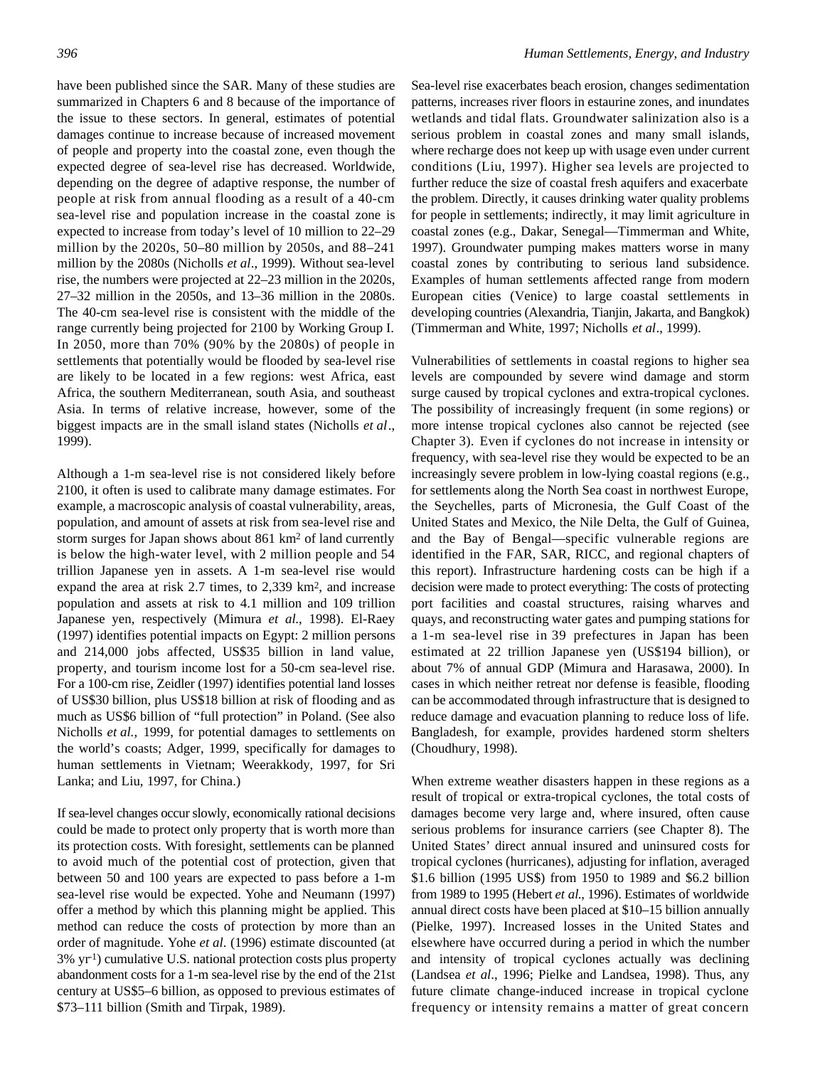have been published since the SAR. Many of these studies are summarized in Chapters 6 and 8 because of the importance of the issue to these sectors. In general, estimates of potential damages continue to increase because of increased movement of people and property into the coastal zone, even though the expected degree of sea-level rise has decreased. Worldwide, depending on the degree of adaptive response, the number of people at risk from annual flooding as a result of a 40-cm sea-level rise and population increase in the coastal zone is expected to increase from today's level of 10 million to 22–29 million by the 2020s, 50–80 million by 2050s, and 88–241 million by the 2080s (Nicholls *et al*., 1999). Without sea-level rise, the numbers were projected at 22–23 million in the 2020s, 27–32 million in the 2050s, and 13–36 million in the 2080s. The 40-cm sea-level rise is consistent with the middle of the range currently being projected for 2100 by Working Group I. In 2050, more than 70% (90% by the 2080s) of people in settlements that potentially would be flooded by sea-level rise are likely to be located in a few regions: west Africa, east Africa, the southern Mediterranean, south Asia, and southeast Asia. In terms of relative increase, however, some of the biggest impacts are in the small island states (Nicholls *et al*., 1999).

Although a 1-m sea-level rise is not considered likely before 2100, it often is used to calibrate many damage estimates. For example, a macroscopic analysis of coastal vulnerability, areas, population, and amount of assets at risk from sea-level rise and storm surges for Japan shows about 861 $km^2$ of land currently is below the high-water level, with 2 million people and 54 trillion Japanese yen in assets. A 1-m sea-level rise would expand the area at risk 2.7 times, to 2,339 $km^2$, and increase population and assets at risk to 4.1 million and 109 trillion Japanese yen, respectively (Mimura *et al*., 1998). El-Raey (1997) identifies potential impacts on Egypt: 2 million persons and 214,000 jobs affected, US$35 billion in land value, property, and tourism income lost for a 50-cm sea-level rise. For a 100-cm rise, Zeidler (1997) identifies potential land losses of US$30 billion, plus US$18 billion at risk of flooding and as much as US$6 billion of "full protection" in Poland. (See also Nicholls *et al.,* 1999, for potential damages to settlements on the world's coasts; Adger, 1999, specifically for damages to human settlements in Vietnam; Weerakkody, 1997, for Sri Lanka; and Liu, 1997, for China.)

If sea-level changes occur slowly, economically rational decisions could be made to protect only property that is worth more than its protection costs. With foresight, settlements can be planned to avoid much of the potential cost of protection, given that between 50 and 100 years are expected to pass before a 1-m sea-level rise would be expected. Yohe and Neumann (1997) offer a method by which this planning might be applied. This method can reduce the costs of protection by more than an order of magnitude. Yohe *et al*. (1996) estimate discounted (at 3% $yr^{-1}$) cumulative U.S. national protection costs plus property abandonment costs for a 1-m sea-level rise by the end of the 21st century at US$5–6 billion, as opposed to previous estimates of $73–111 billion (Smith and Tirpak, 1989).

Sea-level rise exacerbates beach erosion, changes sedimentation patterns, increases river floors in estaurine zones, and inundates wetlands and tidal flats. Groundwater salinization also is a serious problem in coastal zones and many small islands, where recharge does not keep up with usage even under current conditions (Liu, 1997). Higher sea levels are projected to further reduce the size of coastal fresh aquifers and exacerbate the problem. Directly, it causes drinking water quality problems for people in settlements; indirectly, it may limit agriculture in coastal zones (e.g., Dakar, Senegal—Timmerman and White, 1997). Groundwater pumping makes matters worse in many coastal zones by contributing to serious land subsidence. Examples of human settlements affected range from modern European cities (Venice) to large coastal settlements in developing countries (Alexandria, Tianjin, Jakarta, and Bangkok) (Timmerman and White, 1997; Nicholls *et al*., 1999).

Vulnerabilities of settlements in coastal regions to higher sea levels are compounded by severe wind damage and storm surge caused by tropical cyclones and extra-tropical cyclones. The possibility of increasingly frequent (in some regions) or more intense tropical cyclones also cannot be rejected (see Chapter 3). Even if cyclones do not increase in intensity or frequency, with sea-level rise they would be expected to be an increasingly severe problem in low-lying coastal regions (e.g., for settlements along the North Sea coast in northwest Europe, the Seychelles, parts of Micronesia, the Gulf Coast of the United States and Mexico, the Nile Delta, the Gulf of Guinea, and the Bay of Bengal—specific vulnerable regions are identified in the FAR, SAR, RICC, and regional chapters of this report). Infrastructure hardening costs can be high if a decision were made to protect everything: The costs of protecting port facilities and coastal structures, raising wharves and quays, and reconstructing water gates and pumping stations for a 1-m sea-level rise in 39 prefectures in Japan has been estimated at 22 trillion Japanese yen (US$194 billion), or about 7% of annual GDP (Mimura and Harasawa, 2000). In cases in which neither retreat nor defense is feasible, flooding can be accommodated through infrastructure that is designed to reduce damage and evacuation planning to reduce loss of life. Bangladesh, for example, provides hardened storm shelters (Choudhury, 1998).

When extreme weather disasters happen in these regions as a result of tropical or extra-tropical cyclones, the total costs of damages become very large and, where insured, often cause serious problems for insurance carriers (see Chapter 8). The United States' direct annual insured and uninsured costs for tropical cyclones (hurricanes), adjusting for inflation, averaged $1.6 billion (1995 US$) from 1950 to 1989 and $6.2 billion from 1989 to 1995 (Hebert *et al*., 1996). Estimates of worldwide annual direct costs have been placed at $10–15 billion annually (Pielke, 1997). Increased losses in the United States and elsewhere have occurred during a period in which the number and intensity of tropical cyclones actually was declining (Landsea *et al*., 1996; Pielke and Landsea, 1998). Thus, any future climate change-induced increase in tropical cyclone frequency or intensity remains a matter of great concern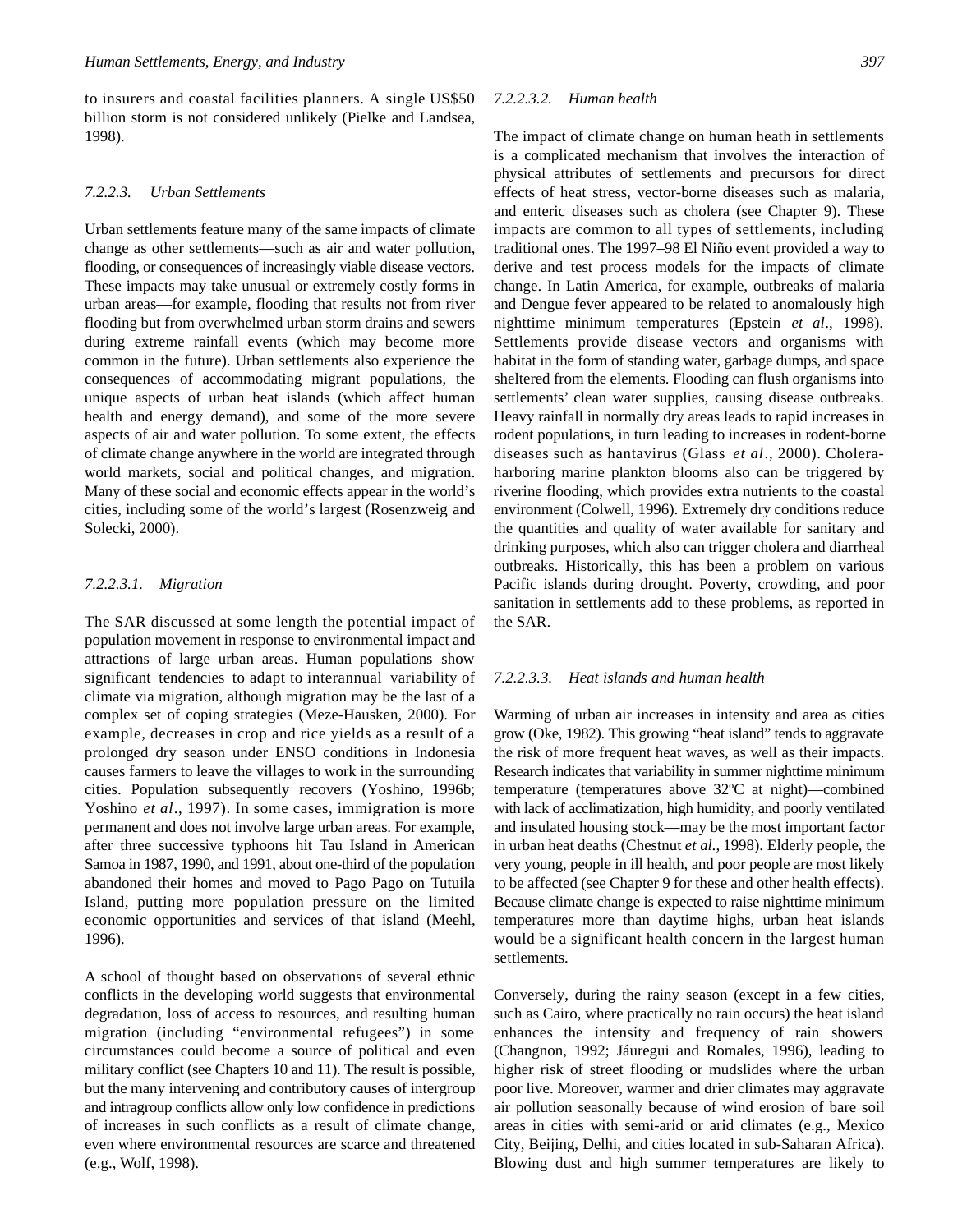to insurers and coastal facilities planners. A single US$50 billion storm is not considered unlikely (Pielke and Landsea, 1998).

#### *7.2.2.3. Urban Settlements*

Urban settlements feature many of the same impacts of climate change as other settlements—such as air and water pollution, flooding, or consequences of increasingly viable disease vectors. These impacts may take unusual or extremely costly forms in urban areas—for example, flooding that results not from river flooding but from overwhelmed urban storm drains and sewers during extreme rainfall events (which may become more common in the future). Urban settlements also experience the consequences of accommodating migrant populations, the unique aspects of urban heat islands (which affect human health and energy demand), and some of the more severe aspects of air and water pollution. To some extent, the effects of climate change anywhere in the world are integrated through world markets, social and political changes, and migration. Many of these social and economic effects appear in the world's cities, including some of the world's largest (Rosenzweig and Solecki, 2000).

##### *7.2.2.3.1. Migration*

The SAR discussed at some length the potential impact of population movement in response to environmental impact and attractions of large urban areas. Human populations show significant tendencies to adapt to interannual variability of climate via migration, although migration may be the last of a complex set of coping strategies (Meze-Hausken, 2000). For example, decreases in crop and rice yields as a result of a prolonged dry season under ENSO conditions in Indonesia causes farmers to leave the villages to work in the surrounding cities. Population subsequently recovers (Yoshino, 1996b; Yoshino *et al*., 1997). In some cases, immigration is more permanent and does not involve large urban areas. For example, after three successive typhoons hit Tau Island in American Samoa in 1987, 1990, and 1991, about one-third of the population abandoned their homes and moved to Pago Pago on Tutuila Island, putting more population pressure on the limited economic opportunities and services of that island (Meehl, 1996).

A school of thought based on observations of several ethnic conflicts in the developing world suggests that environmental degradation, loss of access to resources, and resulting human migration (including "environmental refugees") in some circumstances could become a source of political and even military conflict (see Chapters 10 and 11). The result is possible, but the many intervening and contributory causes of intergroup and intragroup conflicts allow only low confidence in predictions of increases in such conflicts as a result of climate change, even where environmental resources are scarce and threatened (e.g., Wolf, 1998).

##### *7.2.2.3.2. Human health*

The impact of climate change on human heath in settlements is a complicated mechanism that involves the interaction of physical attributes of settlements and precursors for direct effects of heat stress, vector-borne diseases such as malaria, and enteric diseases such as cholera (see Chapter 9). These impacts are common to all types of settlements, including traditional ones. The 1997–98 El Niño event provided a way to derive and test process models for the impacts of climate change. In Latin America, for example, outbreaks of malaria and Dengue fever appeared to be related to anomalously high nighttime minimum temperatures (Epstein *et al*., 1998). Settlements provide disease vectors and organisms with habitat in the form of standing water, garbage dumps, and space sheltered from the elements. Flooding can flush organisms into settlements' clean water supplies, causing disease outbreaks. Heavy rainfall in normally dry areas leads to rapid increases in rodent populations, in turn leading to increases in rodent-borne diseases such as hantavirus (Glass *et al*., 2000). Cholera-harboring marine plankton blooms also can be triggered by riverine flooding, which provides extra nutrients to the coastal environment (Colwell, 1996). Extremely dry conditions reduce the quantities and quality of water available for sanitary and drinking purposes, which also can trigger cholera and diarrheal outbreaks. Historically, this has been a problem on various Pacific islands during drought. Poverty, crowding, and poor sanitation in settlements add to these problems, as reported in the SAR.

##### *7.2.2.3.3. Heat islands and human health*

Warming of urban air increases in intensity and area as cities grow (Oke, 1982). This growing "heat island" tends to aggravate the risk of more frequent heat waves, as well as their impacts. Research indicates that variability in summer nighttime minimum temperature (temperatures above 32ºC at night)—combined with lack of acclimatization, high humidity, and poorly ventilated and insulated housing stock—may be the most important factor in urban heat deaths (Chestnut *et al.,* 1998). Elderly people, the very young, people in ill health, and poor people are most likely to be affected (see Chapter 9 for these and other health effects). Because climate change is expected to raise nighttime minimum temperatures more than daytime highs, urban heat islands would be a significant health concern in the largest human settlements.

Conversely, during the rainy season (except in a few cities, such as Cairo, where practically no rain occurs) the heat island enhances the intensity and frequency of rain showers (Changnon, 1992; Jáuregui and Romales, 1996), leading to higher risk of street flooding or mudslides where the urban poor live. Moreover, warmer and drier climates may aggravate air pollution seasonally because of wind erosion of bare soil areas in cities with semi-arid or arid climates (e.g., Mexico City, Beijing, Delhi, and cities located in sub-Saharan Africa). Blowing dust and high summer temperatures are likely to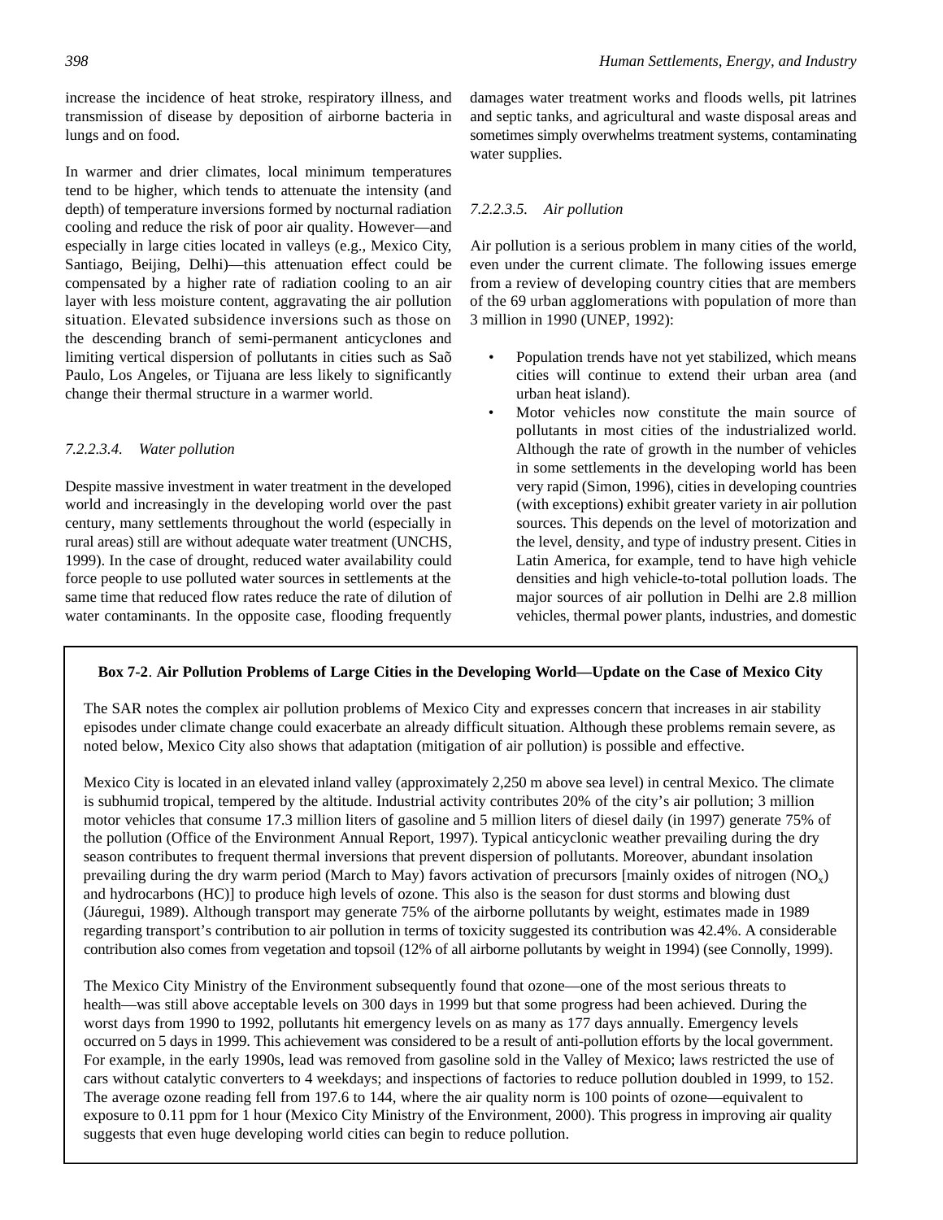increase the incidence of heat stroke, respiratory illness, and transmission of disease by deposition of airborne bacteria in lungs and on food.

In warmer and drier climates, local minimum temperatures tend to be higher, which tends to attenuate the intensity (and depth) of temperature inversions formed by nocturnal radiation cooling and reduce the risk of poor air quality. However—and especially in large cities located in valleys (e.g., Mexico City, Santiago, Beijing, Delhi)—this attenuation effect could be compensated by a higher rate of radiation cooling to an air layer with less moisture content, aggravating the air pollution situation. Elevated subsidence inversions such as those on the descending branch of semi-permanent anticyclones and limiting vertical dispersion of pollutants in cities such as Saõ Paulo, Los Angeles, or Tijuana are less likely to significantly change their thermal structure in a warmer world.

#### *7.2.2.3.4. Water pollution*

Despite massive investment in water treatment in the developed world and increasingly in the developing world over the past century, many settlements throughout the world (especially in rural areas) still are without adequate water treatment (UNCHS, 1999). In the case of drought, reduced water availability could force people to use polluted water sources in settlements at the same time that reduced flow rates reduce the rate of dilution of water contaminants. In the opposite case, flooding frequently damages water treatment works and floods wells, pit latrines and septic tanks, and agricultural and waste disposal areas and sometimes simply overwhelms treatment systems, contaminating water supplies.

#### *7.2.2.3.5. Air pollution*

Air pollution is a serious problem in many cities of the world, even under the current climate. The following issues emerge from a review of developing country cities that are members of the 69 urban agglomerations with population of more than 3 million in 1990 (UNEP, 1992):

- Population trends have not yet stabilized, which means cities will continue to extend their urban area (and urban heat island).
- Motor vehicles now constitute the main source of pollutants in most cities of the industrialized world. Although the rate of growth in the number of vehicles in some settlements in the developing world has been very rapid (Simon, 1996), cities in developing countries (with exceptions) exhibit greater variety in air pollution sources. This depends on the level of motorization and the level, density, and type of industry present. Cities in Latin America, for example, tend to have high vehicle densities and high vehicle-to-total pollution loads. The major sources of air pollution in Delhi are 2.8 million vehicles, thermal power plants, industries, and domestic

**Box 7-2**. **Air Pollution Problems of Large Cities in the Developing World—Update on the Case of Mexico City**

The SAR notes the complex air pollution problems of Mexico City and expresses concern that increases in air stability episodes under climate change could exacerbate an already difficult situation. Although these problems remain severe, as noted below, Mexico City also shows that adaptation (mitigation of air pollution) is possible and effective.

Mexico City is located in an elevated inland valley (approximately 2,250 m above sea level) in central Mexico. The climate is subhumid tropical, tempered by the altitude. Industrial activity contributes 20% of the city's air pollution; 3 million motor vehicles that consume 17.3 million liters of gasoline and 5 million liters of diesel daily (in 1997) generate 75% of the pollution (Office of the Environment Annual Report, 1997). Typical anticyclonic weather prevailing during the dry season contributes to frequent thermal inversions that prevent dispersion of pollutants. Moreover, abundant insolation prevailing during the dry warm period (March to May) favors activation of precursors [mainly oxides of nitrogen ($NO_x$) and hydrocarbons (HC)] to produce high levels of ozone. This also is the season for dust storms and blowing dust (Jáuregui, 1989). Although transport may generate 75% of the airborne pollutants by weight, estimates made in 1989 regarding transport's contribution to air pollution in terms of toxicity suggested its contribution was 42.4%. A considerable contribution also comes from vegetation and topsoil (12% of all airborne pollutants by weight in 1994) (see Connolly, 1999).

The Mexico City Ministry of the Environment subsequently found that ozone—one of the most serious threats to health—was still above acceptable levels on 300 days in 1999 but that some progress had been achieved. During the worst days from 1990 to 1992, pollutants hit emergency levels on as many as 177 days annually. Emergency levels occurred on 5 days in 1999. This achievement was considered to be a result of anti-pollution efforts by the local government. For example, in the early 1990s, lead was removed from gasoline sold in the Valley of Mexico; laws restricted the use of cars without catalytic converters to 4 weekdays; and inspections of factories to reduce pollution doubled in 1999, to 152. The average ozone reading fell from 197.6 to 144, where the air quality norm is 100 points of ozone—equivalent to exposure to 0.11 ppm for 1 hour (Mexico City Ministry of the Environment, 2000). This progress in improving air quality suggests that even huge developing world cities can begin to reduce pollution.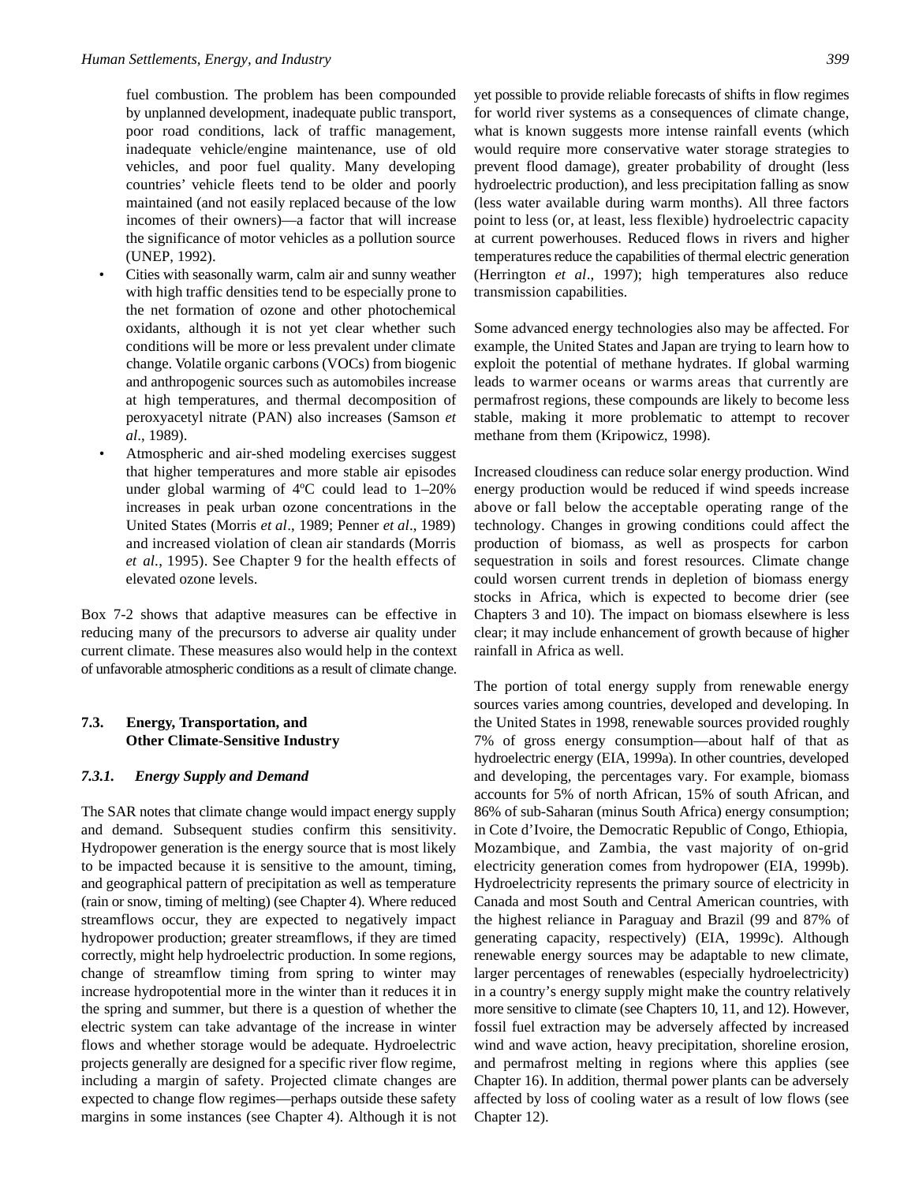fuel combustion. The problem has been compounded by unplanned development, inadequate public transport, poor road conditions, lack of traffic management, inadequate vehicle/engine maintenance, use of old vehicles, and poor fuel quality. Many developing countries' vehicle fleets tend to be older and poorly maintained (and not easily replaced because of the low incomes of their owners)—a factor that will increase the significance of motor vehicles as a pollution source (UNEP, 1992).

- Cities with seasonally warm, calm air and sunny weather with high traffic densities tend to be especially prone to the net formation of ozone and other photochemical oxidants, although it is not yet clear whether such conditions will be more or less prevalent under climate change. Volatile organic carbons (VOCs) from biogenic and anthropogenic sources such as automobiles increase at high temperatures, and thermal decomposition of peroxyacetyl nitrate (PAN) also increases (Samson *et al*., 1989).
- Atmospheric and air-shed modeling exercises suggest that higher temperatures and more stable air episodes under global warming of 4ºC could lead to 1–20% increases in peak urban ozone concentrations in the United States (Morris *et al*., 1989; Penner *et al*., 1989) and increased violation of clean air standards (Morris *et al*., 1995). See Chapter 9 for the health effects of elevated ozone levels.

Box 7-2 shows that adaptive measures can be effective in reducing many of the precursors to adverse air quality under current climate. These measures also would help in the context of unfavorable atmospheric conditions as a result of climate change.

## 7.3. Energy, Transportation, and Other Climate-Sensitive Industry

### 7.3.1. *Energy Supply and Demand*

The SAR notes that climate change would impact energy supply and demand. Subsequent studies confirm this sensitivity. Hydropower generation is the energy source that is most likely to be impacted because it is sensitive to the amount, timing, and geographical pattern of precipitation as well as temperature (rain or snow, timing of melting) (see Chapter 4). Where reduced streamflows occur, they are expected to negatively impact hydropower production; greater streamflows, if they are timed correctly, might help hydroelectric production. In some regions, change of streamflow timing from spring to winter may increase hydropotential more in the winter than it reduces it in the spring and summer, but there is a question of whether the electric system can take advantage of the increase in winter flows and whether storage would be adequate. Hydroelectric projects generally are designed for a specific river flow regime, including a margin of safety. Projected climate changes are expected to change flow regimes—perhaps outside these safety margins in some instances (see Chapter 4). Although it is not yet possible to provide reliable forecasts of shifts in flow regimes for world river systems as a consequences of climate change, what is known suggests more intense rainfall events (which would require more conservative water storage strategies to prevent flood damage), greater probability of drought (less hydroelectric production), and less precipitation falling as snow (less water available during warm months). All three factors point to less (or, at least, less flexible) hydroelectric capacity at current powerhouses. Reduced flows in rivers and higher temperatures reduce the capabilities of thermal electric generation (Herrington *et al*., 1997); high temperatures also reduce transmission capabilities.

Some advanced energy technologies also may be affected. For example, the United States and Japan are trying to learn how to exploit the potential of methane hydrates. If global warming leads to warmer oceans or warms areas that currently are permafrost regions, these compounds are likely to become less stable, making it more problematic to attempt to recover methane from them (Kripowicz, 1998).

Increased cloudiness can reduce solar energy production. Wind energy production would be reduced if wind speeds increase above or fall below the acceptable operating range of the technology. Changes in growing conditions could affect the production of biomass, as well as prospects for carbon sequestration in soils and forest resources. Climate change could worsen current trends in depletion of biomass energy stocks in Africa, which is expected to become drier (see Chapters 3 and 10). The impact on biomass elsewhere is less clear; it may include enhancement of growth because of higher rainfall in Africa as well.

The portion of total energy supply from renewable energy sources varies among countries, developed and developing. In the United States in 1998, renewable sources provided roughly 7% of gross energy consumption—about half of that as hydroelectric energy (EIA, 1999a). In other countries, developed and developing, the percentages vary. For example, biomass accounts for 5% of north African, 15% of south African, and 86% of sub-Saharan (minus South Africa) energy consumption; in Cote d'Ivoire, the Democratic Republic of Congo, Ethiopia, Mozambique, and Zambia, the vast majority of on-grid electricity generation comes from hydropower (EIA, 1999b). Hydroelectricity represents the primary source of electricity in Canada and most South and Central American countries, with the highest reliance in Paraguay and Brazil (99 and 87% of generating capacity, respectively) (EIA, 1999c). Although renewable energy sources may be adaptable to new climate, larger percentages of renewables (especially hydroelectricity) in a country's energy supply might make the country relatively more sensitive to climate (see Chapters 10, 11, and 12). However, fossil fuel extraction may be adversely affected by increased wind and wave action, heavy precipitation, shoreline erosion, and permafrost melting in regions where this applies (see Chapter 16). In addition, thermal power plants can be adversely affected by loss of cooling water as a result of low flows (see Chapter 12).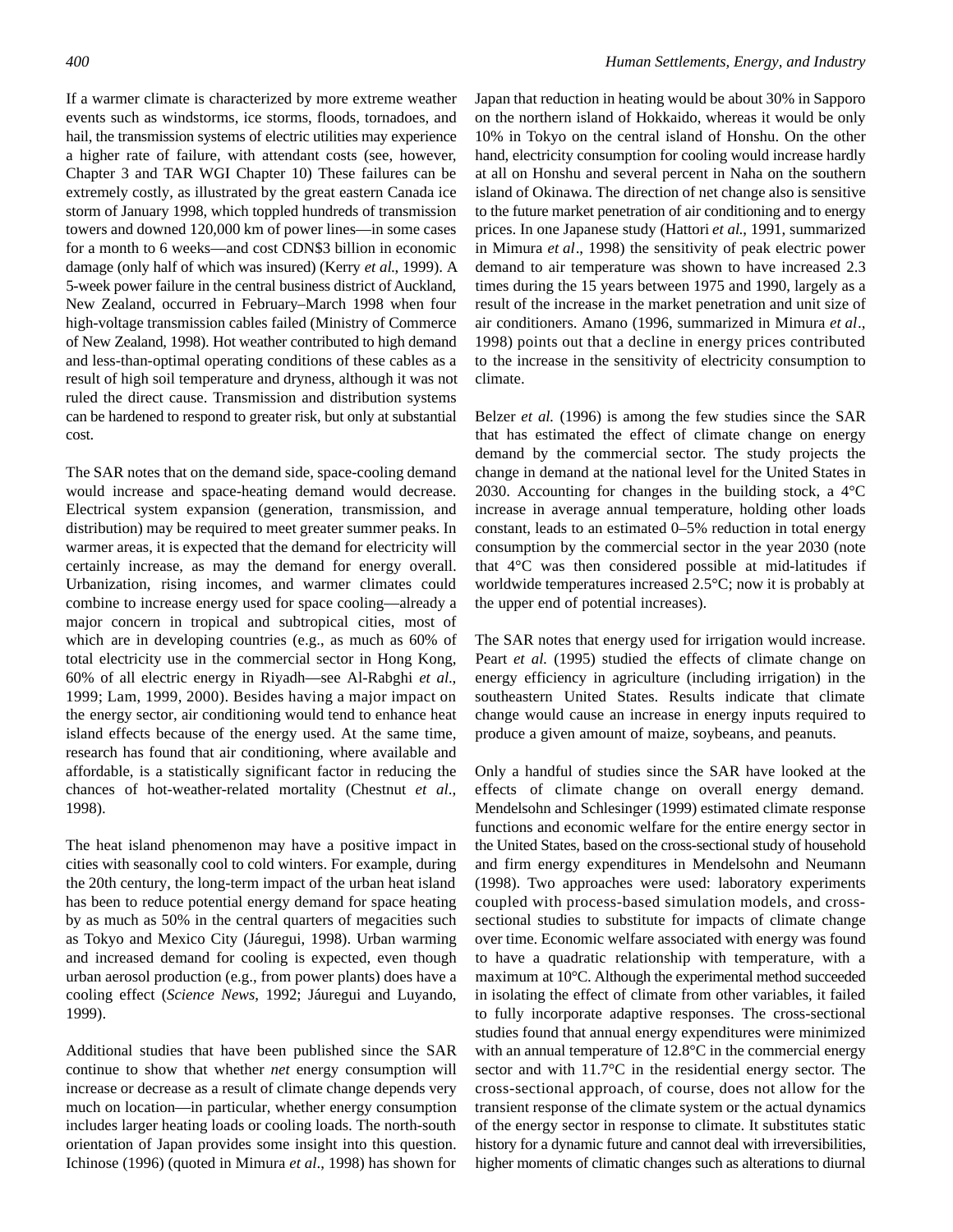If a warmer climate is characterized by more extreme weather events such as windstorms, ice storms, floods, tornadoes, and hail, the transmission systems of electric utilities may experience a higher rate of failure, with attendant costs (see, however, Chapter 3 and TAR WGI Chapter 10) These failures can be extremely costly, as illustrated by the great eastern Canada ice storm of January 1998, which toppled hundreds of transmission towers and downed 120,000 km of power lines—in some cases for a month to 6 weeks—and cost CDN$3 billion in economic damage (only half of which was insured) (Kerry *et al.*, 1999). A 5-week power failure in the central business district of Auckland, New Zealand, occurred in February–March 1998 when four high-voltage transmission cables failed (Ministry of Commerce of New Zealand, 1998). Hot weather contributed to high demand and less-than-optimal operating conditions of these cables as a result of high soil temperature and dryness, although it was not ruled the direct cause. Transmission and distribution systems can be hardened to respond to greater risk, but only at substantial cost.

The SAR notes that on the demand side, space-cooling demand would increase and space-heating demand would decrease. Electrical system expansion (generation, transmission, and distribution) may be required to meet greater summer peaks. In warmer areas, it is expected that the demand for electricity will certainly increase, as may the demand for energy overall. Urbanization, rising incomes, and warmer climates could combine to increase energy used for space cooling—already a major concern in tropical and subtropical cities, most of which are in developing countries (e.g., as much as 60% of total electricity use in the commercial sector in Hong Kong, 60% of all electric energy in Riyadh—see Al-Rabghi *et al*., 1999; Lam, 1999, 2000). Besides having a major impact on the energy sector, air conditioning would tend to enhance heat island effects because of the energy used. At the same time, research has found that air conditioning, where available and affordable, is a statistically significant factor in reducing the chances of hot-weather-related mortality (Chestnut *et al*., 1998).

The heat island phenomenon may have a positive impact in cities with seasonally cool to cold winters. For example, during the 20th century, the long-term impact of the urban heat island has been to reduce potential energy demand for space heating by as much as 50% in the central quarters of megacities such as Tokyo and Mexico City (Jáuregui, 1998). Urban warming and increased demand for cooling is expected, even though urban aerosol production (e.g., from power plants) does have a cooling effect (*Science News*, 1992; Jáuregui and Luyando, 1999).

Additional studies that have been published since the SAR continue to show that whether *net* energy consumption will increase or decrease as a result of climate change depends very much on location—in particular, whether energy consumption includes larger heating loads or cooling loads. The north-south orientation of Japan provides some insight into this question. Ichinose (1996) (quoted in Mimura *et al*., 1998) has shown for Japan that reduction in heating would be about 30% in Sapporo on the northern island of Hokkaido, whereas it would be only 10% in Tokyo on the central island of Honshu. On the other hand, electricity consumption for cooling would increase hardly at all on Honshu and several percent in Naha on the southern island of Okinawa. The direction of net change also is sensitive to the future market penetration of air conditioning and to energy prices. In one Japanese study (Hattori *et al.*, 1991, summarized in Mimura *et al*., 1998) the sensitivity of peak electric power demand to air temperature was shown to have increased 2.3 times during the 15 years between 1975 and 1990, largely as a result of the increase in the market penetration and unit size of air conditioners. Amano (1996, summarized in Mimura *et al*., 1998) points out that a decline in energy prices contributed to the increase in the sensitivity of electricity consumption to climate.

Belzer *et al.* (1996) is among the few studies since the SAR that has estimated the effect of climate change on energy demand by the commercial sector. The study projects the change in demand at the national level for the United States in 2030. Accounting for changes in the building stock, a 4°C increase in average annual temperature, holding other loads constant, leads to an estimated 0–5% reduction in total energy consumption by the commercial sector in the year 2030 (note that 4°C was then considered possible at mid-latitudes if worldwide temperatures increased 2.5°C; now it is probably at the upper end of potential increases).

The SAR notes that energy used for irrigation would increase. Peart *et al.* (1995) studied the effects of climate change on energy efficiency in agriculture (including irrigation) in the southeastern United States. Results indicate that climate change would cause an increase in energy inputs required to produce a given amount of maize, soybeans, and peanuts.

Only a handful of studies since the SAR have looked at the effects of climate change on overall energy demand. Mendelsohn and Schlesinger (1999) estimated climate response functions and economic welfare for the entire energy sector in the United States, based on the cross-sectional study of household and firm energy expenditures in Mendelsohn and Neumann (1998). Two approaches were used: laboratory experiments coupled with process-based simulation models, and cross-sectional studies to substitute for impacts of climate change over time. Economic welfare associated with energy was found to have a quadratic relationship with temperature, with a maximum at 10°C. Although the experimental method succeeded in isolating the effect of climate from other variables, it failed to fully incorporate adaptive responses. The cross-sectional studies found that annual energy expenditures were minimized with an annual temperature of 12.8°C in the commercial energy sector and with 11.7°C in the residential energy sector. The cross-sectional approach, of course, does not allow for the transient response of the climate system or the actual dynamics of the energy sector in response to climate. It substitutes static history for a dynamic future and cannot deal with irreversibilities, higher moments of climatic changes such as alterations to diurnal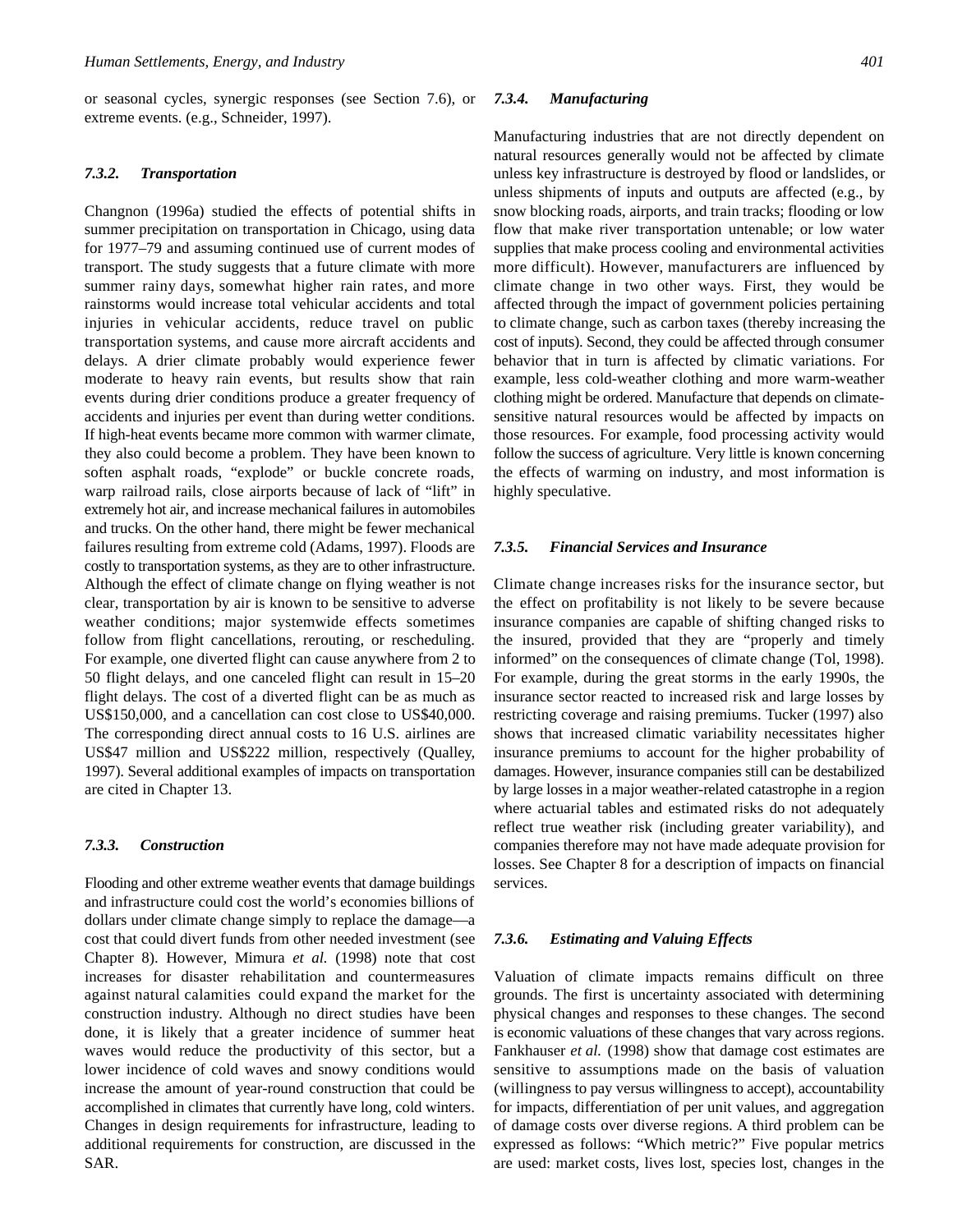or seasonal cycles, synergic responses (see Section 7.6), or extreme events. (e.g., Schneider, 1997).

### *7.3.2. Transportation*

Changnon (1996a) studied the effects of potential shifts in summer precipitation on transportation in Chicago, using data for 1977–79 and assuming continued use of current modes of transport. The study suggests that a future climate with more summer rainy days, somewhat higher rain rates, and more rainstorms would increase total vehicular accidents and total injuries in vehicular accidents, reduce travel on public transportation systems, and cause more aircraft accidents and delays. A drier climate probably would experience fewer moderate to heavy rain events, but results show that rain events during drier conditions produce a greater frequency of accidents and injuries per event than during wetter conditions. If high-heat events became more common with warmer climate, they also could become a problem. They have been known to soften asphalt roads, "explode" or buckle concrete roads, warp railroad rails, close airports because of lack of "lift" in extremely hot air, and increase mechanical failures in automobiles and trucks. On the other hand, there might be fewer mechanical failures resulting from extreme cold (Adams, 1997). Floods are costly to transportation systems, as they are to other infrastructure. Although the effect of climate change on flying weather is not clear, transportation by air is known to be sensitive to adverse weather conditions; major systemwide effects sometimes follow from flight cancellations, rerouting, or rescheduling. For example, one diverted flight can cause anywhere from 2 to 50 flight delays, and one canceled flight can result in 15–20 flight delays. The cost of a diverted flight can be as much as US$150,000, and a cancellation can cost close to US$40,000. The corresponding direct annual costs to 16 U.S. airlines are US$47 million and US$222 million, respectively (Qualley, 1997). Several additional examples of impacts on transportation are cited in Chapter 13.

### *7.3.3. Construction*

Flooding and other extreme weather events that damage buildings and infrastructure could cost the world's economies billions of dollars under climate change simply to replace the damage—a cost that could divert funds from other needed investment (see Chapter 8). However, Mimura *et al.* (1998) note that cost increases for disaster rehabilitation and countermeasures against natural calamities could expand the market for the construction industry. Although no direct studies have been done, it is likely that a greater incidence of summer heat waves would reduce the productivity of this sector, but a lower incidence of cold waves and snowy conditions would increase the amount of year-round construction that could be accomplished in climates that currently have long, cold winters. Changes in design requirements for infrastructure, leading to additional requirements for construction, are discussed in the SAR.

### *7.3.4. Manufacturing*

Manufacturing industries that are not directly dependent on natural resources generally would not be affected by climate unless key infrastructure is destroyed by flood or landslides, or unless shipments of inputs and outputs are affected (e.g., by snow blocking roads, airports, and train tracks; flooding or low flow that make river transportation untenable; or low water supplies that make process cooling and environmental activities more difficult). However, manufacturers are influenced by climate change in two other ways. First, they would be affected through the impact of government policies pertaining to climate change, such as carbon taxes (thereby increasing the cost of inputs). Second, they could be affected through consumer behavior that in turn is affected by climatic variations. For example, less cold-weather clothing and more warm-weather clothing might be ordered. Manufacture that depends on climate-sensitive natural resources would be affected by impacts on those resources. For example, food processing activity would follow the success of agriculture. Very little is known concerning the effects of warming on industry, and most information is highly speculative.

### *7.3.5. Financial Services and Insurance*

Climate change increases risks for the insurance sector, but the effect on profitability is not likely to be severe because insurance companies are capable of shifting changed risks to the insured, provided that they are "properly and timely informed" on the consequences of climate change (Tol, 1998). For example, during the great storms in the early 1990s, the insurance sector reacted to increased risk and large losses by restricting coverage and raising premiums. Tucker (1997) also shows that increased climatic variability necessitates higher insurance premiums to account for the higher probability of damages. However, insurance companies still can be destabilized by large losses in a major weather-related catastrophe in a region where actuarial tables and estimated risks do not adequately reflect true weather risk (including greater variability), and companies therefore may not have made adequate provision for losses. See Chapter 8 for a description of impacts on financial services.

### *7.3.6. Estimating and Valuing Effects*

Valuation of climate impacts remains difficult on three grounds. The first is uncertainty associated with determining physical changes and responses to these changes. The second is economic valuations of these changes that vary across regions. Fankhauser *et al.* (1998) show that damage cost estimates are sensitive to assumptions made on the basis of valuation (willingness to pay versus willingness to accept), accountability for impacts, differentiation of per unit values, and aggregation of damage costs over diverse regions. A third problem can be expressed as follows: "Which metric?" Five popular metrics are used: market costs, lives lost, species lost, changes in the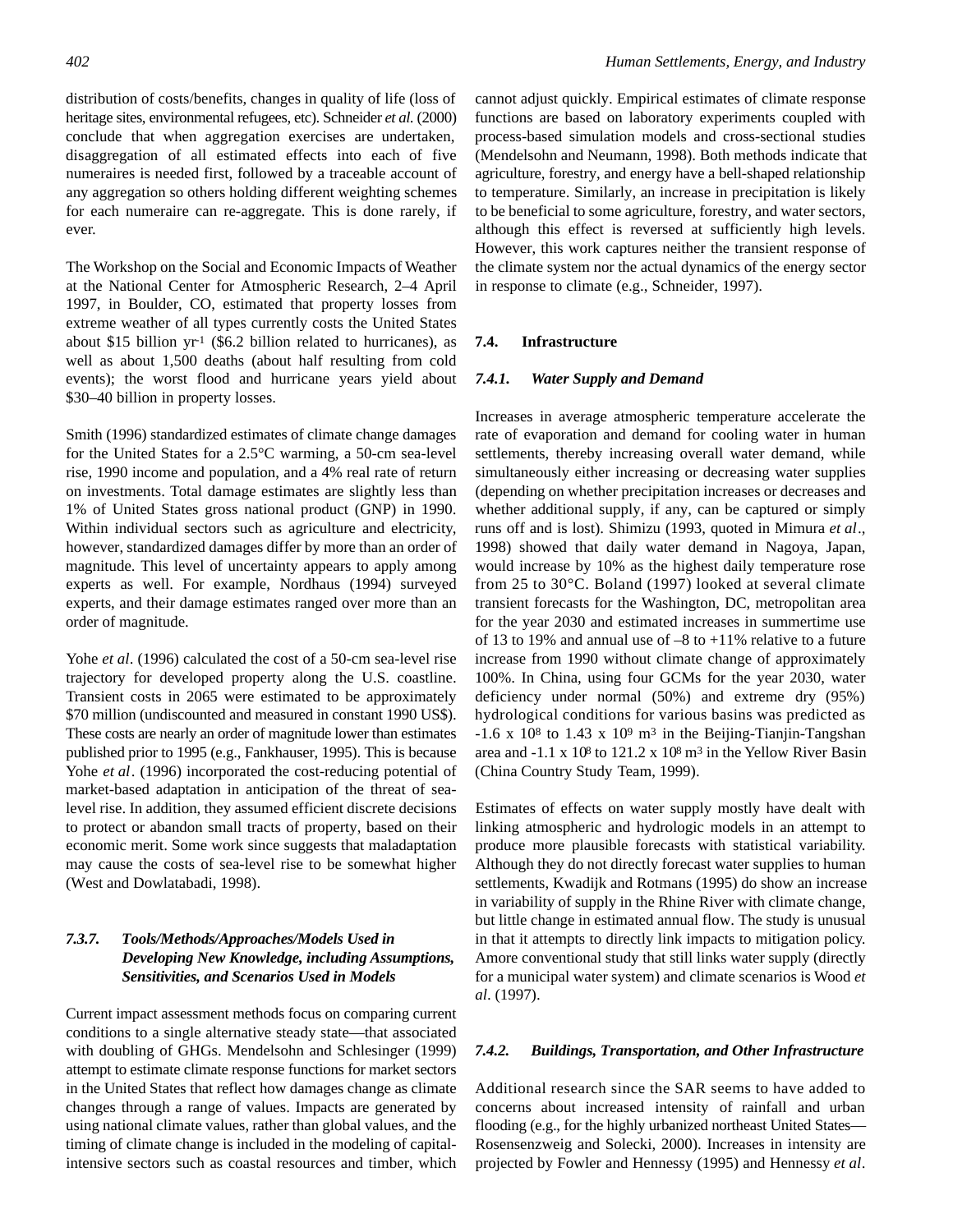distribution of costs/benefits, changes in quality of life (loss of heritage sites, environmental refugees, etc). Schneider *et al.* (2000) conclude that when aggregation exercises are undertaken, disaggregation of all estimated effects into each of five numeraires is needed first, followed by a traceable account of any aggregation so others holding different weighting schemes for each numeraire can re-aggregate. This is done rarely, if ever.

The Workshop on the Social and Economic Impacts of Weather at the National Center for Atmospheric Research, 2–4 April 1997, in Boulder, CO, estimated that property losses from extreme weather of all types currently costs the United States about \$15 billion $yr^{-1}$ (\$6.2 billion related to hurricanes), as well as about 1,500 deaths (about half resulting from cold events); the worst flood and hurricane years yield about \$30–40 billion in property losses.

Smith (1996) standardized estimates of climate change damages for the United States for a 2.5°C warming, a 50-cm sea-level rise, 1990 income and population, and a 4% real rate of return on investments. Total damage estimates are slightly less than 1% of United States gross national product (GNP) in 1990. Within individual sectors such as agriculture and electricity, however, standardized damages differ by more than an order of magnitude. This level of uncertainty appears to apply among experts as well. For example, Nordhaus (1994) surveyed experts, and their damage estimates ranged over more than an order of magnitude.

Yohe *et al*. (1996) calculated the cost of a 50-cm sea-level rise trajectory for developed property along the U.S. coastline. Transient costs in 2065 were estimated to be approximately \$70 million (undiscounted and measured in constant 1990 US\$). These costs are nearly an order of magnitude lower than estimates published prior to 1995 (e.g., Fankhauser, 1995). This is because Yohe *et al*. (1996) incorporated the cost-reducing potential of market-based adaptation in anticipation of the threat of sea-level rise. In addition, they assumed efficient discrete decisions to protect or abandon small tracts of property, based on their economic merit. Some work since suggests that maladaptation may cause the costs of sea-level rise to be somewhat higher (West and Dowlatabadi, 1998).

#### 7.3.7. Tools/Methods/Approaches/Models Used in Developing New Knowledge, including Assumptions, Sensitivities, and Scenarios Used in Models

Current impact assessment methods focus on comparing current conditions to a single alternative steady state—that associated with doubling of GHGs. Mendelsohn and Schlesinger (1999) attempt to estimate climate response functions for market sectors in the United States that reflect how damages change as climate changes through a range of values. Impacts are generated by using national climate values, rather than global values, and the timing of climate change is included in the modeling of capital-intensive sectors such as coastal resources and timber, which cannot adjust quickly. Empirical estimates of climate response functions are based on laboratory experiments coupled with process-based simulation models and cross-sectional studies (Mendelsohn and Neumann, 1998). Both methods indicate that agriculture, forestry, and energy have a bell-shaped relationship to temperature. Similarly, an increase in precipitation is likely to be beneficial to some agriculture, forestry, and water sectors, although this effect is reversed at sufficiently high levels. However, this work captures neither the transient response of the climate system nor the actual dynamics of the energy sector in response to climate (e.g., Schneider, 1997).

## 7.4. Infrastructure

### 7.4.1. Water Supply and Demand

Increases in average atmospheric temperature accelerate the rate of evaporation and demand for cooling water in human settlements, thereby increasing overall water demand, while simultaneously either increasing or decreasing water supplies (depending on whether precipitation increases or decreases and whether additional supply, if any, can be captured or simply runs off and is lost). Shimizu (1993, quoted in Mimura *et al*., 1998) showed that daily water demand in Nagoya, Japan, would increase by 10% as the highest daily temperature rose from 25 to 30°C. Boland (1997) looked at several climate transient forecasts for the Washington, DC, metropolitan area for the year 2030 and estimated increases in summertime use of 13 to 19% and annual use of –8 to +11% relative to a future increase from 1990 without climate change of approximately 100%. In China, using four GCMs for the year 2030, water deficiency under normal (50%) and extreme dry (95%) hydrological conditions for various basins was predicted as $-1.6 \times 10^8$ to $1.43 \times 10^9$ $m^3$ in the Beijing-Tianjin-Tangshan area and $-1.1 \times 10^8$ to $121.2 \times 10^8$ $m^3$ in the Yellow River Basin (China Country Study Team, 1999).

Estimates of effects on water supply mostly have dealt with linking atmospheric and hydrologic models in an attempt to produce more plausible forecasts with statistical variability. Although they do not directly forecast water supplies to human settlements, Kwadijk and Rotmans (1995) do show an increase in variability of supply in the Rhine River with climate change, but little change in estimated annual flow. The study is unusual in that it attempts to directly link impacts to mitigation policy. Amore conventional study that still links water supply (directly for a municipal water system) and climate scenarios is Wood *et al*. (1997).

### 7.4.2. Buildings, Transportation, and Other Infrastructure

Additional research since the SAR seems to have added to concerns about increased intensity of rainfall and urban flooding (e.g., for the highly urbanized northeast United States—Rosensenzweig and Solecki, 2000). Increases in intensity are projected by Fowler and Hennessy (1995) and Hennessy *et al*.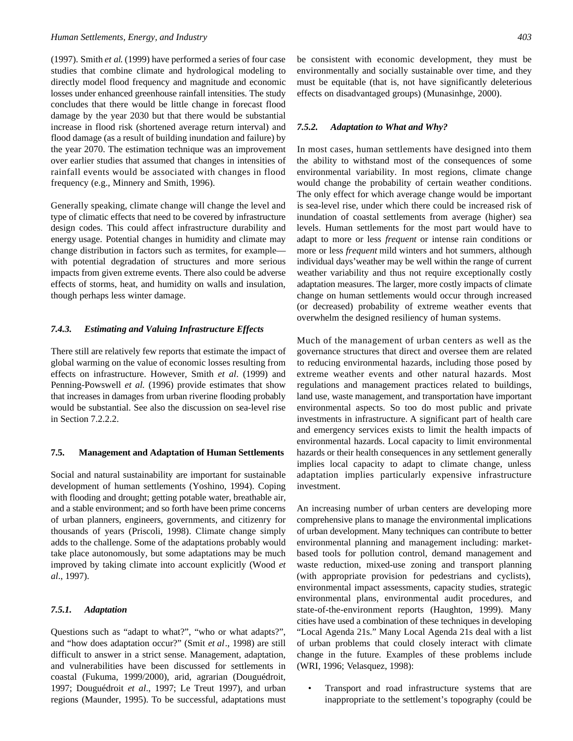(1997). Smith *et al.* (1999) have performed a series of four case studies that combine climate and hydrological modeling to directly model flood frequency and magnitude and economic losses under enhanced greenhouse rainfall intensities. The study concludes that there would be little change in forecast flood damage by the year 2030 but that there would be substantial increase in flood risk (shortened average return interval) and flood damage (as a result of building inundation and failure) by the year 2070. The estimation technique was an improvement over earlier studies that assumed that changes in intensities of rainfall events would be associated with changes in flood frequency (e.g., Minnery and Smith, 1996).

Generally speaking, climate change will change the level and type of climatic effects that need to be covered by infrastructure design codes. This could affect infrastructure durability and energy usage. Potential changes in humidity and climate may change distribution in factors such as termites, for example—with potential degradation of structures and more serious impacts from given extreme events. There also could be adverse effects of storms, heat, and humidity on walls and insulation, though perhaps less winter damage.

### *7.4.3. Estimating and Valuing Infrastructure Effects*

There still are relatively few reports that estimate the impact of global warming on the value of economic losses resulting from effects on infrastructure. However, Smith *et al.* (1999) and Penning-Powswell *et al.* (1996) provide estimates that show that increases in damages from urban riverine flooding probably would be substantial. See also the discussion on sea-level rise in Section 7.2.2.2.

## 7.5. Management and Adaptation of Human Settlements

Social and natural sustainability are important for sustainable development of human settlements (Yoshino, 1994). Coping with flooding and drought; getting potable water, breathable air, and a stable environment; and so forth have been prime concerns of urban planners, engineers, governments, and citizenry for thousands of years (Priscoli, 1998). Climate change simply adds to the challenge. Some of the adaptations probably would take place autonomously, but some adaptations may be much improved by taking climate into account explicitly (Wood *et al*., 1997).

### *7.5.1. Adaptation*

Questions such as "adapt to what?", "who or what adapts?", and "how does adaptation occur?" (Smit *et al*., 1998) are still difficult to answer in a strict sense. Management, adaptation, and vulnerabilities have been discussed for settlements in coastal (Fukuma, 1999/2000), arid, agrarian (Douguédroit, 1997; Douguédroit *et al*., 1997; Le Treut 1997), and urban regions (Maunder, 1995). To be successful, adaptations must be consistent with economic development, they must be environmentally and socially sustainable over time, and they must be equitable (that is, not have significantly deleterious effects on disadvantaged groups) (Munasinhge, 2000).

### *7.5.2. Adaptation to What and Why?*

In most cases, human settlements have designed into them the ability to withstand most of the consequences of some environmental variability. In most regions, climate change would change the probability of certain weather conditions. The only effect for which average change would be important is sea-level rise, under which there could be increased risk of inundation of coastal settlements from average (higher) sea levels. Human settlements for the most part would have to adapt to more or less *frequent* or intense rain conditions or more or less *frequent* mild winters and hot summers, although individual days'weather may be well within the range of current weather variability and thus not require exceptionally costly adaptation measures. The larger, more costly impacts of climate change on human settlements would occur through increased (or decreased) probability of extreme weather events that overwhelm the designed resiliency of human systems.

Much of the management of urban centers as well as the governance structures that direct and oversee them are related to reducing environmental hazards, including those posed by extreme weather events and other natural hazards. Most regulations and management practices related to buildings, land use, waste management, and transportation have important environmental aspects. So too do most public and private investments in infrastructure. A significant part of health care and emergency services exists to limit the health impacts of environmental hazards. Local capacity to limit environmental hazards or their health consequences in any settlement generally implies local capacity to adapt to climate change, unless adaptation implies particularly expensive infrastructure investment.

An increasing number of urban centers are developing more comprehensive plans to manage the environmental implications of urban development. Many techniques can contribute to better environmental planning and management including: market-based tools for pollution control, demand management and waste reduction, mixed-use zoning and transport planning (with appropriate provision for pedestrians and cyclists), environmental impact assessments, capacity studies, strategic environmental plans, environmental audit procedures, and state-of-the-environment reports (Haughton, 1999). Many cities have used a combination of these techniques in developing "Local Agenda 21s." Many Local Agenda 21s deal with a list of urban problems that could closely interact with climate change in the future. Examples of these problems include (WRI, 1996; Velasquez, 1998):

- Transport and road infrastructure systems that are inappropriate to the settlement's topography (could be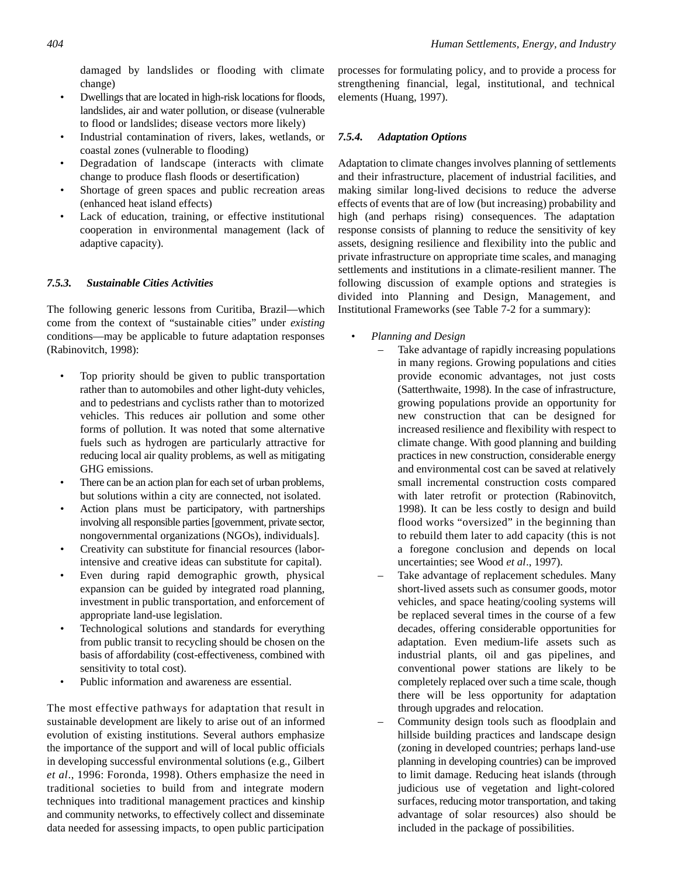damaged by landslides or flooding with climate change)

- Dwellings that are located in high-risk locations for floods, landslides, air and water pollution, or disease (vulnerable to flood or landslides; disease vectors more likely)
- Industrial contamination of rivers, lakes, wetlands, or coastal zones (vulnerable to flooding)
- Degradation of landscape (interacts with climate change to produce flash floods or desertification)
- Shortage of green spaces and public recreation areas (enhanced heat island effects)
- Lack of education, training, or effective institutional cooperation in environmental management (lack of adaptive capacity).

### *7.5.3. Sustainable Cities Activities*

The following generic lessons from Curitiba, Brazil—which come from the context of "sustainable cities" under *existing* conditions—may be applicable to future adaptation responses (Rabinovitch, 1998):

- Top priority should be given to public transportation rather than to automobiles and other light-duty vehicles, and to pedestrians and cyclists rather than to motorized vehicles. This reduces air pollution and some other forms of pollution. It was noted that some alternative fuels such as hydrogen are particularly attractive for reducing local air quality problems, as well as mitigating GHG emissions.
- There can be an action plan for each set of urban problems, but solutions within a city are connected, not isolated.
- Action plans must be participatory, with partnerships involving all responsible parties [government, private sector, nongovernmental organizations (NGOs), individuals].
- Creativity can substitute for financial resources (labor-intensive and creative ideas can substitute for capital).
- Even during rapid demographic growth, physical expansion can be guided by integrated road planning, investment in public transportation, and enforcement of appropriate land-use legislation.
- Technological solutions and standards for everything from public transit to recycling should be chosen on the basis of affordability (cost-effectiveness, combined with sensitivity to total cost).
- Public information and awareness are essential.

The most effective pathways for adaptation that result in sustainable development are likely to arise out of an informed evolution of existing institutions. Several authors emphasize the importance of the support and will of local public officials in developing successful environmental solutions (e.g., Gilbert *et al*., 1996: Foronda, 1998). Others emphasize the need in traditional societies to build from and integrate modern techniques into traditional management practices and kinship and community networks, to effectively collect and disseminate data needed for assessing impacts, to open public participation processes for formulating policy, and to provide a process for strengthening financial, legal, institutional, and technical elements (Huang, 1997).

### *7.5.4. Adaptation Options*

Adaptation to climate changes involves planning of settlements and their infrastructure, placement of industrial facilities, and making similar long-lived decisions to reduce the adverse effects of events that are of low (but increasing) probability and high (and perhaps rising) consequences. The adaptation response consists of planning to reduce the sensitivity of key assets, designing resilience and flexibility into the public and private infrastructure on appropriate time scales, and managing settlements and institutions in a climate-resilient manner. The following discussion of example options and strategies is divided into Planning and Design, Management, and Institutional Frameworks (see Table 7-2 for a summary):

- *Planning and Design*
  - Take advantage of rapidly increasing populations in many regions. Growing populations and cities provide economic advantages, not just costs (Satterthwaite, 1998). In the case of infrastructure, growing populations provide an opportunity for new construction that can be designed for increased resilience and flexibility with respect to climate change. With good planning and building practices in new construction, considerable energy and environmental cost can be saved at relatively small incremental construction costs compared with later retrofit or protection (Rabinovitch, 1998). It can be less costly to design and build flood works "oversized" in the beginning than to rebuild them later to add capacity (this is not a foregone conclusion and depends on local uncertainties; see Wood *et al*., 1997).
  - Take advantage of replacement schedules. Many short-lived assets such as consumer goods, motor vehicles, and space heating/cooling systems will be replaced several times in the course of a few decades, offering considerable opportunities for adaptation. Even medium-life assets such as industrial plants, oil and gas pipelines, and conventional power stations are likely to be completely replaced over such a time scale, though there will be less opportunity for adaptation through upgrades and relocation.
  - Community design tools such as floodplain and hillside building practices and landscape design (zoning in developed countries; perhaps land-use planning in developing countries) can be improved to limit damage. Reducing heat islands (through judicious use of vegetation and light-colored surfaces, reducing motor transportation, and taking advantage of solar resources) also should be included in the package of possibilities.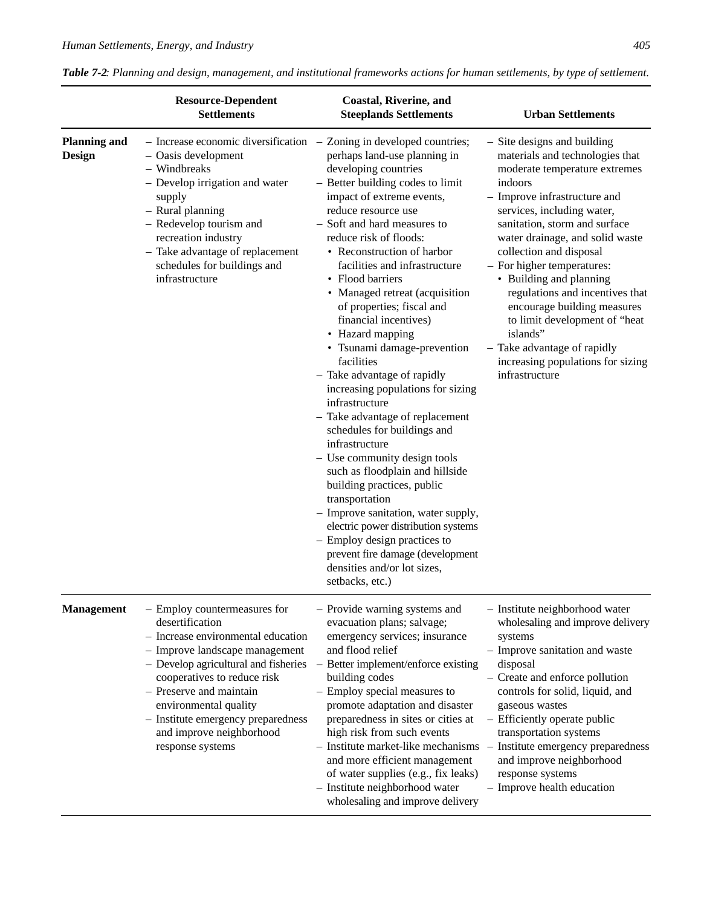*Table 7-2: Planning and design, management, and institutional frameworks actions for human settlements, by type of settlement.*

| | Resource-Dependent Settlements | Coastal, Riverine, and Steeplands Settlements | Urban Settlements |
|---|---|---|---|
| **Planning and Design** | – Increase economic diversification<br>– Oasis development<br>– Windbreaks<br>– Develop irrigation and water supply<br>– Rural planning<br>– Redevelop tourism and recreation industry<br>– Take advantage of replacement schedules for buildings and infrastructure | – Zoning in developed countries; perhaps land-use planning in developing countries<br>– Better building codes to limit impact of extreme events, reduce resource use<br>– Soft and hard measures to reduce risk of floods:<br>• Reconstruction of harbor facilities and infrastructure<br>• Flood barriers<br>• Managed retreat (acquisition of properties; fiscal and financial incentives)<br>• Hazard mapping<br>• Tsunami damage-prevention facilities<br>– Take advantage of rapidly increasing populations for sizing infrastructure<br>– Take advantage of replacement schedules for buildings and infrastructure<br>– Use community design tools such as floodplain and hillside building practices, public transportation<br>– Improve sanitation, water supply, electric power distribution systems<br>– Employ design practices to prevent fire damage (development densities and/or lot sizes, setbacks, etc.) | – Site designs and building materials and technologies that moderate temperature extremes indoors<br>– Improve infrastructure and services, including water, sanitation, storm and surface water drainage, and solid waste collection and disposal<br>– For higher temperatures:<br>• Building and planning regulations and incentives that encourage building measures to limit development of "heat islands"<br>– Take advantage of rapidly increasing populations for sizing infrastructure |
| **Management** | – Employ countermeasures for desertification<br>– Increase environmental education<br>– Improve landscape management<br>– Develop agricultural and fisheries cooperatives to reduce risk<br>– Preserve and maintain environmental quality<br>– Institute emergency preparedness and improve neighborhood response systems | – Provide warning systems and evacuation plans; salvage; emergency services; insurance and flood relief<br>– Better implement/enforce existing building codes<br>– Employ special measures to promote adaptation and disaster preparedness in sites or cities at high risk from such events<br>– Institute market-like mechanisms and more efficient management of water supplies (e.g., fix leaks)<br>– Institute neighborhood water wholesaling and improve delivery | – Institute neighborhood water wholesaling and improve delivery systems<br>– Improve sanitation and waste disposal<br>– Create and enforce pollution controls for solid, liquid, and gaseous wastes<br>– Efficiently operate public transportation systems<br>– Institute emergency preparedness and improve neighborhood response systems<br>– Improve health education |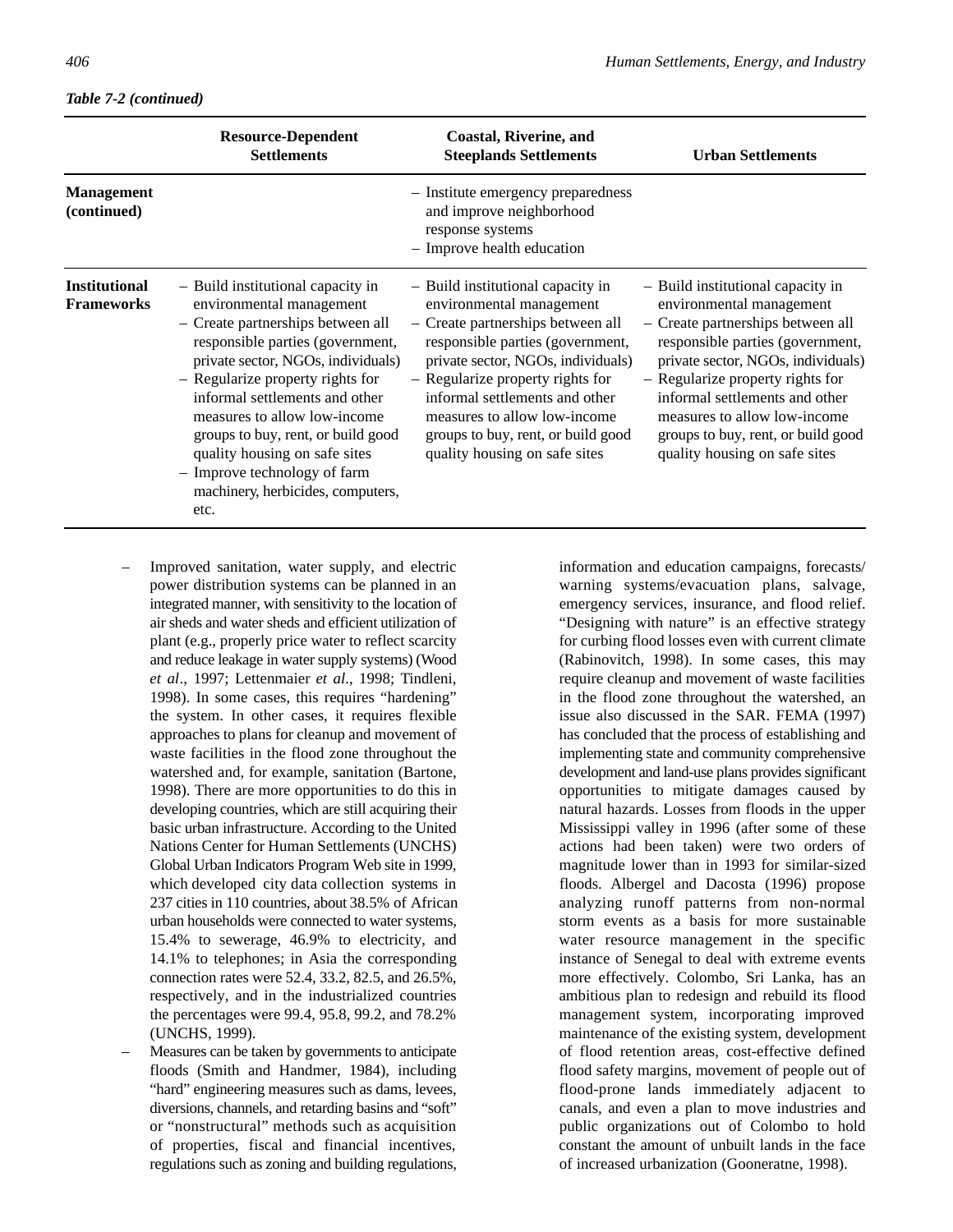*Table 7-2 (continued)*

| | Resource-Dependent Settlements | Coastal, Riverine, and Steeplands Settlements | Urban Settlements |
|---|---|---|---|
| **Management (continued)** | | – Institute emergency preparedness and improve neighborhood response systems<br>– Improve health education | |
| **Institutional Frameworks** | – Build institutional capacity in environmental management<br>– Create partnerships between all responsible parties (government, private sector, NGOs, individuals)<br>– Regularize property rights for informal settlements and other measures to allow low-income groups to buy, rent, or build good quality housing on safe sites<br>– Improve technology of farm machinery, herbicides, computers, etc. | – Build institutional capacity in environmental management<br>– Create partnerships between all responsible parties (government, private sector, NGOs, individuals)<br>– Regularize property rights for informal settlements and other measures to allow low-income groups to buy, rent, or build good quality housing on safe sites | – Build institutional capacity in environmental management<br>– Create partnerships between all responsible parties (government, private sector, NGOs, individuals)<br>– Regularize property rights for informal settlements and other measures to allow low-income groups to buy, rent, or build good quality housing on safe sites |

– Improved sanitation, water supply, and electric power distribution systems can be planned in an integrated manner, with sensitivity to the location of air sheds and water sheds and efficient utilization of plant (e.g., properly price water to reflect scarcity and reduce leakage in water supply systems) (Wood *et al*., 1997; Lettenmaier *et al*., 1998; Tindleni, 1998). In some cases, this requires "hardening" the system. In other cases, it requires flexible approaches to plans for cleanup and movement of waste facilities in the flood zone throughout the watershed and, for example, sanitation (Bartone, 1998). There are more opportunities to do this in developing countries, which are still acquiring their basic urban infrastructure. According to the United Nations Center for Human Settlements (UNCHS) Global Urban Indicators Program Web site in 1999, which developed city data collection systems in 237 cities in 110 countries, about 38.5% of African urban households were connected to water systems, 15.4% to sewerage, 46.9% to electricity, and 14.1% to telephones; in Asia the corresponding connection rates were 52.4, 33.2, 82.5, and 26.5%, respectively, and in the industrialized countries the percentages were 99.4, 95.8, 99.2, and 78.2% (UNCHS, 1999).

– Measures can be taken by governments to anticipate floods (Smith and Handmer, 1984), including "hard" engineering measures such as dams, levees, diversions, channels, and retarding basins and "soft" or "nonstructural" methods such as acquisition of properties, fiscal and financial incentives, regulations such as zoning and building regulations, information and education campaigns, forecasts/ warning systems/evacuation plans, salvage, emergency services, insurance, and flood relief. "Designing with nature" is an effective strategy for curbing flood losses even with current climate (Rabinovitch, 1998). In some cases, this may require cleanup and movement of waste facilities in the flood zone throughout the watershed, an issue also discussed in the SAR. FEMA (1997) has concluded that the process of establishing and implementing state and community comprehensive development and land-use plans provides significant opportunities to mitigate damages caused by natural hazards. Losses from floods in the upper Mississippi valley in 1996 (after some of these actions had been taken) were two orders of magnitude lower than in 1993 for similar-sized floods. Albergel and Dacosta (1996) propose analyzing runoff patterns from non-normal storm events as a basis for more sustainable water resource management in the specific instance of Senegal to deal with extreme events more effectively. Colombo, Sri Lanka, has an ambitious plan to redesign and rebuild its flood management system, incorporating improved maintenance of the existing system, development of flood retention areas, cost-effective defined flood safety margins, movement of people out of flood-prone lands immediately adjacent to canals, and even a plan to move industries and public organizations out of Colombo to hold constant the amount of unbuilt lands in the face of increased urbanization (Gooneratne, 1998).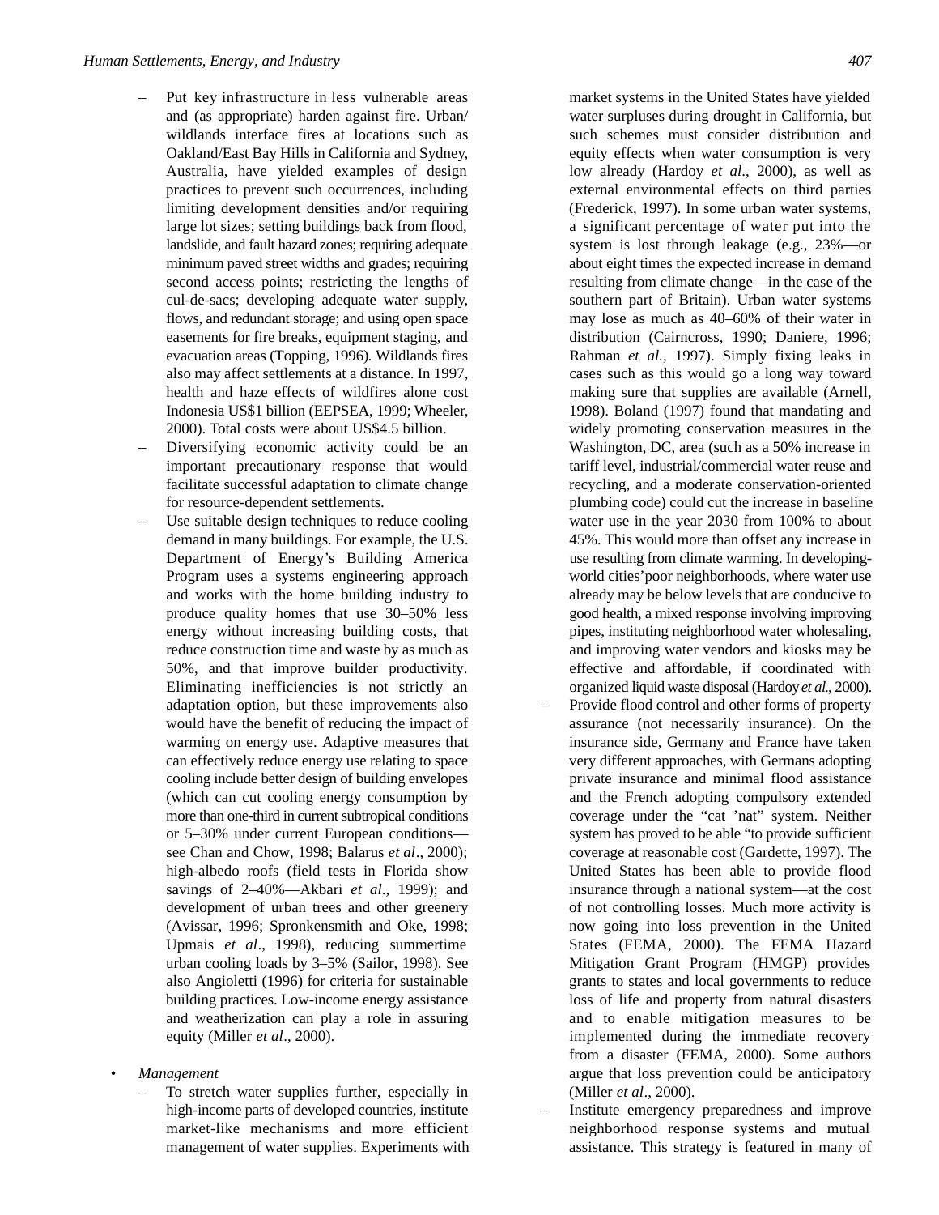- Put key infrastructure in less vulnerable areas and (as appropriate) harden against fire. Urban/wildlands interface fires at locations such as Oakland/East Bay Hills in California and Sydney, Australia, have yielded examples of design practices to prevent such occurrences, including limiting development densities and/or requiring large lot sizes; setting buildings back from flood, landslide, and fault hazard zones; requiring adequate minimum paved street widths and grades; requiring second access points; restricting the lengths of cul-de-sacs; developing adequate water supply, flows, and redundant storage; and using open space easements for fire breaks, equipment staging, and evacuation areas (Topping, 1996). Wildlands fires also may affect settlements at a distance. In 1997, health and haze effects of wildfires alone cost Indonesia US$1 billion (EEPSEA, 1999; Wheeler, 2000). Total costs were about US$4.5 billion.
- Diversifying economic activity could be an important precautionary response that would facilitate successful adaptation to climate change for resource-dependent settlements.
- Use suitable design techniques to reduce cooling demand in many buildings. For example, the U.S. Department of Energy's Building America Program uses a systems engineering approach and works with the home building industry to produce quality homes that use 30–50% less energy without increasing building costs, that reduce construction time and waste by as much as 50%, and that improve builder productivity. Eliminating inefficiencies is not strictly an adaptation option, but these improvements also would have the benefit of reducing the impact of warming on energy use. Adaptive measures that can effectively reduce energy use relating to space cooling include better design of building envelopes (which can cut cooling energy consumption by more than one-third in current subtropical conditions or 5–30% under current European conditions—see Chan and Chow, 1998; Balarus *et al*., 2000); high-albedo roofs (field tests in Florida show savings of 2–40%—Akbari *et al*., 1999); and development of urban trees and other greenery (Avissar, 1996; Spronkensmith and Oke, 1998; Upmais *et al*., 1998), reducing summertime urban cooling loads by 3–5% (Sailor, 1998). See also Angioletti (1996) for criteria for sustainable building practices. Low-income energy assistance and weatherization can play a role in assuring equity (Miller *et al*., 2000).

- *Management*
  - To stretch water supplies further, especially in high-income parts of developed countries, institute market-like mechanisms and more efficient management of water supplies. Experiments with market systems in the United States have yielded water surpluses during drought in California, but such schemes must consider distribution and equity effects when water consumption is very low already (Hardoy *et al*., 2000), as well as external environmental effects on third parties (Frederick, 1997). In some urban water systems, a significant percentage of water put into the system is lost through leakage (e.g., 23%—or about eight times the expected increase in demand resulting from climate change—in the case of the southern part of Britain). Urban water systems may lose as much as 40–60% of their water in distribution (Cairncross, 1990; Daniere, 1996; Rahman *et al.*, 1997). Simply fixing leaks in cases such as this would go a long way toward making sure that supplies are available (Arnell, 1998). Boland (1997) found that mandating and widely promoting conservation measures in the Washington, DC, area (such as a 50% increase in tariff level, industrial/commercial water reuse and recycling, and a moderate conservation-oriented plumbing code) could cut the increase in baseline water use in the year 2030 from 100% to about 45%. This would more than offset any increase in use resulting from climate warming. In developing-world cities' poor neighborhoods, where water use already may be below levels that are conducive to good health, a mixed response involving improving pipes, instituting neighborhood water wholesaling, and improving water vendors and kiosks may be effective and affordable, if coordinated with organized liquid waste disposal (Hardoy *et al*., 2000).
  - Provide flood control and other forms of property assurance (not necessarily insurance). On the insurance side, Germany and France have taken very different approaches, with Germans adopting private insurance and minimal flood assistance and the French adopting compulsory extended coverage under the "cat 'nat" system. Neither system has proved to be able "to provide sufficient coverage at reasonable cost (Gardette, 1997). The United States has been able to provide flood insurance through a national system—at the cost of not controlling losses. Much more activity is now going into loss prevention in the United States (FEMA, 2000). The FEMA Hazard Mitigation Grant Program (HMGP) provides grants to states and local governments to reduce loss of life and property from natural disasters and to enable mitigation measures to be implemented during the immediate recovery from a disaster (FEMA, 2000). Some authors argue that loss prevention could be anticipatory (Miller *et al*., 2000).
  - Institute emergency preparedness and improve neighborhood response systems and mutual assistance. This strategy is featured in many of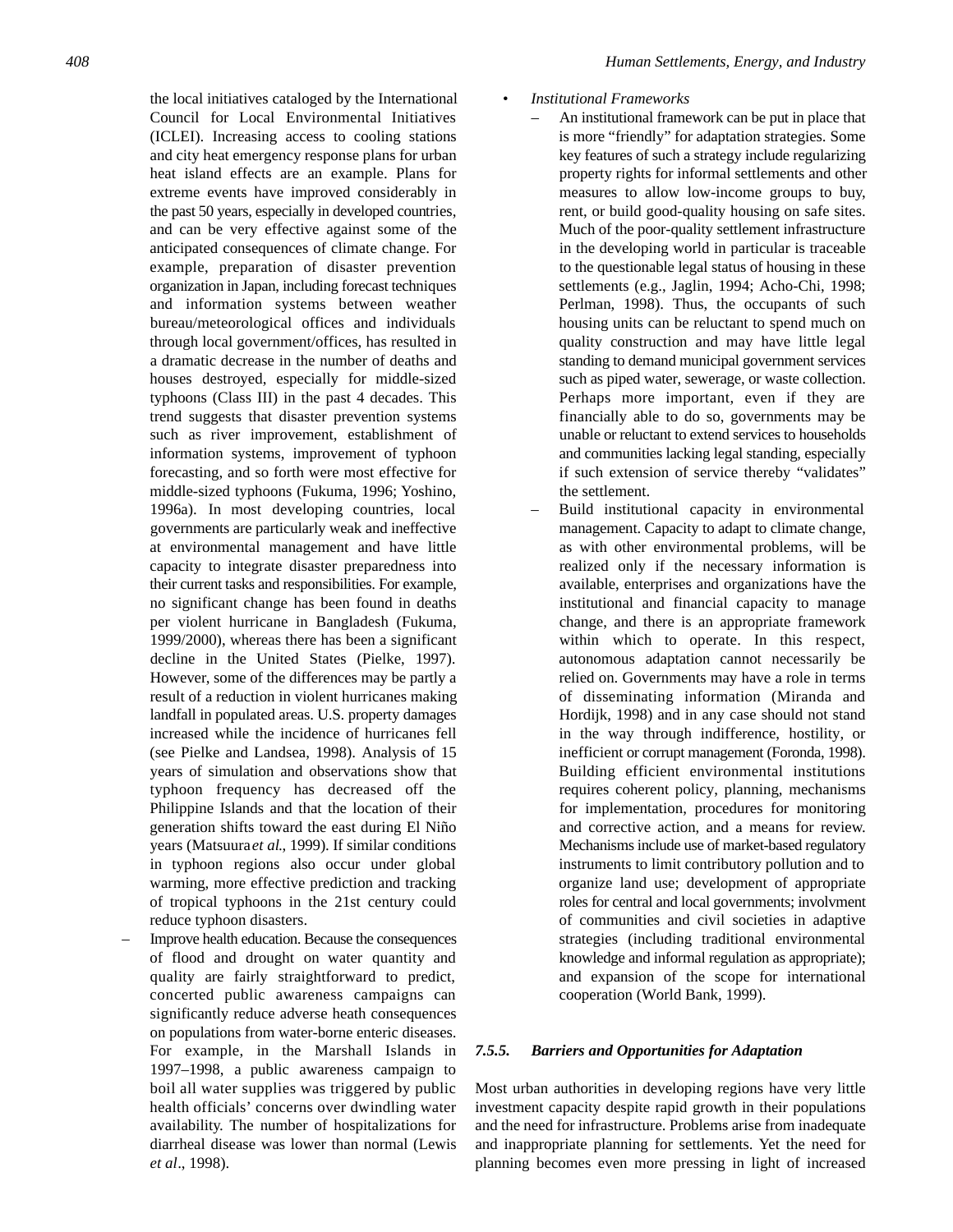the local initiatives cataloged by the International Council for Local Environmental Initiatives (ICLEI). Increasing access to cooling stations and city heat emergency response plans for urban heat island effects are an example. Plans for extreme events have improved considerably in the past 50 years, especially in developed countries, and can be very effective against some of the anticipated consequences of climate change. For example, preparation of disaster prevention organization in Japan, including forecast techniques and information systems between weather bureau/meteorological offices and individuals through local government/offices, has resulted in a dramatic decrease in the number of deaths and houses destroyed, especially for middle-sized typhoons (Class III) in the past 4 decades. This trend suggests that disaster prevention systems such as river improvement, establishment of information systems, improvement of typhoon forecasting, and so forth were most effective for middle-sized typhoons (Fukuma, 1996; Yoshino, 1996a). In most developing countries, local governments are particularly weak and ineffective at environmental management and have little capacity to integrate disaster preparedness into their current tasks and responsibilities. For example, no significant change has been found in deaths per violent hurricane in Bangladesh (Fukuma, 1999/2000), whereas there has been a significant decline in the United States (Pielke, 1997). However, some of the differences may be partly a result of a reduction in violent hurricanes making landfall in populated areas. U.S. property damages increased while the incidence of hurricanes fell (see Pielke and Landsea, 1998). Analysis of 15 years of simulation and observations show that typhoon frequency has decreased off the Philippine Islands and that the location of their generation shifts toward the east during El Niño years (Matsuura *et al.*, 1999). If similar conditions in typhoon regions also occur under global warming, more effective prediction and tracking of tropical typhoons in the 21st century could reduce typhoon disasters.

– Improve health education. Because the consequences of flood and drought on water quantity and quality are fairly straightforward to predict, concerted public awareness campaigns can significantly reduce adverse heath consequences on populations from water-borne enteric diseases. For example, in the Marshall Islands in 1997–1998, a public awareness campaign to boil all water supplies was triggered by public health officials' concerns over dwindling water availability. The number of hospitalizations for diarrheal disease was lower than normal (Lewis *et al*., 1998).

- *Institutional Frameworks*
  - An institutional framework can be put in place that is more "friendly" for adaptation strategies. Some key features of such a strategy include regularizing property rights for informal settlements and other measures to allow low-income groups to buy, rent, or build good-quality housing on safe sites. Much of the poor-quality settlement infrastructure in the developing world in particular is traceable to the questionable legal status of housing in these settlements (e.g., Jaglin, 1994; Acho-Chi, 1998; Perlman, 1998). Thus, the occupants of such housing units can be reluctant to spend much on quality construction and may have little legal standing to demand municipal government services such as piped water, sewerage, or waste collection. Perhaps more important, even if they are financially able to do so, governments may be unable or reluctant to extend services to households and communities lacking legal standing, especially if such extension of service thereby "validates" the settlement.
  - Build institutional capacity in environmental management. Capacity to adapt to climate change, as with other environmental problems, will be realized only if the necessary information is available, enterprises and organizations have the institutional and financial capacity to manage change, and there is an appropriate framework within which to operate. In this respect, autonomous adaptation cannot necessarily be relied on. Governments may have a role in terms of disseminating information (Miranda and Hordijk, 1998) and in any case should not stand in the way through indifference, hostility, or inefficient or corrupt management (Foronda, 1998). Building efficient environmental institutions requires coherent policy, planning, mechanisms for implementation, procedures for monitoring and corrective action, and a means for review. Mechanisms include use of market-based regulatory instruments to limit contributory pollution and to organize land use; development of appropriate roles for central and local governments; involvment of communities and civil societies in adaptive strategies (including traditional environmental knowledge and informal regulation as appropriate); and expansion of the scope for international cooperation (World Bank, 1999).

### 7.5.5. Barriers and Opportunities for Adaptation

Most urban authorities in developing regions have very little investment capacity despite rapid growth in their populations and the need for infrastructure. Problems arise from inadequate and inappropriate planning for settlements. Yet the need for planning becomes even more pressing in light of increased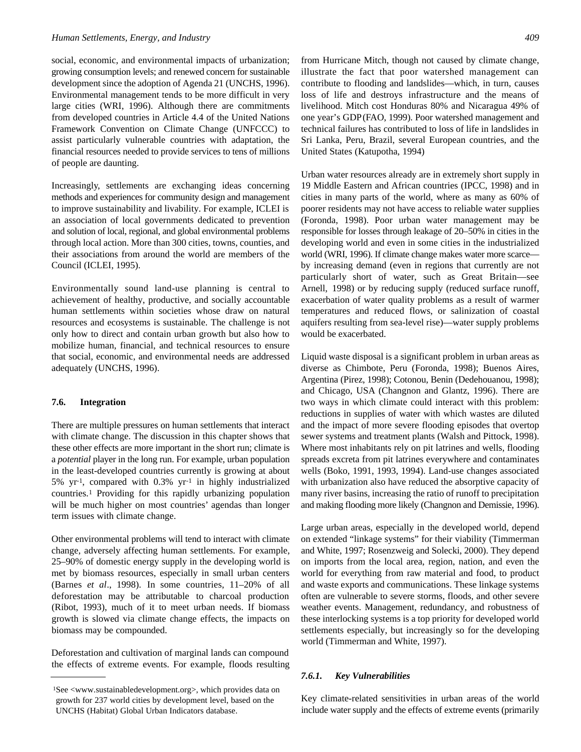social, economic, and environmental impacts of urbanization; growing consumption levels; and renewed concern for sustainable development since the adoption of Agenda 21 (UNCHS, 1996). Environmental management tends to be more difficult in very large cities (WRI, 1996). Although there are commitments from developed countries in Article 4.4 of the United Nations Framework Convention on Climate Change (UNFCCC) to assist particularly vulnerable countries with adaptation, the financial resources needed to provide services to tens of millions of people are daunting.

Increasingly, settlements are exchanging ideas concerning methods and experiences for community design and management to improve sustainability and livability. For example, ICLEI is an association of local governments dedicated to prevention and solution of local, regional, and global environmental problems through local action. More than 300 cities, towns, counties, and their associations from around the world are members of the Council (ICLEI, 1995).

Environmentally sound land-use planning is central to achievement of healthy, productive, and socially accountable human settlements within societies whose draw on natural resources and ecosystems is sustainable. The challenge is not only how to direct and contain urban growth but also how to mobilize human, financial, and technical resources to ensure that social, economic, and environmental needs are addressed adequately (UNCHS, 1996).

## 7.6. Integration

There are multiple pressures on human settlements that interact with climate change. The discussion in this chapter shows that these other effects are more important in the short run; climate is a *potential* player in the long run. For example, urban population in the least-developed countries currently is growing at about 5% $yr^{-1}$, compared with 0.3% $yr^{-1}$ in highly industrialized countries.[1] Providing for this rapidly urbanizing population will be much higher on most countries' agendas than longer term issues with climate change.

Other environmental problems will tend to interact with climate change, adversely affecting human settlements. For example, 25–90% of domestic energy supply in the developing world is met by biomass resources, especially in small urban centers (Barnes *et al*., 1998). In some countries, 11–20% of all deforestation may be attributable to charcoal production (Ribot, 1993), much of it to meet urban needs. If biomass growth is slowed via climate change effects, the impacts on biomass may be compounded.

Deforestation and cultivation of marginal lands can compound the effects of extreme events. For example, floods resulting from Hurricane Mitch, though not caused by climate change, illustrate the fact that poor watershed management can contribute to flooding and landslides—which, in turn, causes loss of life and destroys infrastructure and the means of livelihood. Mitch cost Honduras 80% and Nicaragua 49% of one year's GDP (FAO, 1999). Poor watershed management and technical failures has contributed to loss of life in landslides in Sri Lanka, Peru, Brazil, several European countries, and the United States (Katupotha, 1994)

Urban water resources already are in extremely short supply in 19 Middle Eastern and African countries (IPCC, 1998) and in cities in many parts of the world, where as many as 60% of poorer residents may not have access to reliable water supplies (Foronda, 1998). Poor urban water management may be responsible for losses through leakage of 20–50% in cities in the developing world and even in some cities in the industrialized world (WRI, 1996). If climate change makes water more scarce—by increasing demand (even in regions that currently are not particularly short of water, such as Great Britain—see Arnell, 1998) or by reducing supply (reduced surface runoff, exacerbation of water quality problems as a result of warmer temperatures and reduced flows, or salinization of coastal aquifers resulting from sea-level rise)—water supply problems would be exacerbated.

Liquid waste disposal is a significant problem in urban areas as diverse as Chimbote, Peru (Foronda, 1998); Buenos Aires, Argentina (Pirez, 1998); Cotonou, Benin (Dedehouanou, 1998); and Chicago, USA (Changnon and Glantz, 1996). There are two ways in which climate could interact with this problem: reductions in supplies of water with which wastes are diluted and the impact of more severe flooding episodes that overtop sewer systems and treatment plants (Walsh and Pittock, 1998). Where most inhabitants rely on pit latrines and wells, flooding spreads excreta from pit latrines everywhere and contaminates wells (Boko, 1991, 1993, 1994). Land-use changes associated with urbanization also have reduced the absorptive capacity of many river basins, increasing the ratio of runoff to precipitation and making flooding more likely (Changnon and Demissie, 1996).

Large urban areas, especially in the developed world, depend on extended "linkage systems" for their viability (Timmerman and White, 1997; Rosenzweig and Solecki, 2000). They depend on imports from the local area, region, nation, and even the world for everything from raw material and food, to product and waste exports and communications. These linkage systems often are vulnerable to severe storms, floods, and other severe weather events. Management, redundancy, and robustness of these interlocking systems is a top priority for developed world settlements especially, but increasingly so for the developing world (Timmerman and White, 1997).

### 7.6.1. *Key Vulnerabilities*

Key climate-related sensitivities in urban areas of the world include water supply and the effects of extreme events (primarily

[1] See <www.sustainabledevelopment.org>, which provides data on growth for 237 world cities by development level, based on the UNCHS (Habitat) Global Urban Indicators database.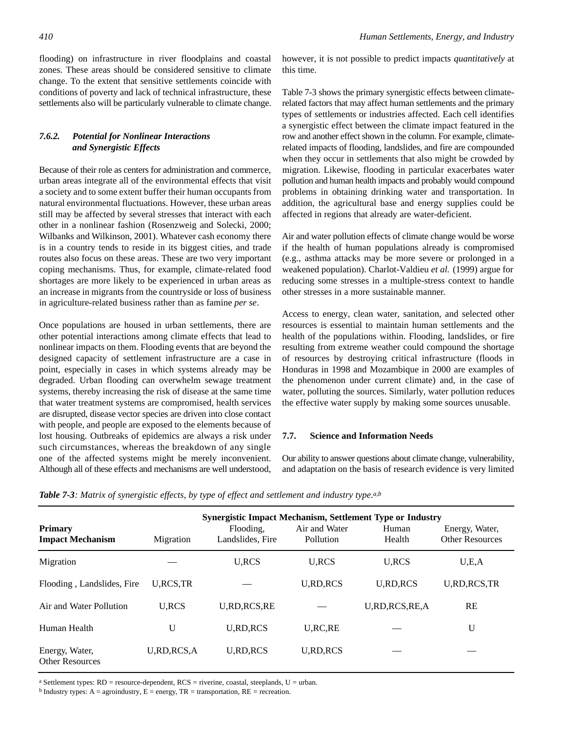flooding) on infrastructure in river floodplains and coastal zones. These areas should be considered sensitive to climate change. To the extent that sensitive settlements coincide with conditions of poverty and lack of technical infrastructure, these settlements also will be particularly vulnerable to climate change.

### 7.6.2. *Potential for Nonlinear Interactions and Synergistic Effects*

Because of their role as centers for administration and commerce, urban areas integrate all of the environmental effects that visit a society and to some extent buffer their human occupants from natural environmental fluctuations. However, these urban areas still may be affected by several stresses that interact with each other in a nonlinear fashion (Rosenzweig and Solecki, 2000; Wilbanks and Wilkinson, 2001). Whatever cash economy there is in a country tends to reside in its biggest cities, and trade routes also focus on these areas. These are two very important coping mechanisms. Thus, for example, climate-related food shortages are more likely to be experienced in urban areas as an increase in migrants from the countryside or loss of business in agriculture-related business rather than as famine *per se*.

Once populations are housed in urban settlements, there are other potential interactions among climate effects that lead to nonlinear impacts on them. Flooding events that are beyond the designed capacity of settlement infrastructure are a case in point, especially in cases in which systems already may be degraded. Urban flooding can overwhelm sewage treatment systems, thereby increasing the risk of disease at the same time that water treatment systems are compromised, health services are disrupted, disease vector species are driven into close contact with people, and people are exposed to the elements because of lost housing. Outbreaks of epidemics are always a risk under such circumstances, whereas the breakdown of any single one of the affected systems might be merely inconvenient. Although all of these effects and mechanisms are well understood, however, it is not possible to predict impacts *quantitatively* at this time.

Table 7-3 shows the primary synergistic effects between climate-related factors that may affect human settlements and the primary types of settlements or industries affected. Each cell identifies a synergistic effect between the climate impact featured in the row and another effect shown in the column. For example, climate-related impacts of flooding, landslides, and fire are compounded when they occur in settlements that also might be crowded by migration. Likewise, flooding in particular exacerbates water pollution and human health impacts and probably would compound problems in obtaining drinking water and transportation. In addition, the agricultural base and energy supplies could be affected in regions that already are water-deficient.

Air and water pollution effects of climate change would be worse if the health of human populations already is compromised (e.g., asthma attacks may be more severe or prolonged in a weakened population). Charlot-Valdieu *et al.* (1999) argue for reducing some stresses in a multiple-stress context to handle other stresses in a more sustainable manner.

Access to energy, clean water, sanitation, and selected other resources is essential to maintain human settlements and the health of the populations within. Flooding, landslides, or fire resulting from extreme weather could compound the shortage of resources by destroying critical infrastructure (floods in Honduras in 1998 and Mozambique in 2000 are examples of the phenomenon under current climate) and, in the case of water, polluting the sources. Similarly, water pollution reduces the effective water supply by making some sources unusable.

## 7.7. Science and Information Needs

Our ability to answer questions about climate change, vulnerability, and adaptation on the basis of research evidence is very limited

***Table 7-3****: Matrix of synergistic effects, by type of effect and settlement and industry type.*[a,b]

| | Synergistic Impact Mechanism, Settlement Type or Industry | | | | |
|---|---|---|---|---|---|
| **Primary Impact Mechanism** | Migration | Flooding, Landslides, Fire | Air and Water Pollution | Human Health | Energy, Water, Other Resources |
| Migration | — | U,RCS | U,RCS | U,RCS | U,E,A |
| Flooding , Landslides, Fire | U,RCS,TR | — | U,RD,RCS | U,RD,RCS | U,RD,RCS,TR |
| Air and Water Pollution | U,RCS | U,RD,RCS,RE | — | U,RD,RCS,RE,A | RE |
| Human Health | U | U,RD,RCS | U,RC,RE | — | U |
| Energy, Water, Other Resources | U,RD,RCS,A | U,RD,RCS | U,RD,RCS | — | — |

[a] Settlement types: RD = resource-dependent, RCS = riverine, coastal, steeplands, U = urban.
[b] Industry types: A = agroindustry, E = energy, TR = transportation, RE = recreation.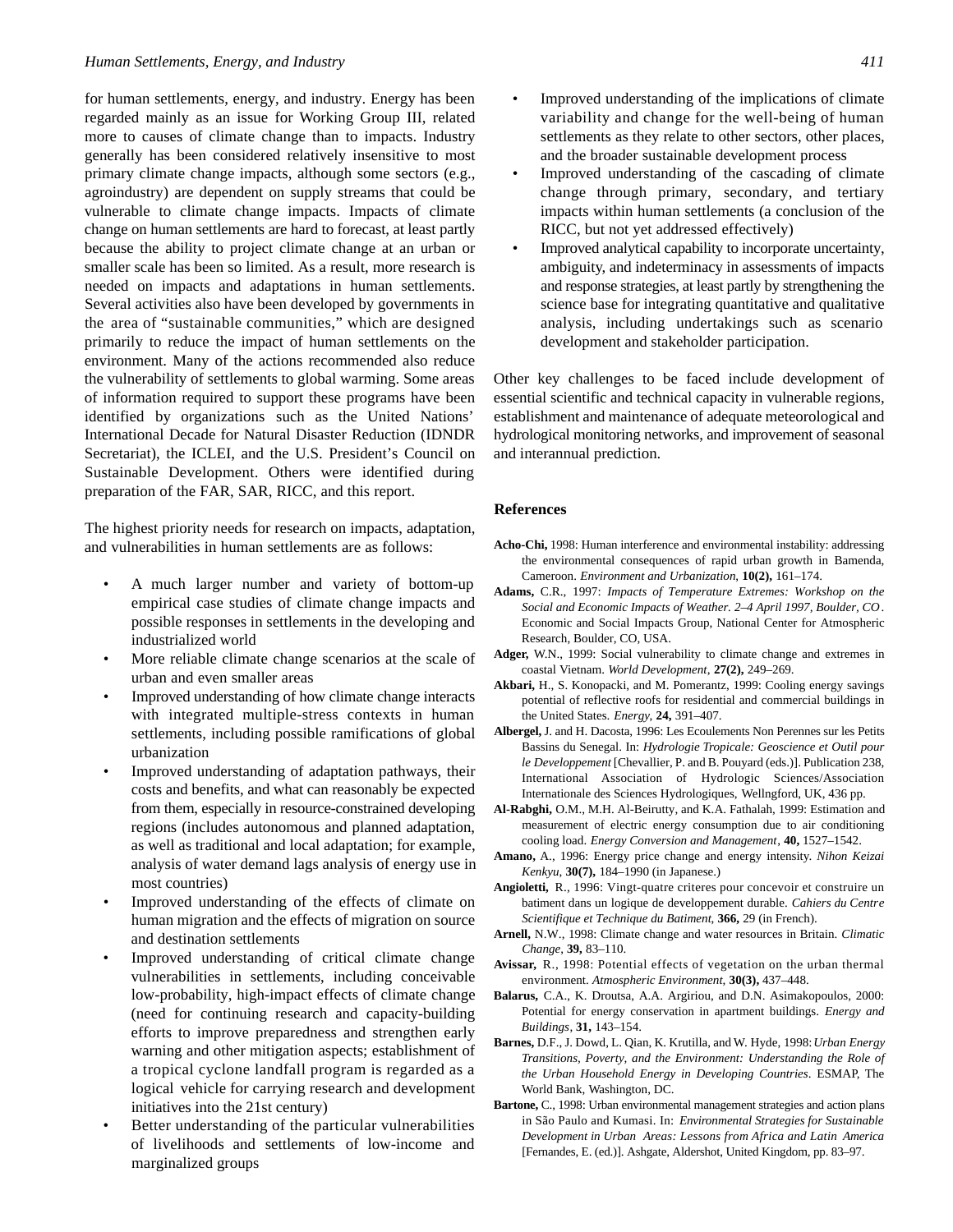for human settlements, energy, and industry. Energy has been regarded mainly as an issue for Working Group III, related more to causes of climate change than to impacts. Industry generally has been considered relatively insensitive to most primary climate change impacts, although some sectors (e.g., agroindustry) are dependent on supply streams that could be vulnerable to climate change impacts. Impacts of climate change on human settlements are hard to forecast, at least partly because the ability to project climate change at an urban or smaller scale has been so limited. As a result, more research is needed on impacts and adaptations in human settlements. Several activities also have been developed by governments in the area of "sustainable communities," which are designed primarily to reduce the impact of human settlements on the environment. Many of the actions recommended also reduce the vulnerability of settlements to global warming. Some areas of information required to support these programs have been identified by organizations such as the United Nations' International Decade for Natural Disaster Reduction (IDNDR Secretariat), the ICLEI, and the U.S. President's Council on Sustainable Development. Others were identified during preparation of the FAR, SAR, RICC, and this report.

The highest priority needs for research on impacts, adaptation, and vulnerabilities in human settlements are as follows:

- A much larger number and variety of bottom-up empirical case studies of climate change impacts and possible responses in settlements in the developing and industrialized world
- More reliable climate change scenarios at the scale of urban and even smaller areas
- Improved understanding of how climate change interacts with integrated multiple-stress contexts in human settlements, including possible ramifications of global urbanization
- Improved understanding of adaptation pathways, their costs and benefits, and what can reasonably be expected from them, especially in resource-constrained developing regions (includes autonomous and planned adaptation, as well as traditional and local adaptation; for example, analysis of water demand lags analysis of energy use in most countries)
- Improved understanding of the effects of climate on human migration and the effects of migration on source and destination settlements
- Improved understanding of critical climate change vulnerabilities in settlements, including conceivable low-probability, high-impact effects of climate change (need for continuing research and capacity-building efforts to improve preparedness and strengthen early warning and other mitigation aspects; establishment of a tropical cyclone landfall program is regarded as a logical vehicle for carrying research and development initiatives into the 21st century)
- Better understanding of the particular vulnerabilities of livelihoods and settlements of low-income and marginalized groups
- Improved understanding of the implications of climate variability and change for the well-being of human settlements as they relate to other sectors, other places, and the broader sustainable development process
- Improved understanding of the cascading of climate change through primary, secondary, and tertiary impacts within human settlements (a conclusion of the RICC, but not yet addressed effectively)
- Improved analytical capability to incorporate uncertainty, ambiguity, and indeterminacy in assessments of impacts and response strategies, at least partly by strengthening the science base for integrating quantitative and qualitative analysis, including undertakings such as scenario development and stakeholder participation.

Other key challenges to be faced include development of essential scientific and technical capacity in vulnerable regions, establishment and maintenance of adequate meteorological and hydrological monitoring networks, and improvement of seasonal and interannual prediction.

## References

**Acho-Chi,** 1998: Human interference and environmental instability: addressing the environmental consequences of rapid urban growth in Bamenda, Cameroon. *Environment and Urbanization*, **10(2),** 161–174.

**Adams,** C.R., 1997: *Impacts of Temperature Extremes: Workshop on the Social and Economic Impacts of Weather. 2–4 April 1997, Boulder, CO*. Economic and Social Impacts Group, National Center for Atmospheric Research, Boulder, CO, USA.

**Adger,** W.N., 1999: Social vulnerability to climate change and extremes in coastal Vietnam. *World Development*, **27(2),** 249–269.

**Akbari,** H., S. Konopacki, and M. Pomerantz, 1999: Cooling energy savings potential of reflective roofs for residential and commercial buildings in the United States. *Energy*, **24,** 391–407.

**Albergel,** J. and H. Dacosta, 1996: Les Ecoulements Non Perennes sur les Petits Bassins du Senegal. In: *Hydrologie Tropicale: Geoscience et Outil pour le Developpement* [Chevallier, P. and B. Pouyard (eds.)]. Publication 238, International Association of Hydrologic Sciences/Association Internationale des Sciences Hydrologiques, Wellngford, UK, 436 pp.

**Al-Rabghi,** O.M., M.H. Al-Beirutty, and K.A. Fathalah, 1999: Estimation and measurement of electric energy consumption due to air conditioning cooling load. *Energy Conversion and Management*, **40,** 1527–1542.

**Amano,** A., 1996: Energy price change and energy intensity. *Nihon Keizai Kenkyu*, **30(7),** 184–1990 (in Japanese.)

**Angioletti,** R., 1996: Vingt-quatre criteres pour concevoir et construire un batiment dans un logique de developpement durable. *Cahiers du Centre Scientifique et Technique du Batiment*, **366,** 29 (in French).

**Arnell,** N.W., 1998: Climate change and water resources in Britain. *Climatic Change*, **39,** 83–110.

**Avissar,** R., 1998: Potential effects of vegetation on the urban thermal environment. *Atmospheric Environment*, **30(3),** 437–448.

**Balarus,** C.A., K. Droutsa, A.A. Argiriou, and D.N. Asimakopoulos, 2000: Potential for energy conservation in apartment buildings. *Energy and Buildings*, **31,** 143–154.

**Barnes,** D.F., J. Dowd, L. Qian, K. Krutilla, and W. Hyde, 1998: *Urban Energy Transitions, Poverty, and the Environment: Understanding the Role of the Urban Household Energy in Developing Countries*. ESMAP, The World Bank, Washington, DC.

**Bartone,** C., 1998: Urban environmental management strategies and action plans in São Paulo and Kumasi. In: *Environmental Strategies for Sustainable Development in Urban Areas: Lessons from Africa and Latin America* [Fernandes, E. (ed.)]. Ashgate, Aldershot, United Kingdom, pp. 83–97.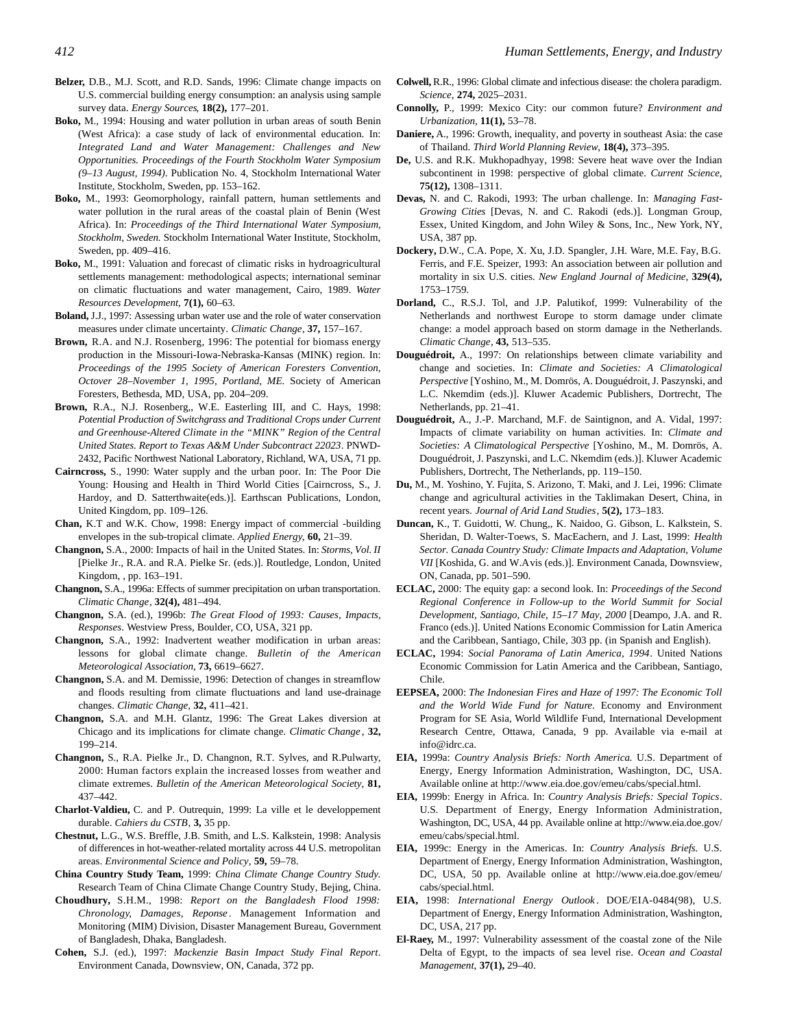**Belzer,** D.B., M.J. Scott, and R.D. Sands, 1996: Climate change impacts on U.S. commercial building energy consumption: an analysis using sample survey data. *Energy Sources*, **18(2),** 177–201.

**Boko,** M., 1994: Housing and water pollution in urban areas of south Benin (West Africa): a case study of lack of environmental education. In: *Integrated Land and Water Management: Challenges and New Opportunities. Proceedings of the Fourth Stockholm Water Symposium (9–13 August, 1994)*. Publication No. 4, Stockholm International Water Institute, Stockholm, Sweden, pp. 153–162.

**Boko,** M., 1993: Geomorphology, rainfall pattern, human settlements and water pollution in the rural areas of the coastal plain of Benin (West Africa). In: *Proceedings of the Third International Water Symposium, Stockholm, Sweden.* Stockholm International Water Institute, Stockholm, Sweden, pp. 409–416.

**Boko,** M., 1991: Valuation and forecast of climatic risks in hydroagricultural settlements management: methodological aspects; international seminar on climatic fluctuations and water management, Cairo, 1989. *Water Resources Development*, **7(1),** 60–63.

**Boland,** J.J., 1997: Assessing urban water use and the role of water conservation measures under climate uncertainty. *Climatic Change*, **37,** 157–167.

**Brown,** R.A. and N.J. Rosenberg, 1996: The potential for biomass energy production in the Missouri-Iowa-Nebraska-Kansas (MINK) region. In: *Proceedings of the 1995 Society of American Foresters Convention, Octover 28–November 1, 1995, Portland, ME.* Society of American Foresters, Bethesda, MD, USA, pp. 204–209.

**Brown,** R.A., N.J. Rosenberg,, W.E. Easterling III, and C. Hays, 1998: *Potential Production of Switchgrass and Traditional Crops under Current and Greenhouse-Altered Climate in the "MINK" Region of the Central United States. Report to Texas A&M Under Subcontract 22023*. PNWD-2432, Pacific Northwest National Laboratory, Richland, WA, USA, 71 pp.

**Cairncross,** S., 1990: Water supply and the urban poor. In: The Poor Die Young: Housing and Health in Third World Cities [Cairncross, S., J. Hardoy, and D. Satterthwaite(eds.)]. Earthscan Publications, London, United Kingdom, pp. 109–126.

**Chan,** K.T and W.K. Chow, 1998: Energy impact of commercial -building envelopes in the sub-tropical climate. *Applied Energy*, **60,** 21–39.

**Changnon,** S.A., 2000: Impacts of hail in the United States. In: *Storms, Vol. II* [Pielke Jr., R.A. and R.A. Pielke Sr. (eds.)]. Routledge, London, United Kingdom, , pp. 163–191.

**Changnon,** S.A., 1996a: Effects of summer precipitation on urban transportation. *Climatic Change*, **32(4),** 481–494.

**Changnon,** S.A. (ed.), 1996b: *The Great Flood of 1993: Causes, Impacts, Responses*. Westview Press, Boulder, CO, USA, 321 pp.

**Changnon,** S.A., 1992: Inadvertent weather modification in urban areas: lessons for global climate change. *Bulletin of the American Meteorological Association*, **73,** 6619–6627.

**Changnon,** S.A. and M. Demissie, 1996: Detection of changes in streamflow and floods resulting from climate fluctuations and land use-drainage changes. *Climatic Change*, **32,** 411–421.

**Changnon,** S.A. and M.H. Glantz, 1996: The Great Lakes diversion at Chicago and its implications for climate change. *Climatic Change*, **32,** 199–214.

**Changnon,** S., R.A. Pielke Jr., D. Changnon, R.T. Sylves, and R.Pulwarty, 2000: Human factors explain the increased losses from weather and climate extremes. *Bulletin of the American Meteorological Society*, **81,** 437–442.

**Charlot-Valdieu,** C. and P. Outrequin, 1999: La ville et le developpement durable. *Cahiers du CSTB*, **3,** 35 pp.

**Chestnut,** L.G., W.S. Breffle, J.B. Smith, and L.S. Kalkstein, 1998: Analysis of differences in hot-weather-related mortality across 44 U.S. metropolitan areas. *Environmental Science and Policy*, **59,** 59–78.

**China Country Study Team,** 1999: *China Climate Change Country Study.* Research Team of China Climate Change Country Study, Bejing, China.

**Choudhury,** S.H.M., 1998: *Report on the Bangladesh Flood 1998: Chronology, Damages, Reponse*. Management Information and Monitoring (MIM) Division, Disaster Management Bureau, Government of Bangladesh, Dhaka, Bangladesh.

**Cohen,** S.J. (ed.), 1997: *Mackenzie Basin Impact Study Final Report*. Environment Canada, Downsview, ON, Canada, 372 pp.

**Colwell,** R.R., 1996: Global climate and infectious disease: the cholera paradigm. *Science*, **274,** 2025–2031.

**Connolly,** P., 1999: Mexico City: our common future? *Environment and Urbanization*, **11(1),** 53–78.

**Daniere,** A., 1996: Growth, inequality, and poverty in southeast Asia: the case of Thailand. *Third World Planning Review*, **18(4),** 373–395.

**De,** U.S. and R.K. Mukhopadhyay, 1998: Severe heat wave over the Indian subcontinent in 1998: perspective of global climate. *Current Science*, **75(12),** 1308–1311.

**Devas,** N. and C. Rakodi, 1993: The urban challenge. In: *Managing Fast-Growing Cities* [Devas, N. and C. Rakodi (eds.)]. Longman Group, Essex, United Kingdom, and John Wiley & Sons, Inc., New York, NY, USA, 387 pp.

**Dockery,** D.W., C.A. Pope, X. Xu, J.D. Spangler, J.H. Ware, M.E. Fay, B.G. Ferris, and F.E. Speizer, 1993: An association between air pollution and mortality in six U.S. cities. *New England Journal of Medicine*, **329(4),** 1753–1759.

**Dorland,** C., R.S.J. Tol, and J.P. Palutikof, 1999: Vulnerability of the Netherlands and northwest Europe to storm damage under climate change: a model approach based on storm damage in the Netherlands. *Climatic Change*, **43,** 513–535.

**Douguédroit,** A., 1997: On relationships between climate variability and change and societies. In: *Climate and Societies: A Climatological Perspective* [Yoshino, M., M. Domrös, A. Douguédroit, J. Paszynski, and L.C. Nkemdim (eds.)]. Kluwer Academic Publishers, Dortrecht, The Netherlands, pp. 21–41.

**Douguédroit,** A., J.-P. Marchand, M.F. de Saintignon, and A. Vidal, 1997: Impacts of climate variability on human activities. In: *Climate and Societies: A Climatological Perspective* [Yoshino, M., M. Domrös, A. Douguédroit, J. Paszynski, and L.C. Nkemdim (eds.)]. Kluwer Academic Publishers, Dortrecht, The Netherlands, pp. 119–150.

**Du,** M., M. Yoshino, Y. Fujita, S. Arizono, T. Maki, and J. Lei, 1996: Climate change and agricultural activities in the Taklimakan Desert, China, in recent years. *Journal of Arid Land Studies*, **5(2),** 173–183.

**Duncan,** K., T. Guidotti, W. Chung,, K. Naidoo, G. Gibson, L. Kalkstein, S. Sheridan, D. Walter-Toews, S. MacEachern, and J. Last, 1999: *Health Sector. Canada Country Study: Climate Impacts and Adaptation, Volume VII* [Koshida, G. and W.Avis (eds.)]. Environment Canada, Downsview, ON, Canada, pp. 501–590.

**ECLAC,** 2000: The equity gap: a second look. In: *Proceedings of the Second Regional Conference in Follow-up to the World Summit for Social Development, Santiago, Chile, 15–17 May, 2000* [Deampo, J.A. and R. Franco (eds.)]. United Nations Economic Commission for Latin America and the Caribbean, Santiago, Chile, 303 pp. (in Spanish and English).

**ECLAC,** 1994: *Social Panorama of Latin America, 1994*. United Nations Economic Commission for Latin America and the Caribbean, Santiago, Chile.

**EEPSEA,** 2000: *The Indonesian Fires and Haze of 1997: The Economic Toll and the World Wide Fund for Nature*. Economy and Environment Program for SE Asia, World Wildlife Fund, International Development Research Centre, Ottawa, Canada, 9 pp. Available via e-mail at info@idrc.ca.

**EIA,** 1999a: *Country Analysis Briefs: North America.* U.S. Department of Energy, Energy Information Administration, Washington, DC, USA. Available online at http://www.eia.doe.gov/emeu/cabs/special.html.

**EIA,** 1999b: Energy in Africa. In: *Country Analysis Briefs: Special Topics*. U.S. Department of Energy, Energy Information Administration, Washington, DC, USA, 44 pp. Available online at http://www.eia.doe.gov/emeu/cabs/special.html.

**EIA,** 1999c: Energy in the Americas. In: *Country Analysis Briefs.* U.S. Department of Energy, Energy Information Administration, Washington, DC, USA, 50 pp. Available online at http://www.eia.doe.gov/emeu/cabs/special.html.

**EIA,** 1998: *International Energy Outlook*. DOE/EIA-0484(98), U.S. Department of Energy, Energy Information Administration, Washington, DC, USA, 217 pp.

**El-Raey,** M., 1997: Vulnerability assessment of the coastal zone of the Nile Delta of Egypt, to the impacts of sea level rise. *Ocean and Coastal Management*, **37(1),** 29–40.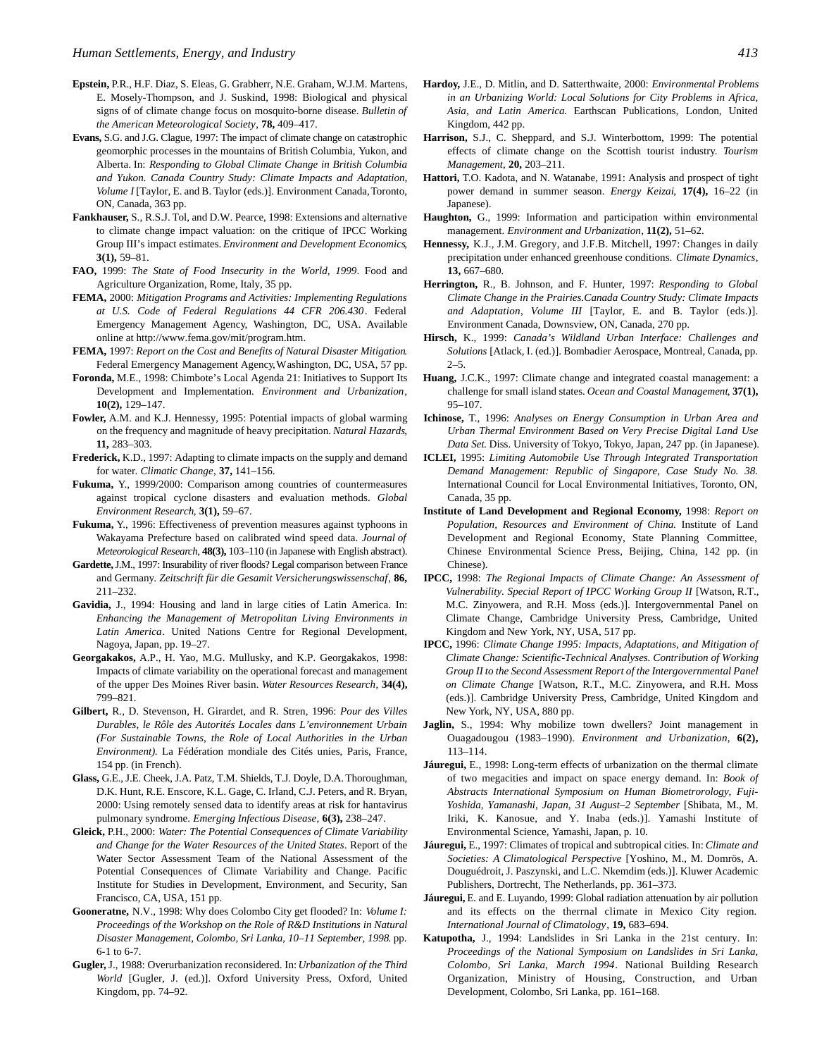**Epstein,** P.R., H.F. Diaz, S. Eleas, G. Grabherr, N.E. Graham, W.J.M. Martens, E. Mosely-Thompson, and J. Suskind, 1998: Biological and physical signs of of climate change focus on mosquito-borne disease. *Bulletin of the American Meteorological Society*, **78,** 409–417.

**Evans,** S.G. and J.G. Clague, 1997: The impact of climate change on catastrophic geomorphic processes in the mountains of British Columbia, Yukon, and Alberta. In: *Responding to Global Climate Change in British Columbia and Yukon. Canada Country Study: Climate Impacts and Adaptation, Volume I* [Taylor, E. and B. Taylor (eds.)]. Environment Canada, Toronto, ON, Canada, 363 pp.

**Fankhauser,** S., R.S.J. Tol, and D.W. Pearce, 1998: Extensions and alternative to climate change impact valuation: on the critique of IPCC Working Group III's impact estimates. *Environment and Development Economics*, **3(1),** 59–81.

**FAO,** 1999: *The State of Food Insecurity in the World, 1999*. Food and Agriculture Organization, Rome, Italy, 35 pp.

**FEMA,** 2000: *Mitigation Programs and Activities: Implementing Regulations at U.S. Code of Federal Regulations 44 CFR 206.430*. Federal Emergency Management Agency, Washington, DC, USA. Available online at http://www.fema.gov/mit/program.htm.

**FEMA,** 1997: *Report on the Cost and Benefits of Natural Disaster Mitigation*. Federal Emergency Management Agency, Washington, DC, USA, 57 pp.

**Foronda,** M.E., 1998: Chimbote's Local Agenda 21: Initiatives to Support Its Development and Implementation. *Environment and Urbanization*, **10(2),** 129–147.

**Fowler,** A.M. and K.J. Hennessy, 1995: Potential impacts of global warming on the frequency and magnitude of heavy precipitation. *Natural Hazards*, **11,** 283–303.

**Frederick,** K.D., 1997: Adapting to climate impacts on the supply and demand for water. *Climatic Change*, **37,** 141–156.

**Fukuma,** Y., 1999/2000: Comparison among countries of countermeasures against tropical cyclone disasters and evaluation methods. *Global Environment Research*, **3(1),** 59–67.

**Fukuma,** Y., 1996: Effectiveness of prevention measures against typhoons in Wakayama Prefecture based on calibrated wind speed data. *Journal of Meteorological Research*, **48(3),** 103–110 (in Japanese with English abstract).

**Gardette,** J.M., 1997: Insurability of river floods? Legal comparison between France and Germany. *Zeitschrift für die Gesamit Versicherungswissenschaf*, **86,** 211–232.

**Gavidia,** J., 1994: Housing and land in large cities of Latin America. In: *Enhancing the Management of Metropolitan Living Environments in Latin America*. United Nations Centre for Regional Development, Nagoya, Japan, pp. 19–27.

**Georgakakos,** A.P., H. Yao, M.G. Mullusky, and K.P. Georgakakos, 1998: Impacts of climate variability on the operational forecast and management of the upper Des Moines River basin. *Water Resources Research*, **34(4),** 799–821.

**Gilbert,** R., D. Stevenson, H. Girardet, and R. Stren, 1996: *Pour des Villes Durables, le Rôle des Autorités Locales dans L'environnement Urbain (For Sustainable Towns, the Role of Local Authorities in the Urban Environment).* La Fédération mondiale des Cités unies, Paris, France, 154 pp. (in French).

**Glass,** G.E., J.E. Cheek, J.A. Patz, T.M. Shields, T.J. Doyle, D.A. Thoroughman, D.K. Hunt, R.E. Enscore, K.L. Gage, C. Irland, C.J. Peters, and R. Bryan, 2000: Using remotely sensed data to identify areas at risk for hantavirus pulmonary syndrome. *Emerging Infectious Disease*, **6(3),** 238–247.

**Gleick,** P.H., 2000: *Water: The Potential Consequences of Climate Variability and Change for the Water Resources of the United States*. Report of the Water Sector Assessment Team of the National Assessment of the Potential Consequences of Climate Variability and Change. Pacific Institute for Studies in Development, Environment, and Security, San Francisco, CA, USA, 151 pp.

**Gooneratne,** N.V., 1998: Why does Colombo City get flooded? In: *Volume I: Proceedings of the Workshop on the Role of R&D Institutions in Natural Disaster Management, Colombo, Sri Lanka, 10–11 September, 1998*. pp. 6-1 to 6-7.

**Gugler,** J., 1988: Overurbanization reconsidered. In: *Urbanization of the Third World* [Gugler, J. (ed.)]. Oxford University Press, Oxford, United Kingdom, pp. 74–92.

**Hardoy,** J.E., D. Mitlin, and D. Satterthwaite, 2000: *Environmental Problems in an Urbanizing World: Local Solutions for City Problems in Africa, Asia, and Latin America.* Earthscan Publications, London, United Kingdom, 442 pp.

**Harrison,** S.J., C. Sheppard, and S.J. Winterbottom, 1999: The potential effects of climate change on the Scottish tourist industry. *Tourism Management*, **20,** 203–211.

**Hattori,** T.O. Kadota, and N. Watanabe, 1991: Analysis and prospect of tight power demand in summer season. *Energy Keizai*, **17(4),** 16–22 (in Japanese).

**Haughton,** G., 1999: Information and participation within environmental management. *Environment and Urbanization*, **11(2),** 51–62.

**Hennessy,** K.J., J.M. Gregory, and J.F.B. Mitchell, 1997: Changes in daily precipitation under enhanced greenhouse conditions. *Climate Dynamics*, **13,** 667–680.

**Herrington,** R., B. Johnson, and F. Hunter, 1997: *Responding to Global Climate Change in the Prairies.Canada Country Study: Climate Impacts and Adaptation, Volume III* [Taylor, E. and B. Taylor (eds.)]. Environment Canada, Downsview, ON, Canada, 270 pp.

**Hirsch,** K., 1999: *Canada's Wildland Urban Interface: Challenges and Solutions* [Atlack, I. (ed.)]. Bombadier Aerospace, Montreal, Canada, pp. 2–5.

**Huang,** J.C.K., 1997: Climate change and integrated coastal management: a challenge for small island states. *Ocean and Coastal Management*, **37(1),** 95–107.

**Ichinose,** T., 1996: *Analyses on Energy Consumption in Urban Area and Urban Thermal Environment Based on Very Precise Digital Land Use Data Set*. Diss. University of Tokyo, Tokyo, Japan, 247 pp. (in Japanese).

**ICLEI,** 1995: *Limiting Automobile Use Through Integrated Transportation Demand Management: Republic of Singapore, Case Study No. 38.* International Council for Local Environmental Initiatives, Toronto, ON, Canada, 35 pp.

**Institute of Land Development and Regional Economy,** 1998: *Report on Population, Resources and Environment of China.* Institute of Land Development and Regional Economy, State Planning Committee, Chinese Environmental Science Press, Beijing, China, 142 pp. (in Chinese).

**IPCC,** 1998: *The Regional Impacts of Climate Change: An Assessment of Vulnerability. Special Report of IPCC Working Group II* [Watson, R.T., M.C. Zinyowera, and R.H. Moss (eds.)]. Intergovernmental Panel on Climate Change, Cambridge University Press, Cambridge, United Kingdom and New York, NY, USA, 517 pp.

**IPCC,** 1996: *Climate Change 1995: Impacts, Adaptations, and Mitigation of Climate Change: Scientific-Technical Analyses. Contribution of Working Group II to the Second Assessment Report of the Intergovernmental Panel on Climate Change* [Watson, R.T., M.C. Zinyowera, and R.H. Moss (eds.)]. Cambridge University Press, Cambridge, United Kingdom and New York, NY, USA, 880 pp.

**Jaglin,** S., 1994: Why mobilize town dwellers? Joint management in Ouagadougou (1983–1990). *Environment and Urbanization*, **6(2),** 113–114.

**Jáuregui,** E., 1998: Long-term effects of urbanization on the thermal climate of two megacities and impact on space energy demand. In: *Book of Abstracts International Symposium on Human Biometrorology, Fuji-Yoshida, Yamanashi, Japan, 31 August–2 September* [Shibata, M., M. Iriki, K. Kanosue, and Y. Inaba (eds.)]. Yamashi Institute of Environmental Science, Yamashi, Japan, p. 10.

**Jáuregui,** E., 1997: Climates of tropical and subtropical cities. In: *Climate and Societies: A Climatological Perspective* [Yoshino, M., M. Domrös, A. Douguédroit, J. Paszynski, and L.C. Nkemdim (eds.)]. Kluwer Academic Publishers, Dortrecht, The Netherlands, pp. 361–373.

**Jáuregui,** E. and E. Luyando, 1999: Global radiation attenuation by air pollution and its effects on the therrnal climate in Mexico City region. *International Journal of Climatology*, **19,** 683–694.

**Katupotha,** J., 1994: Landslides in Sri Lanka in the 21st century. In: *Proceedings of the National Symposium on Landslides in Sri Lanka, Colombo, Sri Lanka, March 1994*. National Building Research Organization, Ministry of Housing, Construction, and Urban Development, Colombo, Sri Lanka, pp. 161–168.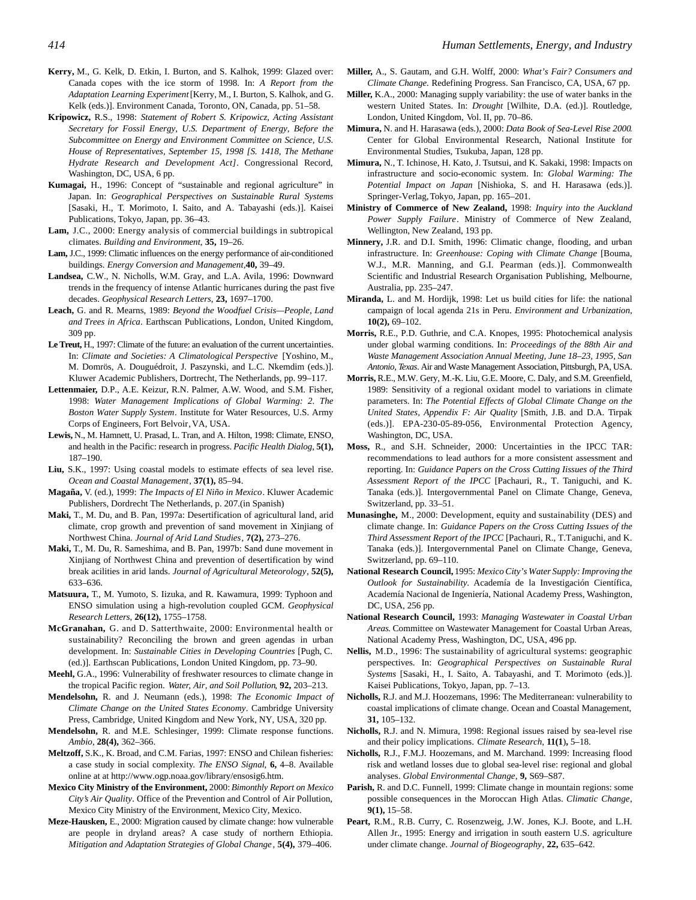**Kerry,** M., G. Kelk, D. Etkin, I. Burton, and S. Kalhok, 1999: Glazed over: Canada copes with the ice storm of 1998. In: *A Report from the Adaptation Learning Experiment* [Kerry, M., I. Burton, S. Kalhok, and G. Kelk (eds.)]. Environment Canada, Toronto, ON, Canada, pp. 51–58.

**Kripowicz,** R.S., 1998: *Statement of Robert S. Kripowicz, Acting Assistant Secretary for Fossil Energy, U.S. Department of Energy, Before the Subcommittee on Energy and Environment Committee on Science, U.S. House of Representatives, September 15, 1998 [S. 1418, The Methane Hydrate Research and Development Act]*. Congressional Record, Washington, DC, USA, 6 pp.

**Kumagai,** H., 1996: Concept of "sustainable and regional agriculture" in Japan. In: *Geographical Perspectives on Sustainable Rural Systems* [Sasaki, H., T. Morimoto, I. Saito, and A. Tabayashi (eds.)]. Kaisei Publications, Tokyo, Japan, pp. 36–43.

**Lam,** J.C., 2000: Energy analysis of commercial buildings in subtropical climates. *Building and Environment*, **35,** 19–26.

**Lam,** J.C., 1999: Climatic influences on the energy performance of air-conditioned buildings. *Energy Conversion and Management*,**40,** 39–49.

**Landsea,** C.W., N. Nicholls, W.M. Gray, and L.A. Avila, 1996: Downward trends in the frequency of intense Atlantic hurricanes during the past five decades. *Geophysical Research Letters*, **23,** 1697–1700.

**Leach,** G. and R. Mearns, 1989: *Beyond the Woodfuel Crisis—People, Land and Trees in Africa*. Earthscan Publications, London, United Kingdom, 309 pp.

**Le Treut,** H., 1997: Climate of the future: an evaluation of the current uncertainties. In: *Climate and Societies: A Climatological Perspective* [Yoshino, M., M. Domrös, A. Douguédroit, J. Paszynski, and L.C. Nkemdim (eds.)]. Kluwer Academic Publishers, Dortrecht, The Netherlands, pp. 99–117.

**Lettenmaier,** D.P., A.E. Keizur, R.N. Palmer, A.W. Wood, and S.M. Fisher, 1998: *Water Management Implications of Global Warming: 2. The Boston Water Supply System*. Institute for Water Resources, U.S. Army Corps of Engineers, Fort Belvoir, VA, USA.

**Lewis,** N., M. Hamnett, U. Prasad, L. Tran, and A. Hilton, 1998: Climate, ENSO, and health in the Pacific: research in progress. *Pacific Health Dialog*, **5(1),** 187–190.

**Liu,** S.K., 1997: Using coastal models to estimate effects of sea level rise. *Ocean and Coastal Management*, **37(1),** 85–94.

**Magaña,** V. (ed.), 1999: *The Impacts of El Niño in Mexico*. Kluwer Academic Publishers, Dordrecht The Netherlands, p. 207.(in Spanish)

**Maki,** T., M. Du, and B. Pan, 1997a: Desertification of agricultural land, arid climate, crop growth and prevention of sand movement in Xinjiang of Northwest China. *Journal of Arid Land Studies*, **7(2),** 273–276.

**Maki,** T., M. Du, R. Sameshima, and B. Pan, 1997b: Sand dune movement in Xinjiang of Northwest China and prevention of desertification by wind break acilities in arid lands. *Journal of Agricultural Meteorology*, **52(5),** 633–636.

**Matsuura,** T., M. Yumoto, S. Iizuka, and R. Kawamura, 1999: Typhoon and ENSO simulation using a high-revolution coupled GCM. *Geophysical Research Letters*, **26(12),** 1755–1758.

**McGranahan,** G. and D. Satterthwaite, 2000: Environmental health or sustainability? Reconciling the brown and green agendas in urban development. In: *Sustainable Cities in Developing Countries* [Pugh, C. (ed.)]. Earthscan Publications, London United Kingdom, pp. 73–90.

**Meehl,** G.A., 1996: Vulnerability of freshwater resources to climate change in the tropical Pacific region. *Water, Air, and Soil Pollution*, **92,** 203–213.

**Mendelsohn,** R. and J. Neumann (eds.), 1998: *The Economic Impact of Climate Change on the United States Economy*. Cambridge University Press, Cambridge, United Kingdom and New York, NY, USA, 320 pp.

**Mendelsohn,** R. and M.E. Schlesinger, 1999: Climate response functions. *Ambio*, **28(4),** 362–366.

**Meltzoff,** S.K., K. Broad, and C.M. Farias, 1997: ENSO and Chilean fisheries: a case study in social complexity. *The ENSO Signal*, **6,** 4–8. Available online at http://www.ogp.noaa.gov/library/ensosig6.htm.

**Mexico City Ministry of the Environment,** 2000: *Bimonthly Report on Mexico City's Air Quality*. Office of the Prevention and Control of Air Pollution, Mexico City Ministry of the Environment, Mexico City, Mexico.

**Meze-Hausken,** E., 2000: Migration caused by climate change: how vulnerable are people in dryland areas? A case study of northern Ethiopia. *Mitigation and Adaptation Strategies of Global Change*, **5(4),** 379–406.

**Miller,** A., S. Gautam, and G.H. Wolff, 2000: *What's Fair? Consumers and Climate Change*. Redefining Progress. San Francisco, CA, USA, 67 pp.

**Miller,** K.A., 2000: Managing supply variability: the use of water banks in the western United States. In: *Drought* [Wilhite, D.A. (ed.)]. Routledge, London, United Kingdom, Vol. II, pp. 70–86.

**Mimura,** N. and H. Harasawa (eds.), 2000: *Data Book of Sea-Level Rise 2000*. Center for Global Environmental Research, National Institute for Environmental Studies, Tsukuba, Japan, 128 pp.

**Mimura,** N., T. Ichinose, H. Kato, J. Tsutsui, and K. Sakaki, 1998: Impacts on infrastructure and socio-economic system. In: *Global Warming: The Potential Impact on Japan* [Nishioka, S. and H. Harasawa (eds.)]. Springer-Verlag, Tokyo, Japan, pp. 165–201.

**Ministry of Commerce of New Zealand,** 1998: *Inquiry into the Auckland Power Supply Failure*. Ministry of Commerce of New Zealand, Wellington, New Zealand, 193 pp.

**Minnery,** J.R. and D.I. Smith, 1996: Climatic change, flooding, and urban infrastructure. In: *Greenhouse: Coping with Climate Change* [Bouma, W.J., M.R. Manning, and G.I. Pearman (eds.)]. Commonwealth Scientific and Industrial Research Organisation Publishing, Melbourne, Australia, pp. 235–247.

**Miranda,** L. and M. Hordijk, 1998: Let us build cities for life: the national campaign of local agenda 21s in Peru. *Environment and Urbanization*, **10(2),** 69–102.

**Morris,** R.E., P.D. Guthrie, and C.A. Knopes, 1995: Photochemical analysis under global warming conditions. In: *Proceedings of the 88th Air and Waste Management Association Annual Meeting, June 18–23, 1995, San Antonio, Texas*. Air and Waste Management Association, Pittsburgh, PA, USA.

**Morris,** R.E., M.W. Gery, M.-K. Liu, G.E. Moore, C. Daly, and S.M. Greenfield, 1989: Sensitivity of a regional oxidant model to variations in climate parameters. In: *The Potential Effects of Global Climate Change on the United States, Appendix F: Air Quality* [Smith, J.B. and D.A. Tirpak (eds.)]. EPA-230-05-89-056, Environmental Protection Agency, Washington, DC, USA.

**Moss,** R., and S.H. Schneider, 2000: Uncertainties in the IPCC TAR: recommendations to lead authors for a more consistent assessment and reporting. In: *Guidance Papers on the Cross Cutting Iissues of the Third Assessment Report of the IPCC* [Pachauri, R., T. Taniguchi, and K. Tanaka (eds.)]. Intergovernmental Panel on Climate Change, Geneva, Switzerland, pp. 33–51.

**Munasinghe,** M., 2000: Development, equity and sustainability (DES) and climate change. In: *Guidance Papers on the Cross Cutting Issues of the Third Assessment Report of the IPCC* [Pachauri, R., T.Taniguchi, and K. Tanaka (eds.)]. Intergovernmental Panel on Climate Change, Geneva, Switzerland, pp. 69–110.

**National Research Council,** 1995: *Mexico City's Water Supply: Improving the Outlook for Sustainability*. Académia de la Investigación Científica, Académia Nacional de Ingeniería, National Academy Press, Washington, DC, USA, 256 pp.

**National Research Council,** 1993: *Managing Wastewater in Coastal Urban Areas*. Committee on Wastewater Management for Coastal Urban Areas, National Academy Press, Washington, DC, USA, 496 pp.

**Nellis,** M.D., 1996: The sustainability of agricultural systems: geographic perspectives. In: *Geographical Perspectives on Sustainable Rural Systems* [Sasaki, H., I. Saito, A. Tabayashi, and T. Morimoto (eds.)]. Kaisei Publications, Tokyo, Japan, pp. 7–13.

**Nicholls,** R.J. and M.J. Hoozemans, 1996: The Mediterranean: vulnerability to coastal implications of climate change. Ocean and Coastal Management, **31,** 105–132.

**Nicholls,** R.J. and N. Mimura, 1998: Regional issues raised by sea-level rise and their policy implications. *Climate Research*, **11(1),** 5–18.

**Nicholls,** R.J., F.M.J. Hoozemans, and M. Marchand. 1999: Increasing flood risk and wetland losses due to global sea-level rise: regional and global analyses. *Global Environmental Change*, **9,** S69–S87.

**Parish,** R. and D.C. Funnell, 1999: Climate change in mountain regions: some possible consequences in the Moroccan High Atlas. *Climatic Change*, **9(1),** 15–58.

**Peart,** R.M., R.B. Curry, C. Rosenzweig, J.W. Jones, K.J. Boote, and L.H. Allen Jr., 1995: Energy and irrigation in south eastern U.S. agriculture under climate change. *Journal of Biogeography*, **22,** 635–642.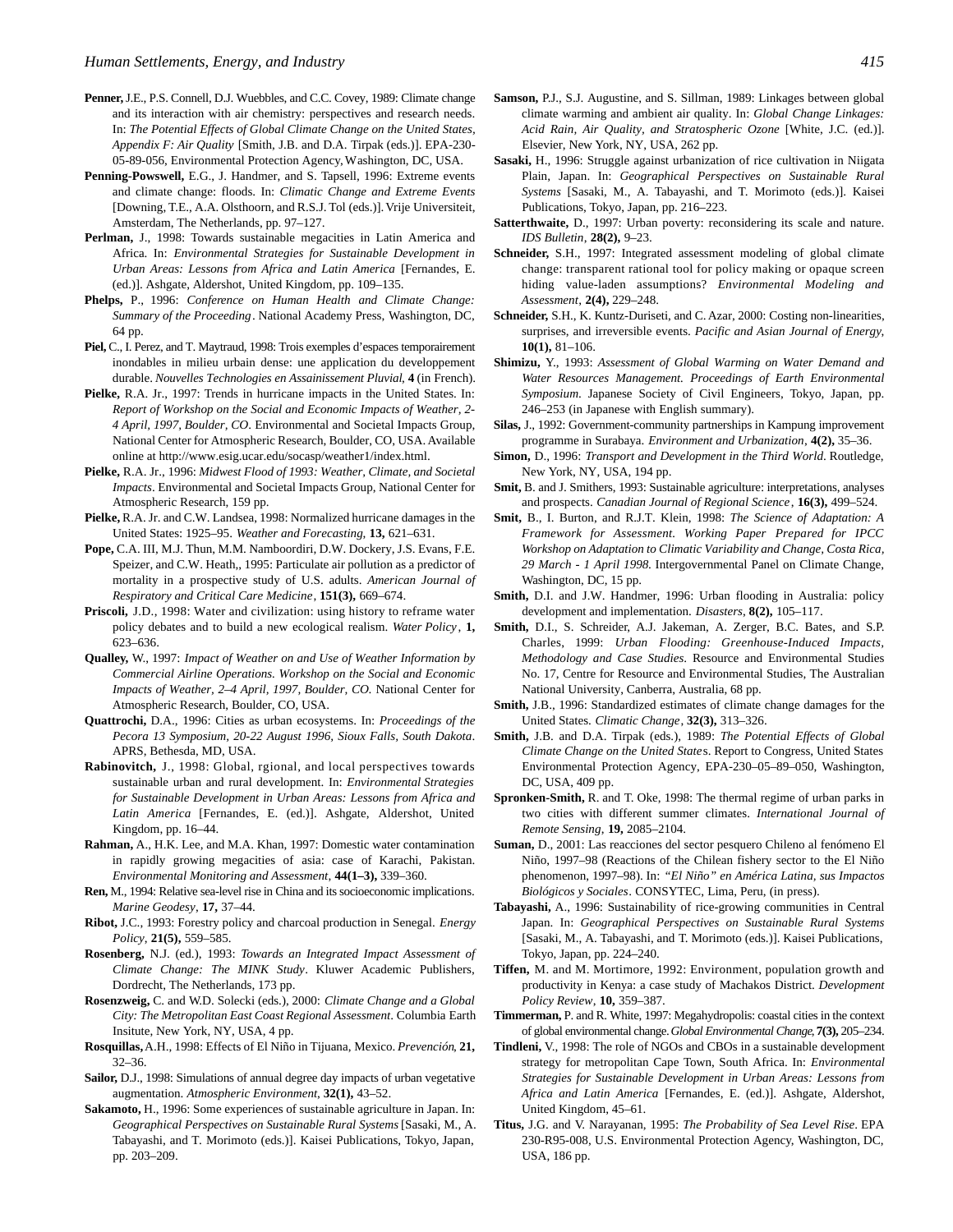**Penner,** J.E., P.S. Connell, D.J. Wuebbles, and C.C. Covey, 1989: Climate change and its interaction with air chemistry: perspectives and research needs. In: *The Potential Effects of Global Climate Change on the United States, Appendix F: Air Quality* [Smith, J.B. and D.A. Tirpak (eds.)]. EPA-230-05-89-056, Environmental Protection Agency, Washington, DC, USA.

**Penning-Powswell,** E.G., J. Handmer, and S. Tapsell, 1996: Extreme events and climate change: floods. In: *Climatic Change and Extreme Events* [Downing, T.E., A.A. Olsthoorn, and R.S.J. Tol (eds.)]. Vrije Universiteit, Amsterdam, The Netherlands, pp. 97–127.

**Perlman,** J., 1998: Towards sustainable megacities in Latin America and Africa. In: *Environmental Strategies for Sustainable Development in Urban Areas: Lessons from Africa and Latin America* [Fernandes, E. (ed.)]. Ashgate, Aldershot, United Kingdom, pp. 109–135.

**Phelps,** P., 1996: *Conference on Human Health and Climate Change: Summary of the Proceeding*. National Academy Press, Washington, DC, 64 pp.

**Piel,** C., I. Perez, and T. Maytraud, 1998: Trois exemples d'espaces temporairement inondables in milieu urbain dense: une application du developpement durable. *Nouvelles Technologies en Assainissement Pluvial,* **4** (in French).

**Pielke,** R.A. Jr., 1997: Trends in hurricane impacts in the United States. In: *Report of Workshop on the Social and Economic Impacts of Weather, 2-4 April, 1997, Boulder, CO*. Environmental and Societal Impacts Group, National Center for Atmospheric Research, Boulder, CO, USA. Available online at http://www.esig.ucar.edu/socasp/weather1/index.html.

**Pielke,** R.A. Jr., 1996: *Midwest Flood of 1993: Weather, Climate, and Societal Impacts*. Environmental and Societal Impacts Group, National Center for Atmospheric Research, 159 pp.

**Pielke,** R.A. Jr. and C.W. Landsea, 1998: Normalized hurricane damages in the United States: 1925–95. *Weather and Forecasting,* **13,** 621–631.

**Pope,** C.A. III, M.J. Thun, M.M. Namboordiri, D.W. Dockery, J.S. Evans, F.E. Speizer, and C.W. Heath,, 1995: Particulate air pollution as a predictor of mortality in a prospective study of U.S. adults. *American Journal of Respiratory and Critical Care Medicine*, **151(3),** 669–674.

**Priscoli,** J.D., 1998: Water and civilization: using history to reframe water policy debates and to build a new ecological realism. *Water Policy*, **1,** 623–636.

**Qualley,** W., 1997: *Impact of Weather on and Use of Weather Information by Commercial Airline Operations. Workshop on the Social and Economic Impacts of Weather, 2–4 April, 1997, Boulder, CO.* National Center for Atmospheric Research, Boulder, CO, USA.

**Quattrochi,** D.A., 1996: Cities as urban ecosystems. In: *Proceedings of the Pecora 13 Symposium, 20-22 August 1996, Sioux Falls, South Dakota*. APRS, Bethesda, MD, USA.

**Rabinovitch,** J., 1998: Global, rgional, and local perspectives towards sustainable urban and rural development. In: *Environmental Strategies for Sustainable Development in Urban Areas: Lessons from Africa and Latin America* [Fernandes, E. (ed.)]. Ashgate, Aldershot, United Kingdom, pp. 16–44.

**Rahman,** A., H.K. Lee, and M.A. Khan, 1997: Domestic water contamination in rapidly growing megacities of asia: case of Karachi, Pakistan. *Environmental Monitoring and Assessment*, **44(1–3),** 339–360.

**Ren,** M., 1994: Relative sea-level rise in China and its socioeconomic implications. *Marine Geodesy*, **17,** 37–44.

**Ribot,** J.C., 1993: Forestry policy and charcoal production in Senegal. *Energy Policy*, **21(5),** 559–585.

**Rosenberg,** N.J. (ed.), 1993: *Towards an Integrated Impact Assessment of Climate Change: The MINK Study*. Kluwer Academic Publishers, Dordrecht, The Netherlands, 173 pp.

**Rosenzweig,** C. and W.D. Solecki (eds.), 2000: *Climate Change and a Global City: The Metropolitan East Coast Regional Assessment*. Columbia Earth Insitute, New York, NY, USA, 4 pp.

**Rosquillas,** A.H., 1998: Effects of El Niño in Tijuana, Mexico. *Prevención*, **21,** 32–36.

**Sailor,** D.J., 1998: Simulations of annual degree day impacts of urban vegetative augmentation. *Atmospheric Environment*, **32(1),** 43–52.

**Sakamoto,** H., 1996: Some experiences of sustainable agriculture in Japan. In: *Geographical Perspectives on Sustainable Rural Systems* [Sasaki, M., A. Tabayashi, and T. Morimoto (eds.)]. Kaisei Publications, Tokyo, Japan, pp. 203–209.

**Samson,** P.J., S.J. Augustine, and S. Sillman, 1989: Linkages between global climate warming and ambient air quality. In: *Global Change Linkages: Acid Rain, Air Quality, and Stratospheric Ozone* [White, J.C. (ed.)]. Elsevier, New York, NY, USA, 262 pp.

**Sasaki,** H., 1996: Struggle against urbanization of rice cultivation in Niigata Plain, Japan. In: *Geographical Perspectives on Sustainable Rural Systems* [Sasaki, M., A. Tabayashi, and T. Morimoto (eds.)]. Kaisei Publications, Tokyo, Japan, pp. 216–223.

**Satterthwaite,** D., 1997: Urban poverty: reconsidering its scale and nature. *IDS Bulletin*, **28(2),** 9–23.

**Schneider,** S.H., 1997: Integrated assessment modeling of global climate change: transparent rational tool for policy making or opaque screen hiding value-laden assumptions? *Environmental Modeling and Assessment*, **2(4),** 229–248.

**Schneider,** S.H., K. Kuntz-Duriseti, and C. Azar, 2000: Costing non-linearities, surprises, and irreversible events. *Pacific and Asian Journal of Energy,* **10(1),** 81–106.

**Shimizu,** Y., 1993: *Assessment of Global Warming on Water Demand and Water Resources Management. Proceedings of Earth Environmental Symposium*. Japanese Society of Civil Engineers, Tokyo, Japan, pp. 246–253 (in Japanese with English summary).

**Silas,** J., 1992: Government-community partnerships in Kampung improvement programme in Surabaya. *Environment and Urbanization*, **4(2),** 35–36.

**Simon,** D., 1996: *Transport and Development in the Third World*. Routledge, New York, NY, USA, 194 pp.

**Smit,** B. and J. Smithers, 1993: Sustainable agriculture: interpretations, analyses and prospects. *Canadian Journal of Regional Science*, **16(3),** 499–524.

**Smit,** B., I. Burton, and R.J.T. Klein, 1998: *The Science of Adaptation: A Framework for Assessment. Working Paper Prepared for IPCC Workshop on Adaptation to Climatic Variability and Change, Costa Rica, 29 March - 1 April 1998.* Intergovernmental Panel on Climate Change, Washington, DC, 15 pp.

**Smith,** D.I. and J.W. Handmer, 1996: Urban flooding in Australia: policy development and implementation. *Disasters,* **8(2),** 105–117.

**Smith,** D.I., S. Schreider, A.J. Jakeman, A. Zerger, B.C. Bates, and S.P. Charles, 1999: *Urban Flooding: Greenhouse-Induced Impacts, Methodology and Case Studies.* Resource and Environmental Studies No. 17, Centre for Resource and Environmental Studies, The Australian National University, Canberra, Australia, 68 pp.

**Smith,** J.B., 1996: Standardized estimates of climate change damages for the United States. *Climatic Change*, **32(3),** 313–326.

**Smith,** J.B. and D.A. Tirpak (eds.), 1989: *The Potential Effects of Global Climate Change on the United States*. Report to Congress, United States Environmental Protection Agency, EPA-230–05–89–050, Washington, DC, USA, 409 pp.

**Spronken-Smith,** R. and T. Oke, 1998: The thermal regime of urban parks in two cities with different summer climates. *International Journal of Remote Sensing*, **19,** 2085–2104.

**Suman,** D., 2001: Las reacciones del sector pesquero Chileno al fenómeno El Niño, 1997–98 (Reactions of the Chilean fishery sector to the El Niño phenomenon, 1997–98). In: *"El Niño" en América Latina, sus Impactos Biológicos y Sociales*. CONSYTEC, Lima, Peru, (in press).

**Tabayashi,** A., 1996: Sustainability of rice-growing communities in Central Japan. In: *Geographical Perspectives on Sustainable Rural Systems* [Sasaki, M., A. Tabayashi, and T. Morimoto (eds.)]. Kaisei Publications, Tokyo, Japan, pp. 224–240.

**Tiffen,** M. and M. Mortimore, 1992: Environment, population growth and productivity in Kenya: a case study of Machakos District. *Development Policy Review*, **10,** 359–387.

**Timmerman,** P. and R. White, 1997: Megahydropolis: coastal cities in the context of global environmental change. *Global Environmental Change*, **7(3),** 205–234.

**Tindleni,** V., 1998: The role of NGOs and CBOs in a sustainable development strategy for metropolitan Cape Town, South Africa. In: *Environmental Strategies for Sustainable Development in Urban Areas: Lessons from Africa and Latin America* [Fernandes, E. (ed.)]. Ashgate, Aldershot, United Kingdom, 45–61.

**Titus,** J.G. and V. Narayanan, 1995: *The Probability of Sea Level Rise*. EPA 230-R95-008, U.S. Environmental Protection Agency, Washington, DC, USA, 186 pp.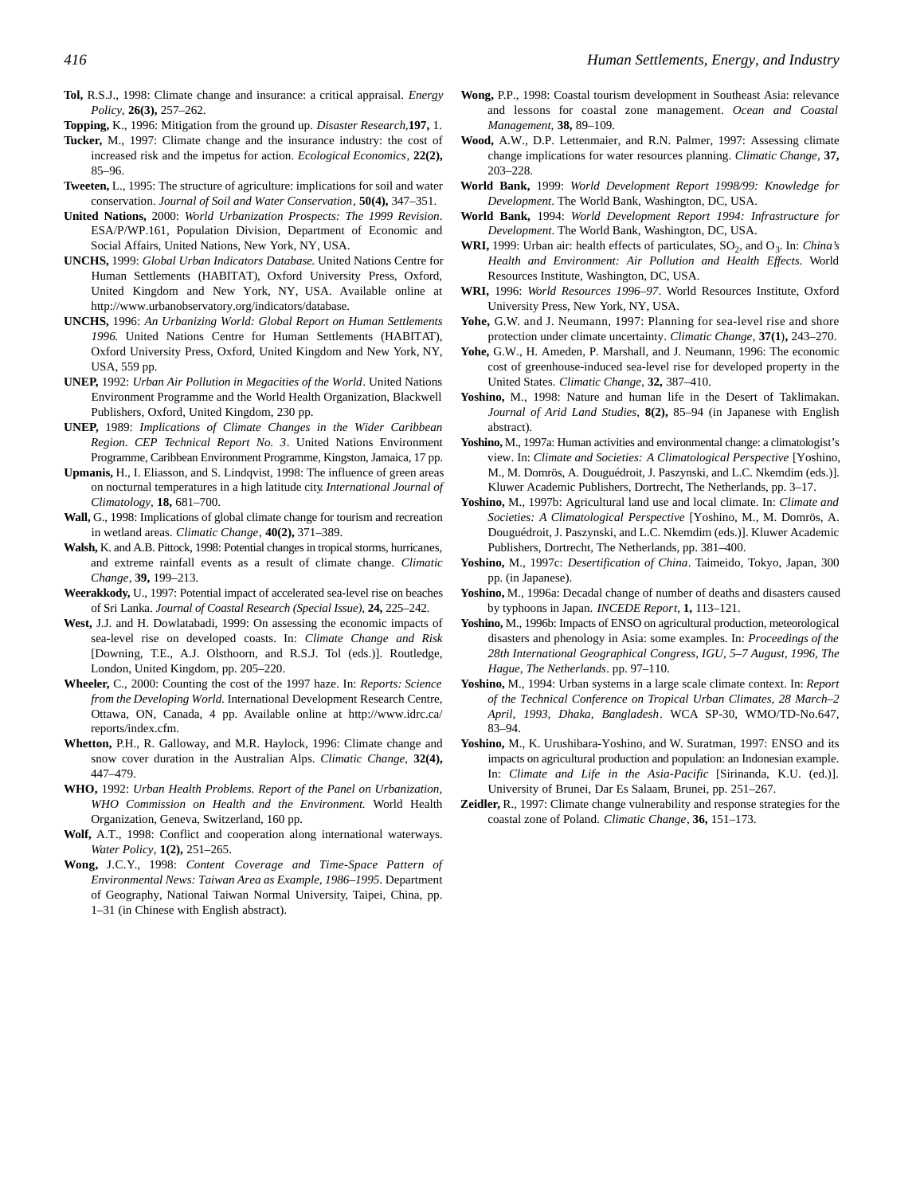**Tol,** R.S.J., 1998: Climate change and insurance: a critical appraisal. *Energy Policy*, **26(3),** 257–262.

**Topping,** K., 1996: Mitigation from the ground up. *Disaster Research*,**197,** 1.

**Tucker,** M., 1997: Climate change and the insurance industry: the cost of increased risk and the impetus for action. *Ecological Economics*, **22(2),** 85–96.

**Tweeten,** L., 1995: The structure of agriculture: implications for soil and water conservation. *Journal of Soil and Water Conservation*, **50(4),** 347–351.

**United Nations,** 2000: *World Urbanization Prospects: The 1999 Revision*. ESA/P/WP.161, Population Division, Department of Economic and Social Affairs, United Nations, New York, NY, USA.

**UNCHS,** 1999: *Global Urban Indicators Database*. United Nations Centre for Human Settlements (HABITAT), Oxford University Press, Oxford, United Kingdom and New York, NY, USA. Available online at http://www.urbanobservatory.org/indicators/database.

**UNCHS,** 1996: *An Urbanizing World: Global Report on Human Settlements 1996*. United Nations Centre for Human Settlements (HABITAT), Oxford University Press, Oxford, United Kingdom and New York, NY, USA, 559 pp.

**UNEP,** 1992: *Urban Air Pollution in Megacities of the World*. United Nations Environment Programme and the World Health Organization, Blackwell Publishers, Oxford, United Kingdom, 230 pp.

**UNEP,** 1989: *Implications of Climate Changes in the Wider Caribbean Region. CEP Technical Report No. 3*. United Nations Environment Programme, Caribbean Environment Programme, Kingston, Jamaica, 17 pp.

**Upmanis,** H., I. Eliasson, and S. Lindqvist, 1998: The influence of green areas on nocturnal temperatures in a high latitude city. *International Journal of Climatology*, **18,** 681–700.

**Wall,** G., 1998: Implications of global climate change for tourism and recreation in wetland areas. *Climatic Change*, **40(2),** 371–389.

**Walsh,** K. and A.B. Pittock, 1998: Potential changes in tropical storms, hurricanes, and extreme rainfall events as a result of climate change. *Climatic Change*, **39,** 199–213.

**Weerakkody,** U., 1997: Potential impact of accelerated sea-level rise on beaches of Sri Lanka. *Journal of Coastal Research (Special Issue)*, **24,** 225–242.

**West,** J.J. and H. Dowlatabadi, 1999: On assessing the economic impacts of sea-level rise on developed coasts. In: *Climate Change and Risk* [Downing, T.E., A.J. Olsthoorn, and R.S.J. Tol (eds.)]. Routledge, London, United Kingdom, pp. 205–220.

**Wheeler,** C., 2000: Counting the cost of the 1997 haze. In: *Reports: Science from the Developing World*. International Development Research Centre, Ottawa, ON, Canada, 4 pp. Available online at http://www.idrc.ca/reports/index.cfm.

**Whetton,** P.H., R. Galloway, and M.R. Haylock, 1996: Climate change and snow cover duration in the Australian Alps. *Climatic Change*, **32(4),** 447–479.

**WHO,** 1992: *Urban Health Problems. Report of the Panel on Urbanization, WHO Commission on Health and the Environment*. World Health Organization, Geneva, Switzerland, 160 pp.

**Wolf,** A.T., 1998: Conflict and cooperation along international waterways. *Water Policy*, **1(2),** 251–265.

**Wong,** J.C.Y., 1998: *Content Coverage and Time-Space Pattern of Environmental News: Taiwan Area as Example, 1986–1995*. Department of Geography, National Taiwan Normal University, Taipei, China, pp. 1–31 (in Chinese with English abstract).

**Wong,** P.P., 1998: Coastal tourism development in Southeast Asia: relevance and lessons for coastal zone management. *Ocean and Coastal Management*, **38,** 89–109.

**Wood,** A.W., D.P. Lettenmaier, and R.N. Palmer, 1997: Assessing climate change implications for water resources planning. *Climatic Change*, **37,** 203–228.

**World Bank,** 1999: *World Development Report 1998/99: Knowledge for Development*. The World Bank, Washington, DC, USA.

**World Bank,** 1994: *World Development Report 1994: Infrastructure for Development*. The World Bank, Washington, DC, USA.

**WRI,** 1999: Urban air: health effects of particulates, $SO_2$, and $O_3$. In: *China's Health and Environment: Air Pollution and Health Effects*. World Resources Institute, Washington, DC, USA.

**WRI,** 1996: *World Resources 1996–97*. World Resources Institute, Oxford University Press, New York, NY, USA.

**Yohe,** G.W. and J. Neumann, 1997: Planning for sea-level rise and shore protection under climate uncertainty. *Climatic Change*, **37(1),** 243–270.

**Yohe,** G.W., H. Ameden, P. Marshall, and J. Neumann, 1996: The economic cost of greenhouse-induced sea-level rise for developed property in the United States. *Climatic Change*, **32,** 387–410.

**Yoshino,** M., 1998: Nature and human life in the Desert of Taklimakan. *Journal of Arid Land Studies*, **8(2),** 85–94 (in Japanese with English abstract).

**Yoshino,** M., 1997a: Human activities and environmental change: a climatologist's view. In: *Climate and Societies: A Climatological Perspective* [Yoshino, M., M. Domrös, A. Douguédroit, J. Paszynski, and L.C. Nkemdim (eds.)]. Kluwer Academic Publishers, Dortrecht, The Netherlands, pp. 3–17.

**Yoshino,** M., 1997b: Agricultural land use and local climate. In: *Climate and Societies: A Climatological Perspective* [Yoshino, M., M. Domrös, A. Douguédroit, J. Paszynski, and L.C. Nkemdim (eds.)]. Kluwer Academic Publishers, Dortrecht, The Netherlands, pp. 381–400.

**Yoshino,** M., 1997c: *Desertification of China*. Taimeido, Tokyo, Japan, 300 pp. (in Japanese).

**Yoshino,** M., 1996a: Decadal change of number of deaths and disasters caused by typhoons in Japan. *INCEDE Report*, **1,** 113–121.

**Yoshino,** M., 1996b: Impacts of ENSO on agricultural production, meteorological disasters and phenology in Asia: some examples. In: *Proceedings of the 28th International Geographical Congress, IGU, 5–7 August, 1996, The Hague, The Netherlands*. pp. 97–110.

**Yoshino,** M., 1994: Urban systems in a large scale climate context. In: *Report of the Technical Conference on Tropical Urban Climates, 28 March–2 April, 1993, Dhaka, Bangladesh*. WCA SP-30, WMO/TD-No.647, 83–94.

**Yoshino,** M., K. Urushibara-Yoshino, and W. Suratman, 1997: ENSO and its impacts on agricultural production and population: an Indonesian example. In: *Climate and Life in the Asia-Pacific* [Sirinanda, K.U. (ed.)]. University of Brunei, Dar Es Salaam, Brunei, pp. 251–267.

**Zeidler,** R., 1997: Climate change vulnerability and response strategies for the coastal zone of Poland. *Climatic Change*, **36,** 151–173.